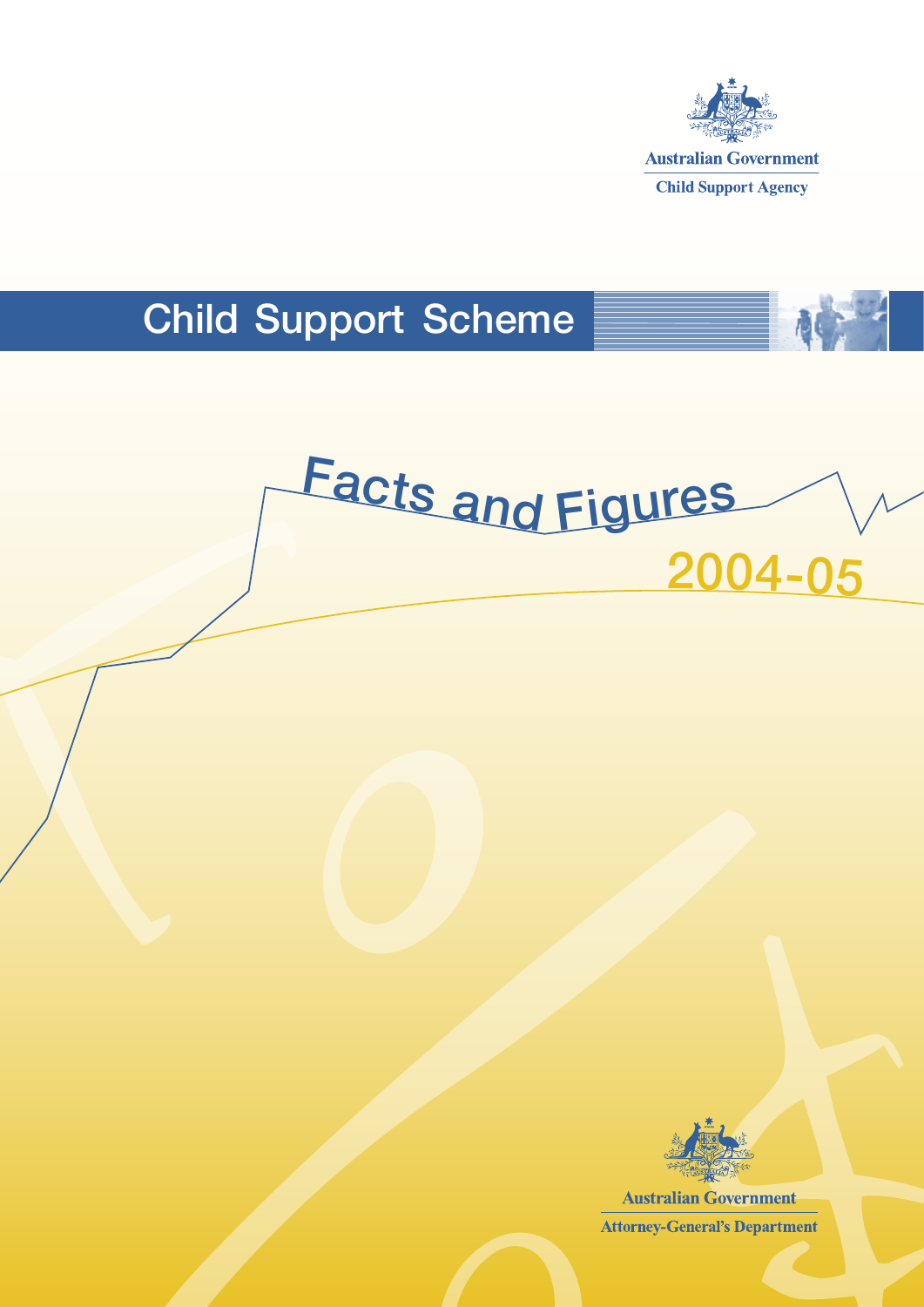Australian Government

Child Support Agency

# Child Support Scheme

# Facts and Figures

## 2004-05

Australian Government

Attorney-General's Department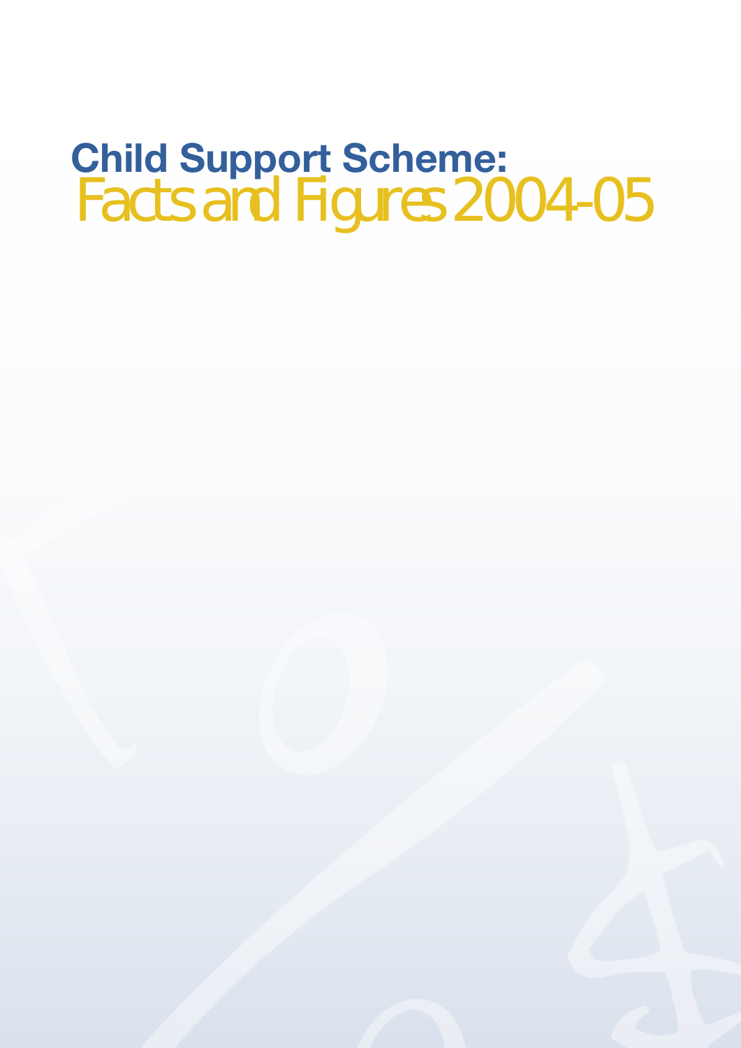# Child Support Scheme:
# Facts and Figures 2004-05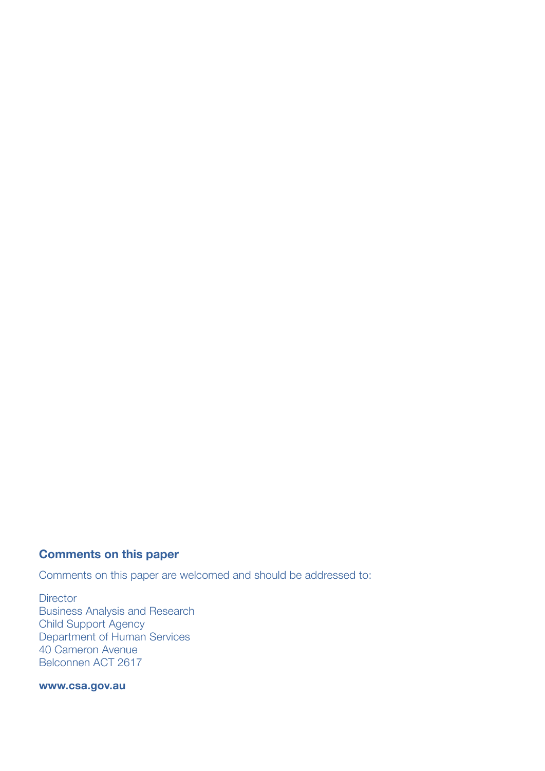## Comments on this paper

Comments on this paper are welcomed and should be addressed to:

Director  
Business Analysis and Research  
Child Support Agency  
Department of Human Services  
40 Cameron Avenue  
Belconnen ACT 2617

**www.csa.gov.au**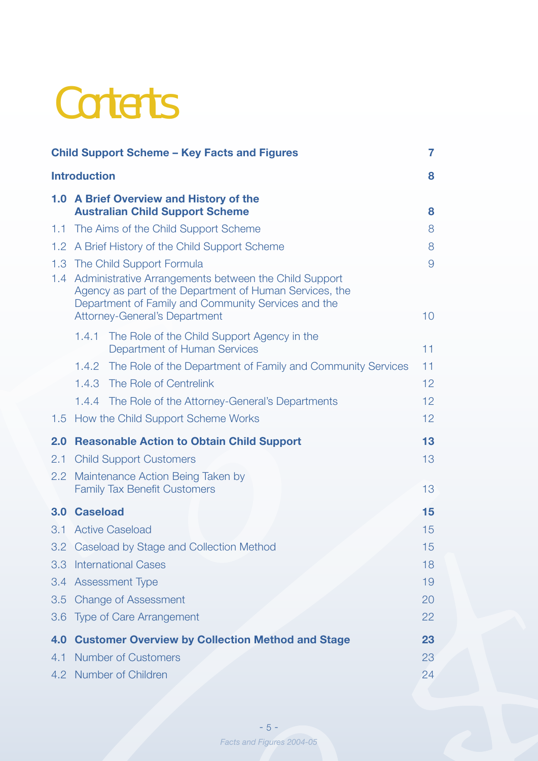# Contents

| | |
|---|---|
| **Child Support Scheme – Key Facts and Figures** | **7** |
| **Introduction** | **8** |
| **1.0 A Brief Overview and History of the Australian Child Support Scheme** | **8** |
| 1.1 The Aims of the Child Support Scheme | 8 |
| 1.2 A Brief History of the Child Support Scheme | 8 |
| 1.3 The Child Support Formula | 9 |
| 1.4 Administrative Arrangements between the Child Support Agency as part of the Department of Human Services, the Department of Family and Community Services and the Attorney-General's Department | 10 |
| 1.4.1 The Role of the Child Support Agency in the Department of Human Services | 11 |
| 1.4.2 The Role of the Department of Family and Community Services | 11 |
| 1.4.3 The Role of Centrelink | 12 |
| 1.4.4 The Role of the Attorney-General's Departments | 12 |
| 1.5 How the Child Support Scheme Works | 12 |
| **2.0 Reasonable Action to Obtain Child Support** | **13** |
| 2.1 Child Support Customers | 13 |
| 2.2 Maintenance Action Being Taken by Family Tax Benefit Customers | 13 |
| **3.0 Caseload** | **15** |
| 3.1 Active Caseload | 15 |
| 3.2 Caseload by Stage and Collection Method | 15 |
| 3.3 International Cases | 18 |
| 3.4 Assessment Type | 19 |
| 3.5 Change of Assessment | 20 |
| 3.6 Type of Care Arrangement | 22 |
| **4.0 Customer Overview by Collection Method and Stage** | **23** |
| 4.1 Number of Customers | 23 |
| 4.2 Number of Children | 24 |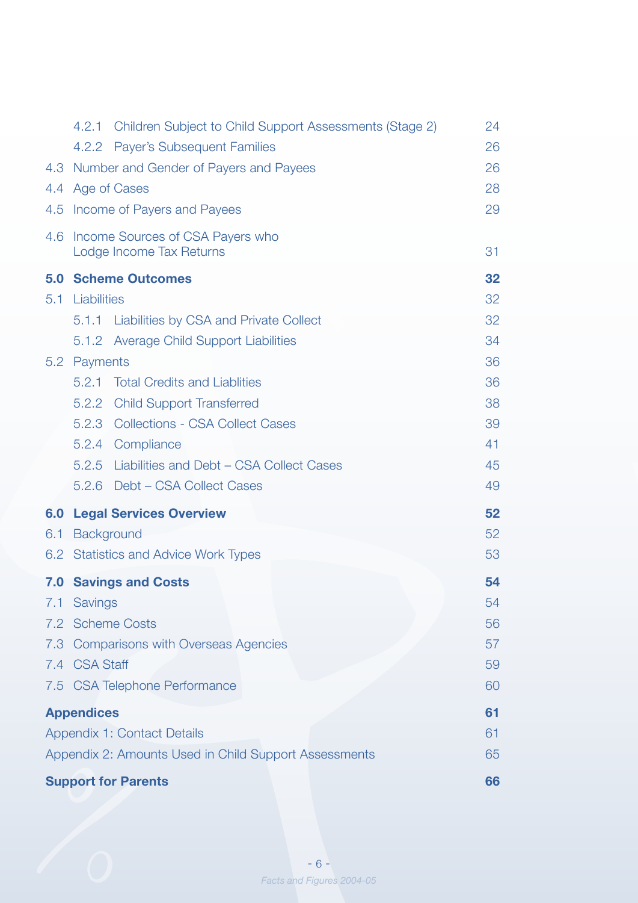| | |
|---|---|
| 4.2.1 Children Subject to Child Support Assessments (Stage 2) | 24 |
| 4.2.2 Payer's Subsequent Families | 26 |
| 4.3 Number and Gender of Payers and Payees | 26 |
| 4.4 Age of Cases | 28 |
| 4.5 Income of Payers and Payees | 29 |
| 4.6 Income Sources of CSA Payers who Lodge Income Tax Returns | 31 |
| **5.0 Scheme Outcomes** | **32** |
| 5.1 Liabilities | 32 |
| 5.1.1 Liabilities by CSA and Private Collect | 32 |
| 5.1.2 Average Child Support Liabilities | 34 |
| 5.2 Payments | 36 |
| 5.2.1 Total Credits and Liablities | 36 |
| 5.2.2 Child Support Transferred | 38 |
| 5.2.3 Collections - CSA Collect Cases | 39 |
| 5.2.4 Compliance | 41 |
| 5.2.5 Liabilities and Debt – CSA Collect Cases | 45 |
| 5.2.6 Debt – CSA Collect Cases | 49 |
| **6.0 Legal Services Overview** | **52** |
| 6.1 Background | 52 |
| 6.2 Statistics and Advice Work Types | 53 |
| **7.0 Savings and Costs** | **54** |
| 7.1 Savings | 54 |
| 7.2 Scheme Costs | 56 |
| 7.3 Comparisons with Overseas Agencies | 57 |
| 7.4 CSA Staff | 59 |
| 7.5 CSA Telephone Performance | 60 |
| **Appendices** | **61** |
| Appendix 1: Contact Details | 61 |
| Appendix 2: Amounts Used in Child Support Assessments | 65 |
| **Support for Parents** | **66** |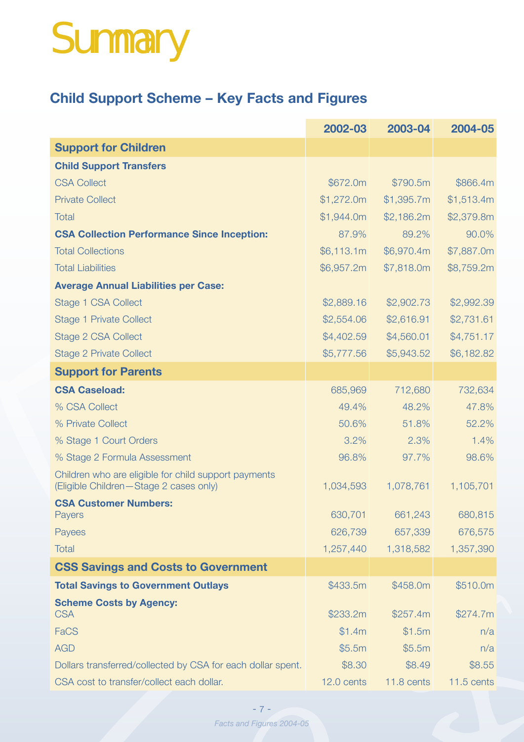# Summary

## Child Support Scheme – Key Facts and Figures

| | 2002-03 | 2003-04 | 2004-05 |
|---|---|---|---|
| **Support for Children** | | | |
| **Child Support Transfers** | | | |
| CSA Collect | $672.0m | $790.5m | $866.4m |
| Private Collect | $1,272.0m | $1,395.7m | $1,513.4m |
| Total | $1,944.0m | $2,186.2m | $2,379.8m |
| **CSA Collection Performance Since Inception:** | 87.9% | 89.2% | 90.0% |
| Total Collections | $6,113.1m | $6,970.4m | $7,887.0m |
| Total Liabilities | $6,957.2m | $7,818.0m | $8,759.2m |
| **Average Annual Liabilities per Case:** | | | |
| Stage 1 CSA Collect | $2,889.16 | $2,902.73 | $2,992.39 |
| Stage 1 Private Collect | $2,554.06 | $2,616.91 | $2,731.61 |
| Stage 2 CSA Collect | $4,402.59 | $4,560.01 | $4,751.17 |
| Stage 2 Private Collect | $5,777.56 | $5,943.52 | $6,182.82 |
| **Support for Parents** | | | |
| **CSA Caseload:** | 685,969 | 712,680 | 732,634 |
| % CSA Collect | 49.4% | 48.2% | 47.8% |
| % Private Collect | 50.6% | 51.8% | 52.2% |
| % Stage 1 Court Orders | 3.2% | 2.3% | 1.4% |
| % Stage 2 Formula Assessment | 96.8% | 97.7% | 98.6% |
| Children who are eligible for child support payments (Eligible Children—Stage 2 cases only) | 1,034,593 | 1,078,761 | 1,105,701 |
| **CSA Customer Numbers:** Payers | 630,701 | 661,243 | 680,815 |
| Payees | 626,739 | 657,339 | 676,575 |
| Total | 1,257,440 | 1,318,582 | 1,357,390 |
| **CSS Savings and Costs to Government** | | | |
| **Total Savings to Government Outlays** | $433.5m | $458.0m | $510.0m |
| **Scheme Costs by Agency:** CSA | $233.2m | $257.4m | $274.7m |
| FaCS | $1.4m | $1.5m | n/a |
| AGD | $5.5m | $5.5m | n/a |
| Dollars transferred/collected by CSA for each dollar spent. | $8.30 | $8.49 | $8.55 |
| CSA cost to transfer/collect each dollar. | 12.0 cents | 11.8 cents | 11.5 cents |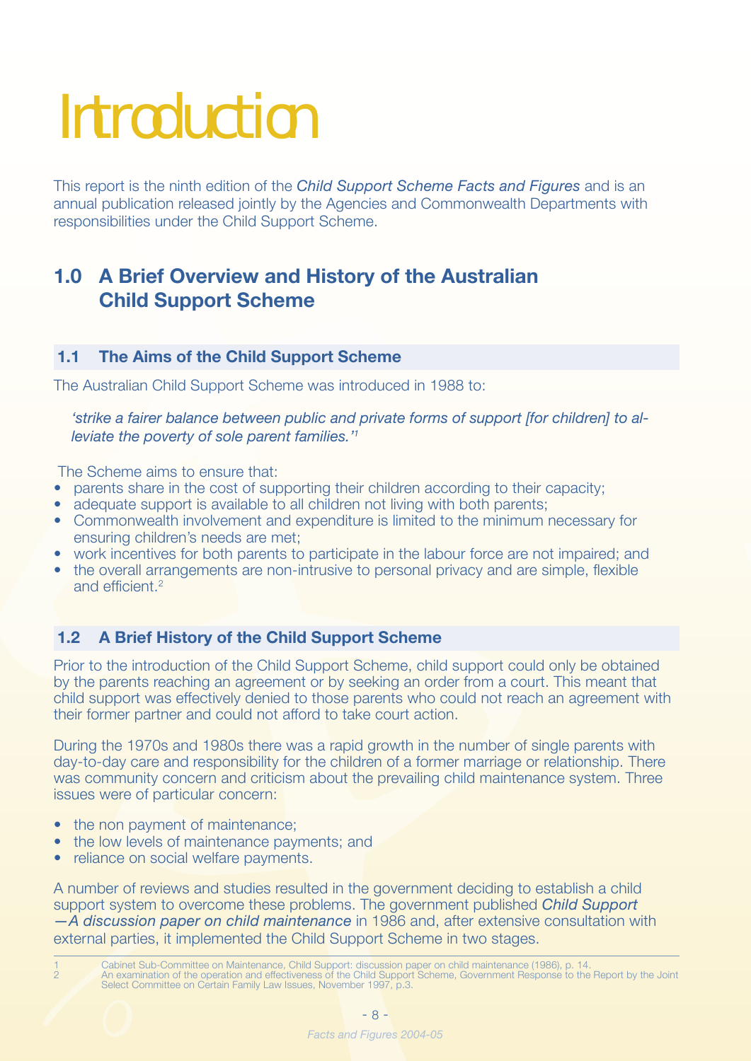# Introduction

This report is the ninth edition of the *Child Support Scheme Facts and Figures* and is an annual publication released jointly by the Agencies and Commonwealth Departments with responsibilities under the Child Support Scheme.

## 1.0 A Brief Overview and History of the Australian Child Support Scheme

### 1.1 The Aims of the Child Support Scheme

The Australian Child Support Scheme was introduced in 1988 to:

> *'strike a fairer balance between public and private forms of support [for children] to alleviate the poverty of sole parent families.'*[1]

The Scheme aims to ensure that:

- parents share in the cost of supporting their children according to their capacity;
- adequate support is available to all children not living with both parents;
- Commonwealth involvement and expenditure is limited to the minimum necessary for ensuring children's needs are met;
- work incentives for both parents to participate in the labour force are not impaired; and
- the overall arrangements are non-intrusive to personal privacy and are simple, flexible and efficient.[2]

### 1.2 A Brief History of the Child Support Scheme

Prior to the introduction of the Child Support Scheme, child support could only be obtained by the parents reaching an agreement or by seeking an order from a court. This meant that child support was effectively denied to those parents who could not reach an agreement with their former partner and could not afford to take court action.

During the 1970s and 1980s there was a rapid growth in the number of single parents with day-to-day care and responsibility for the children of a former marriage or relationship. There was community concern and criticism about the prevailing child maintenance system. Three issues were of particular concern:

- the non payment of maintenance;
- the low levels of maintenance payments; and
- reliance on social welfare payments.

A number of reviews and studies resulted in the government deciding to establish a child support system to overcome these problems. The government published *Child Support —A discussion paper on child maintenance* in 1986 and, after extensive consultation with external parties, it implemented the Child Support Scheme in two stages.

1 Cabinet Sub-Committee on Maintenance, Child Support: discussion paper on child maintenance (1986), p. 14.
2 An examination of the operation and effectiveness of the Child Support Scheme, Government Response to the Report by the Joint Select Committee on Certain Family Law Issues, November 1997, p.3.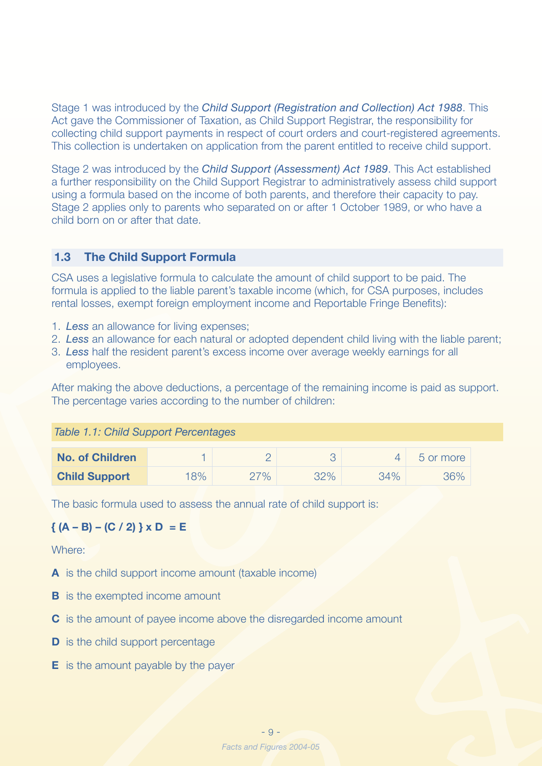Stage 1 was introduced by the *Child Support (Registration and Collection) Act 1988*. This Act gave the Commissioner of Taxation, as Child Support Registrar, the responsibility for collecting child support payments in respect of court orders and court-registered agreements. This collection is undertaken on application from the parent entitled to receive child support.

Stage 2 was introduced by the *Child Support (Assessment) Act 1989*. This Act established a further responsibility on the Child Support Registrar to administratively assess child support using a formula based on the income of both parents, and therefore their capacity to pay. Stage 2 applies only to parents who separated on or after 1 October 1989, or who have a child born on or after that date.

## 1.3 The Child Support Formula

CSA uses a legislative formula to calculate the amount of child support to be paid. The formula is applied to the liable parent's taxable income (which, for CSA purposes, includes rental losses, exempt foreign employment income and Reportable Fringe Benefits):

1. *Less* an allowance for living expenses;
2. *Less* an allowance for each natural or adopted dependent child living with the liable parent;
3. *Less* half the resident parent's excess income over average weekly earnings for all employees.

After making the above deductions, a percentage of the remaining income is paid as support. The percentage varies according to the number of children:

*Table 1.1: Child Support Percentages*

| **No. of Children** | 1 | 2 | 3 | 4 | 5 or more |
|---|---|---|---|---|---|
| **Child Support** | 18% | 27% | 32% | 34% | 36% |

The basic formula used to assess the annual rate of child support is:

$$\{ (A - B) - (C / 2) \} \times D = E$$

Where:

**A** is the child support income amount (taxable income)

**B** is the exempted income amount

**C** is the amount of payee income above the disregarded income amount

**D** is the child support percentage

**E** is the amount payable by the payer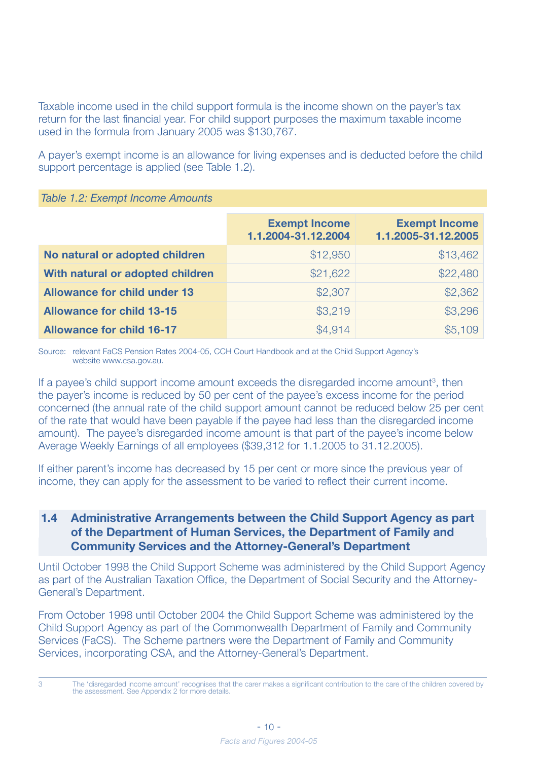Taxable income used in the child support formula is the income shown on the payer's tax return for the last financial year. For child support purposes the maximum taxable income used in the formula from January 2005 was $130,767.

A payer's exempt income is an allowance for living expenses and is deducted before the child support percentage is applied (see Table 1.2).

*Table 1.2: Exempt Income Amounts*

| | Exempt Income 1.1.2004-31.12.2004 | Exempt Income 1.1.2005-31.12.2005 |
|---|---|---|
| **No natural or adopted children** | $12,950 | $13,462 |
| **With natural or adopted children** | $21,622 | $22,480 |
| **Allowance for child under 13** | $2,307 | $2,362 |
| **Allowance for child 13-15** | $3,219 | $3,296 |
| **Allowance for child 16-17** | $4,914 | $5,109 |

Source: relevant FaCS Pension Rates 2004-05, CCH Court Handbook and at the Child Support Agency's website www.csa.gov.au.

If a payee's child support income amount exceeds the disregarded income amount[3], then the payer's income is reduced by 50 per cent of the payee's excess income for the period concerned (the annual rate of the child support amount cannot be reduced below 25 per cent of the rate that would have been payable if the payee had less than the disregarded income amount). The payee's disregarded income amount is that part of the payee's income below Average Weekly Earnings of all employees ($39,312 for 1.1.2005 to 31.12.2005).

If either parent's income has decreased by 15 per cent or more since the previous year of income, they can apply for the assessment to be varied to reflect their current income.

## 1.4 Administrative Arrangements between the Child Support Agency as part of the Department of Human Services, the Department of Family and Community Services and the Attorney-General's Department

Until October 1998 the Child Support Scheme was administered by the Child Support Agency as part of the Australian Taxation Office, the Department of Social Security and the Attorney-General's Department.

From October 1998 until October 2004 the Child Support Scheme was administered by the Child Support Agency as part of the Commonwealth Department of Family and Community Services (FaCS). The Scheme partners were the Department of Family and Community Services, incorporating CSA, and the Attorney-General's Department.

3 The 'disregarded income amount' recognises that the carer makes a significant contribution to the care of the children covered by the assessment. See Appendix 2 for more details.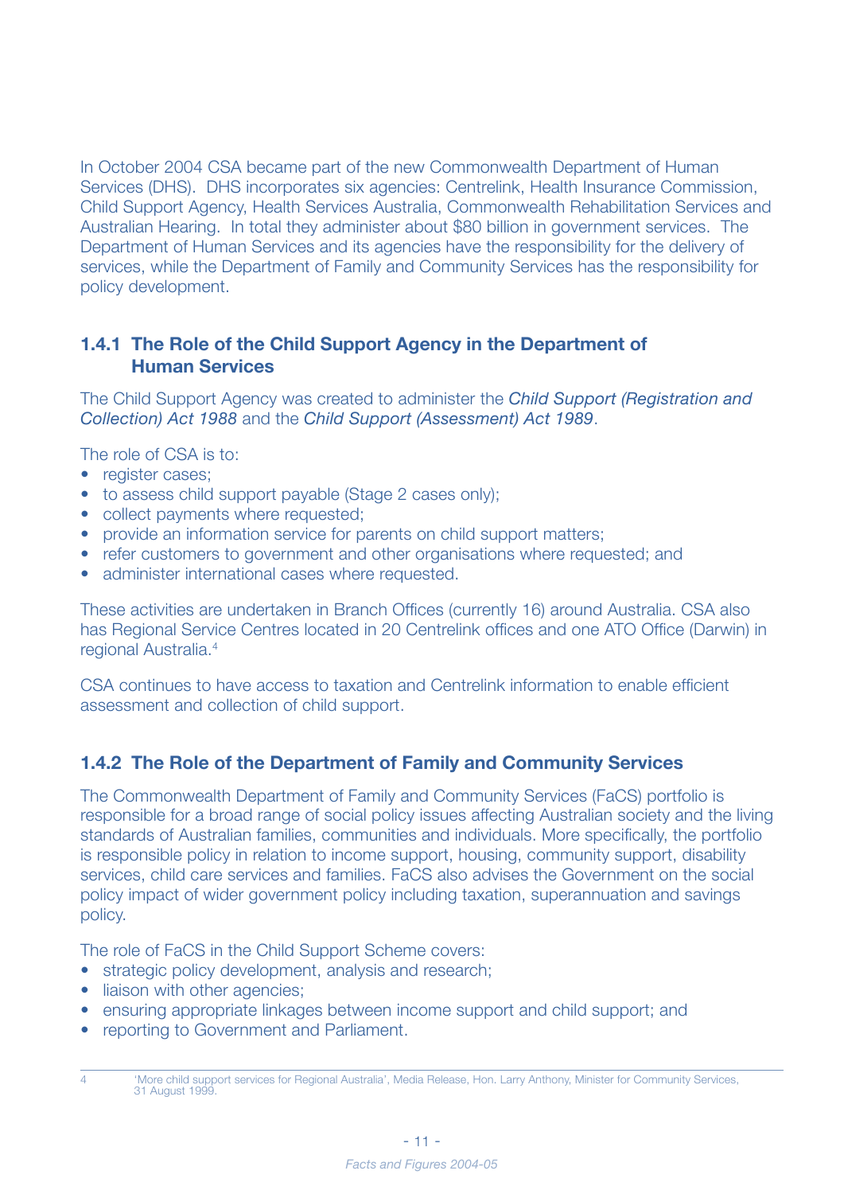In October 2004 CSA became part of the new Commonwealth Department of Human Services (DHS). DHS incorporates six agencies: Centrelink, Health Insurance Commission, Child Support Agency, Health Services Australia, Commonwealth Rehabilitation Services and Australian Hearing. In total they administer about $80 billion in government services. The Department of Human Services and its agencies have the responsibility for the delivery of services, while the Department of Family and Community Services has the responsibility for policy development.

### 1.4.1 The Role of the Child Support Agency in the Department of Human Services

The Child Support Agency was created to administer the *Child Support (Registration and Collection) Act 1988* and the *Child Support (Assessment) Act 1989*.

The role of CSA is to:

- register cases;
- to assess child support payable (Stage 2 cases only);
- collect payments where requested;
- provide an information service for parents on child support matters;
- refer customers to government and other organisations where requested; and
- administer international cases where requested.

These activities are undertaken in Branch Offices (currently 16) around Australia. CSA also has Regional Service Centres located in 20 Centrelink offices and one ATO Office (Darwin) in regional Australia.[4]

CSA continues to have access to taxation and Centrelink information to enable efficient assessment and collection of child support.

### 1.4.2 The Role of the Department of Family and Community Services

The Commonwealth Department of Family and Community Services (FaCS) portfolio is responsible for a broad range of social policy issues affecting Australian society and the living standards of Australian families, communities and individuals. More specifically, the portfolio is responsible policy in relation to income support, housing, community support, disability services, child care services and families. FaCS also advises the Government on the social policy impact of wider government policy including taxation, superannuation and savings policy.

The role of FaCS in the Child Support Scheme covers:

- strategic policy development, analysis and research;
- liaison with other agencies;
- ensuring appropriate linkages between income support and child support; and
- reporting to Government and Parliament.

---

4 'More child support services for Regional Australia', Media Release, Hon. Larry Anthony, Minister for Community Services, 31 August 1999.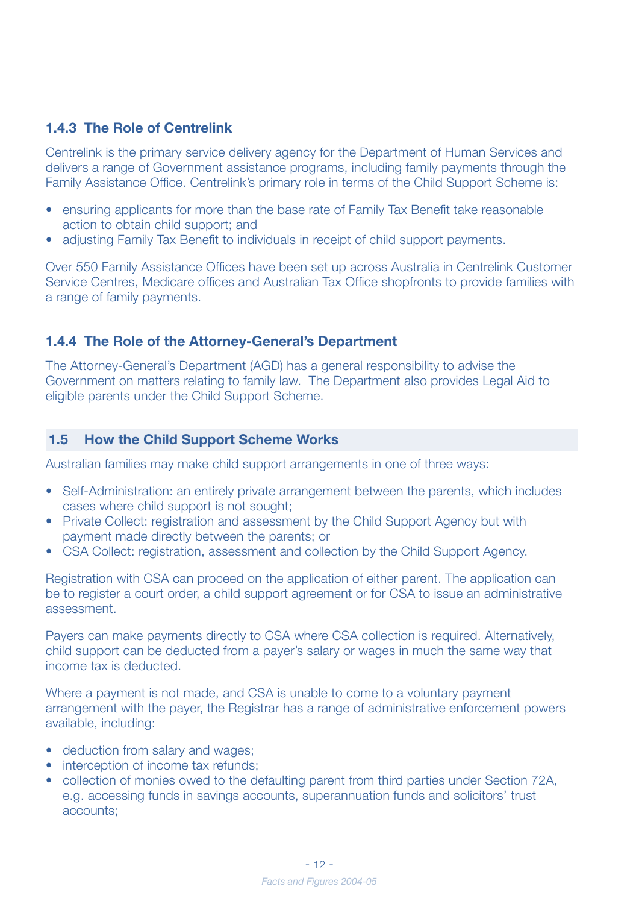### 1.4.3 The Role of Centrelink

Centrelink is the primary service delivery agency for the Department of Human Services and delivers a range of Government assistance programs, including family payments through the Family Assistance Office. Centrelink's primary role in terms of the Child Support Scheme is:

- ensuring applicants for more than the base rate of Family Tax Benefit take reasonable action to obtain child support; and
- adjusting Family Tax Benefit to individuals in receipt of child support payments.

Over 550 Family Assistance Offices have been set up across Australia in Centrelink Customer Service Centres, Medicare offices and Australian Tax Office shopfronts to provide families with a range of family payments.

### 1.4.4 The Role of the Attorney-General's Department

The Attorney-General's Department (AGD) has a general responsibility to advise the Government on matters relating to family law. The Department also provides Legal Aid to eligible parents under the Child Support Scheme.

## 1.5 How the Child Support Scheme Works

Australian families may make child support arrangements in one of three ways:

- Self-Administration: an entirely private arrangement between the parents, which includes cases where child support is not sought;
- Private Collect: registration and assessment by the Child Support Agency but with payment made directly between the parents; or
- CSA Collect: registration, assessment and collection by the Child Support Agency.

Registration with CSA can proceed on the application of either parent. The application can be to register a court order, a child support agreement or for CSA to issue an administrative assessment.

Payers can make payments directly to CSA where CSA collection is required. Alternatively, child support can be deducted from a payer's salary or wages in much the same way that income tax is deducted.

Where a payment is not made, and CSA is unable to come to a voluntary payment arrangement with the payer, the Registrar has a range of administrative enforcement powers available, including:

- deduction from salary and wages;
- interception of income tax refunds;
- collection of monies owed to the defaulting parent from third parties under Section 72A, e.g. accessing funds in savings accounts, superannuation funds and solicitors' trust accounts;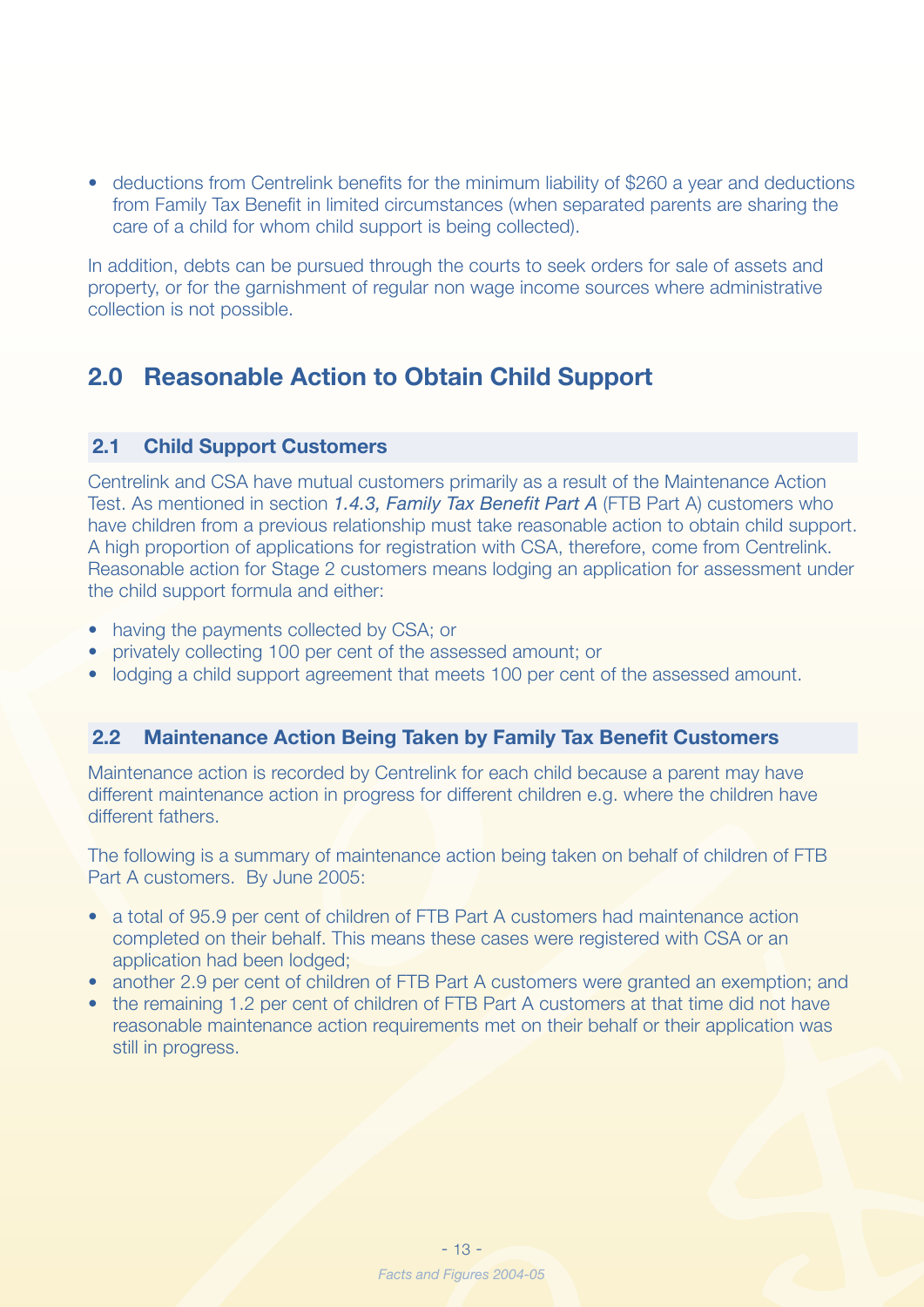- deductions from Centrelink benefits for the minimum liability of $260 a year and deductions from Family Tax Benefit in limited circumstances (when separated parents are sharing the care of a child for whom child support is being collected).

In addition, debts can be pursued through the courts to seek orders for sale of assets and property, or for the garnishment of regular non wage income sources where administrative collection is not possible.

## 2.0 Reasonable Action to Obtain Child Support

### 2.1 Child Support Customers

Centrelink and CSA have mutual customers primarily as a result of the Maintenance Action Test. As mentioned in section *1.4.3, Family Tax Benefit Part A* (FTB Part A) customers who have children from a previous relationship must take reasonable action to obtain child support. A high proportion of applications for registration with CSA, therefore, come from Centrelink. Reasonable action for Stage 2 customers means lodging an application for assessment under the child support formula and either:

- having the payments collected by CSA; or
- privately collecting 100 per cent of the assessed amount; or
- lodging a child support agreement that meets 100 per cent of the assessed amount.

### 2.2 Maintenance Action Being Taken by Family Tax Benefit Customers

Maintenance action is recorded by Centrelink for each child because a parent may have different maintenance action in progress for different children e.g. where the children have different fathers.

The following is a summary of maintenance action being taken on behalf of children of FTB Part A customers. By June 2005:

- a total of 95.9 per cent of children of FTB Part A customers had maintenance action completed on their behalf. This means these cases were registered with CSA or an application had been lodged;
- another 2.9 per cent of children of FTB Part A customers were granted an exemption; and
- the remaining 1.2 per cent of children of FTB Part A customers at that time did not have reasonable maintenance action requirements met on their behalf or their application was still in progress.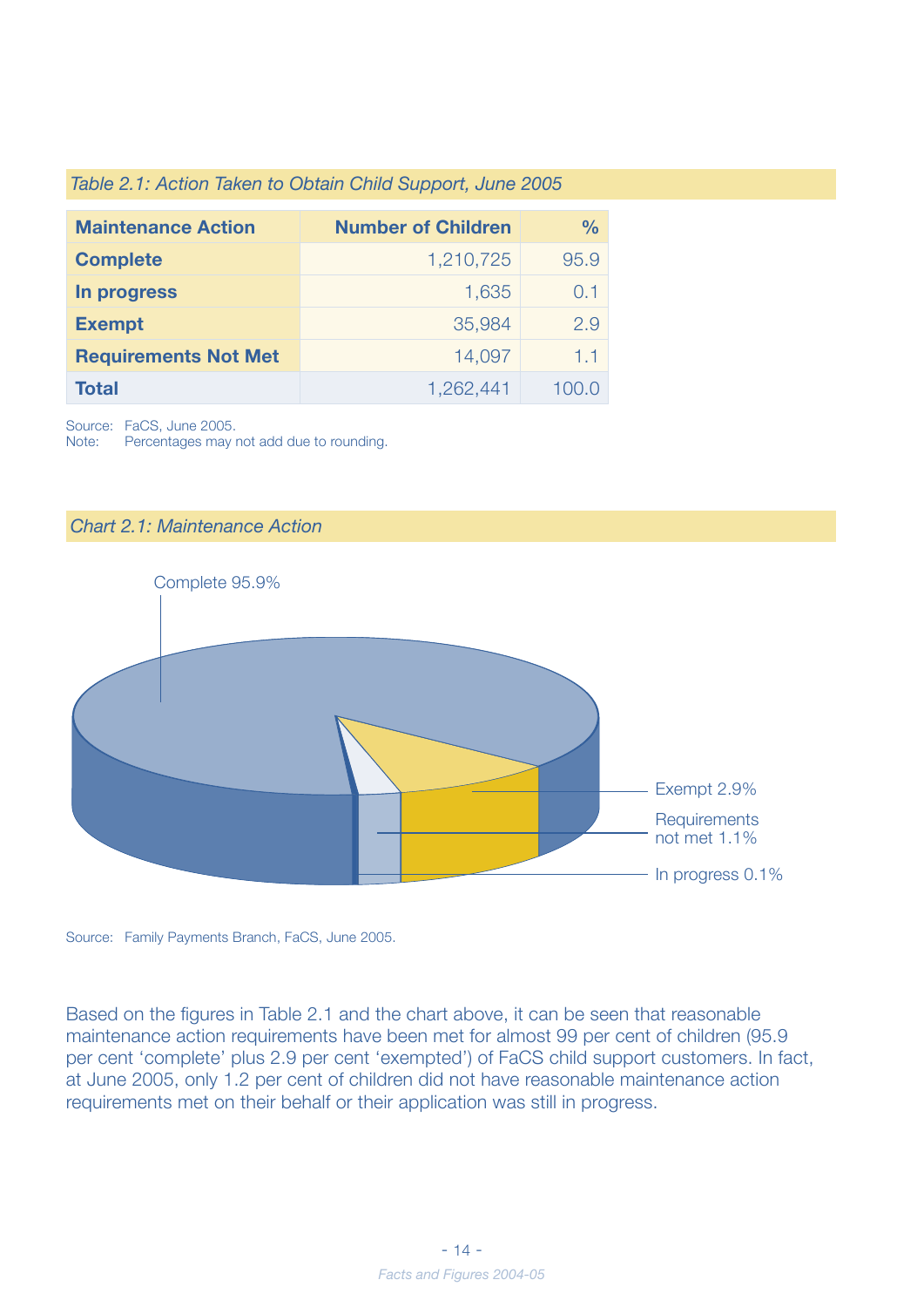*Table 2.1: Action Taken to Obtain Child Support, June 2005*

| Maintenance Action | Number of Children | % |
|---|---|---|
| **Complete** | 1,210,725 | 95.9 |
| **In progress** | 1,635 | 0.1 |
| **Exempt** | 35,984 | 2.9 |
| **Requirements Not Met** | 14,097 | 1.1 |
| **Total** | 1,262,441 | 100.0 |

Source: FaCS, June 2005.
Note: Percentages may not add due to rounding.

*Chart 2.1: Maintenance Action*

Complete 95.9%

Exempt 2.9%

Requirements not met 1.1%

In progress 0.1%

Source: Family Payments Branch, FaCS, June 2005.

Based on the figures in Table 2.1 and the chart above, it can be seen that reasonable maintenance action requirements have been met for almost 99 per cent of children (95.9 per cent 'complete' plus 2.9 per cent 'exempted') of FaCS child support customers. In fact, at June 2005, only 1.2 per cent of children did not have reasonable maintenance action requirements met on their behalf or their application was still in progress.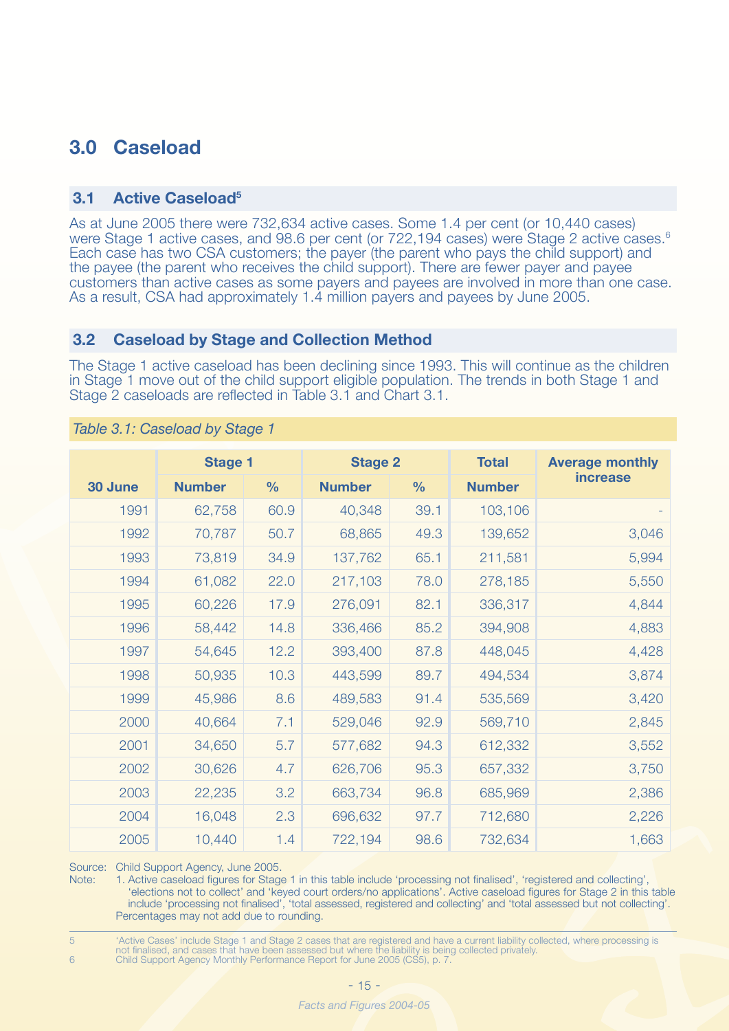# 3.0 Caseload

## 3.1 Active Caseload[5]

As at June 2005 there were 732,634 active cases. Some 1.4 per cent (or 10,440 cases) were Stage 1 active cases, and 98.6 per cent (or 722,194 cases) were Stage 2 active cases.[6] Each case has two CSA customers; the payer (the parent who pays the child support) and the payee (the parent who receives the child support). There are fewer payer and payee customers than active cases as some payers and payees are involved in more than one case. As a result, CSA had approximately 1.4 million payers and payees by June 2005.

## 3.2 Caseload by Stage and Collection Method

The Stage 1 active caseload has been declining since 1993. This will continue as the children in Stage 1 move out of the child support eligible population. The trends in both Stage 1 and Stage 2 caseloads are reflected in Table 3.1 and Chart 3.1.

*Table 3.1: Caseload by Stage 1*

| 30 June | Stage 1 | | Stage 2 | | Total | Average monthly increase |
|---|---|---|---|---|---|---|
| | Number | % | Number | % | Number | |
| 1991 | 62,758 | 60.9 | 40,348 | 39.1 | 103,106 | - |
| 1992 | 70,787 | 50.7 | 68,865 | 49.3 | 139,652 | 3,046 |
| 1993 | 73,819 | 34.9 | 137,762 | 65.1 | 211,581 | 5,994 |
| 1994 | 61,082 | 22.0 | 217,103 | 78.0 | 278,185 | 5,550 |
| 1995 | 60,226 | 17.9 | 276,091 | 82.1 | 336,317 | 4,844 |
| 1996 | 58,442 | 14.8 | 336,466 | 85.2 | 394,908 | 4,883 |
| 1997 | 54,645 | 12.2 | 393,400 | 87.8 | 448,045 | 4,428 |
| 1998 | 50,935 | 10.3 | 443,599 | 89.7 | 494,534 | 3,874 |
| 1999 | 45,986 | 8.6 | 489,583 | 91.4 | 535,569 | 3,420 |
| 2000 | 40,664 | 7.1 | 529,046 | 92.9 | 569,710 | 2,845 |
| 2001 | 34,650 | 5.7 | 577,682 | 94.3 | 612,332 | 3,552 |
| 2002 | 30,626 | 4.7 | 626,706 | 95.3 | 657,332 | 3,750 |
| 2003 | 22,235 | 3.2 | 663,734 | 96.8 | 685,969 | 2,386 |
| 2004 | 16,048 | 2.3 | 696,632 | 97.7 | 712,680 | 2,226 |
| 2005 | 10,440 | 1.4 | 722,194 | 98.6 | 732,634 | 1,663 |

Source: Child Support Agency, June 2005.

Note: 1. Active caseload figures for Stage 1 in this table include 'processing not finalised', 'registered and collecting', 'elections not to collect' and 'keyed court orders/no applications'. Active caseload figures for Stage 2 in this table include 'processing not finalised', 'total assessed, registered and collecting' and 'total assessed but not collecting'. Percentages may not add due to rounding.

---

5 'Active Cases' include Stage 1 and Stage 2 cases that are registered and have a current liability collected, where processing is not finalised, and cases that have been assessed but where the liability is being collected privately.

6 Child Support Agency Monthly Performance Report for June 2005 (CS5), p. 7.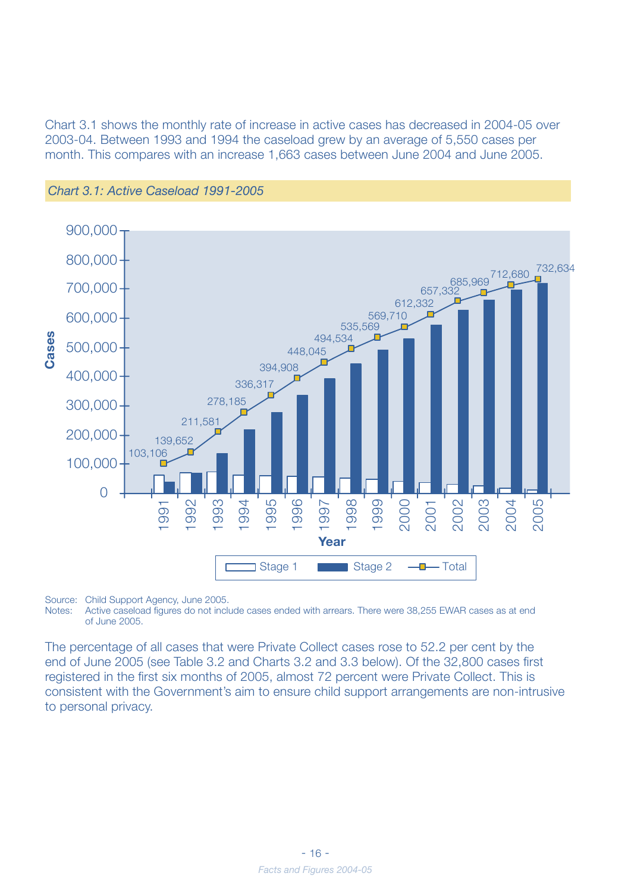Chart 3.1 shows the monthly rate of increase in active cases has decreased in 2004-05 over 2003-04. Between 1993 and 1994 the caseload grew by an average of 5,550 cases per month. This compares with an increase 1,663 cases between June 2004 and June 2005.

*Chart 3.1: Active Caseload 1991-2005*

| Year | Total |
|---|---|
| 1991 | 103,106 |
| 1992 | 139,652 |
| 1993 | 211,581 |
| 1994 | 278,185 |
| 1995 | 336,317 |
| 1996 | 394,908 |
| 1997 | 448,045 |
| 1998 | 494,534 |
| 1999 | 535,569 |
| 2000 | 569,710 |
| 2001 | 612,332 |
| 2002 | 657,332 |
| 2003 | 685,969 |
| 2004 | 712,680 |
| 2005 | 732,634 |

Legend: Stage 1, Stage 2, Total

Source: Child Support Agency, June 2005.
Notes: Active caseload figures do not include cases ended with arrears. There were 38,255 EWAR cases as at end of June 2005.

The percentage of all cases that were Private Collect cases rose to 52.2 per cent by the end of June 2005 (see Table 3.2 and Charts 3.2 and 3.3 below). Of the 32,800 cases first registered in the first six months of 2005, almost 72 percent were Private Collect. This is consistent with the Government's aim to ensure child support arrangements are non-intrusive to personal privacy.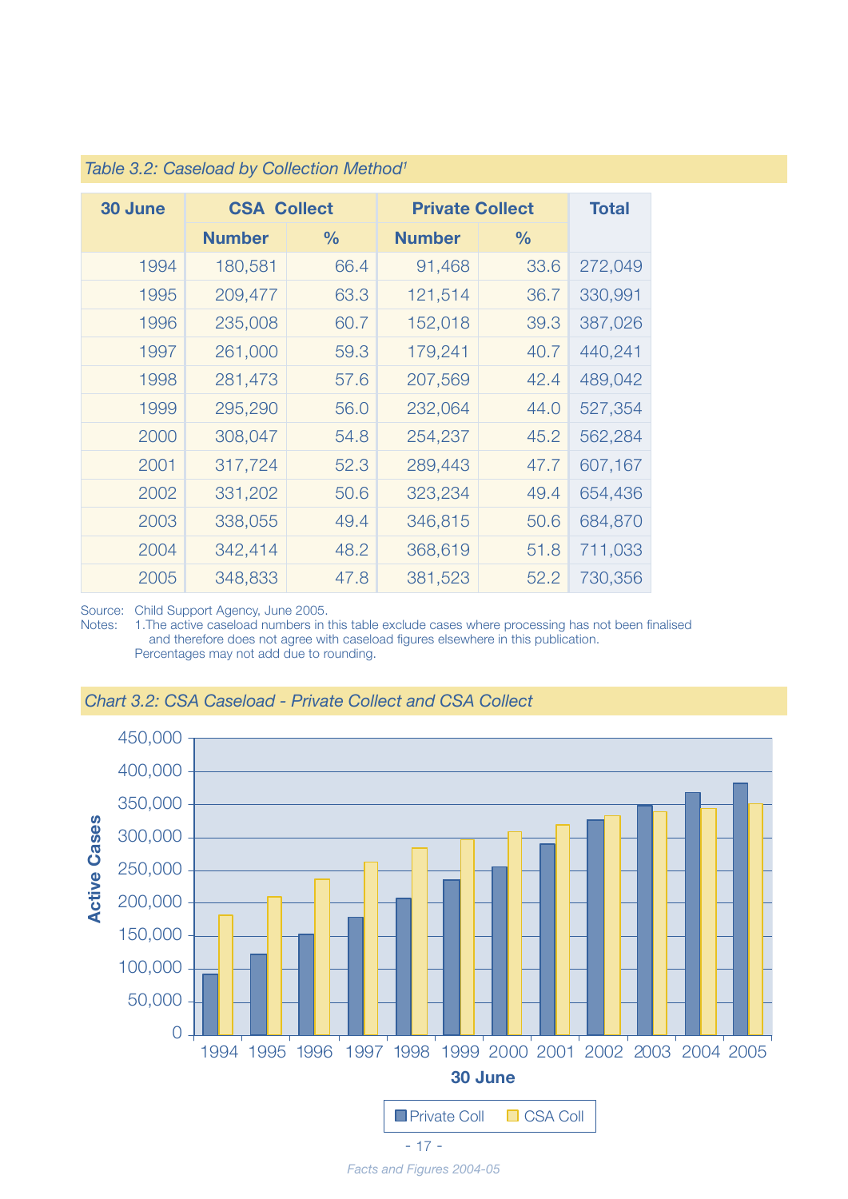*Table 3.2: Caseload by Collection Method[1]*

| 30 June | CSA Collect | | Private Collect | | Total |
|---|---|---|---|---|---|
| | Number | % | Number | % | |
| 1994 | 180,581 | 66.4 | 91,468 | 33.6 | 272,049 |
| 1995 | 209,477 | 63.3 | 121,514 | 36.7 | 330,991 |
| 1996 | 235,008 | 60.7 | 152,018 | 39.3 | 387,026 |
| 1997 | 261,000 | 59.3 | 179,241 | 40.7 | 440,241 |
| 1998 | 281,473 | 57.6 | 207,569 | 42.4 | 489,042 |
| 1999 | 295,290 | 56.0 | 232,064 | 44.0 | 527,354 |
| 2000 | 308,047 | 54.8 | 254,237 | 45.2 | 562,284 |
| 2001 | 317,724 | 52.3 | 289,443 | 47.7 | 607,167 |
| 2002 | 331,202 | 50.6 | 323,234 | 49.4 | 654,436 |
| 2003 | 338,055 | 49.4 | 346,815 | 50.6 | 684,870 |
| 2004 | 342,414 | 48.2 | 368,619 | 51.8 | 711,033 |
| 2005 | 348,833 | 47.8 | 381,523 | 52.2 | 730,356 |

Source: Child Support Agency, June 2005.
Notes: 1.The active caseload numbers in this table exclude cases where processing has not been finalised and therefore does not agree with caseload figures elsewhere in this publication.
Percentages may not add due to rounding.

*Chart 3.2: CSA Caseload - Private Collect and CSA Collect*

| 30 June | Private Coll | CSA Coll |
|---|---|---|
| 1994 | 91,468 | 180,581 |
| 1995 | 121,514 | 209,477 |
| 1996 | 152,018 | 235,008 |
| 1997 | 179,241 | 261,000 |
| 1998 | 207,569 | 281,473 |
| 1999 | 232,064 | 295,290 |
| 2000 | 254,237 | 308,047 |
| 2001 | 289,443 | 317,724 |
| 2002 | 323,234 | 331,202 |
| 2003 | 346,815 | 338,055 |
| 2004 | 368,619 | 342,414 |
| 2005 | 381,523 | 348,833 |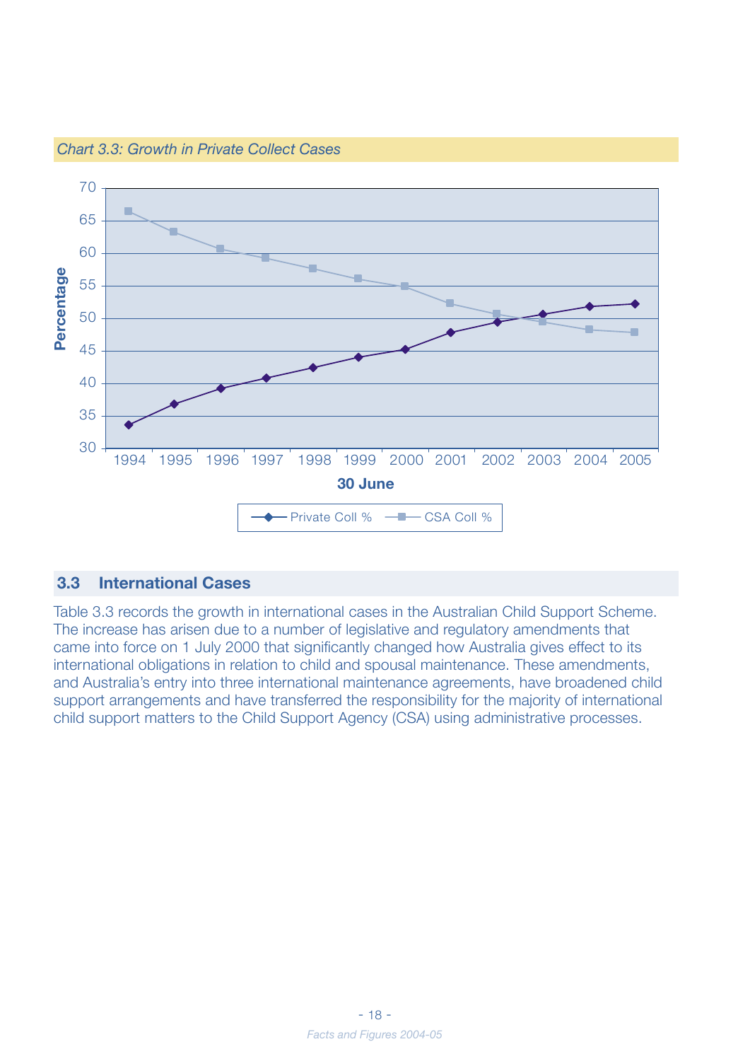*Chart 3.3: Growth in Private Collect Cases*

## 3.3 International Cases

Table 3.3 records the growth in international cases in the Australian Child Support Scheme. The increase has arisen due to a number of legislative and regulatory amendments that came into force on 1 July 2000 that significantly changed how Australia gives effect to its international obligations in relation to child and spousal maintenance. These amendments, and Australia's entry into three international maintenance agreements, have broadened child support arrangements and have transferred the responsibility for the majority of international child support matters to the Child Support Agency (CSA) using administrative processes.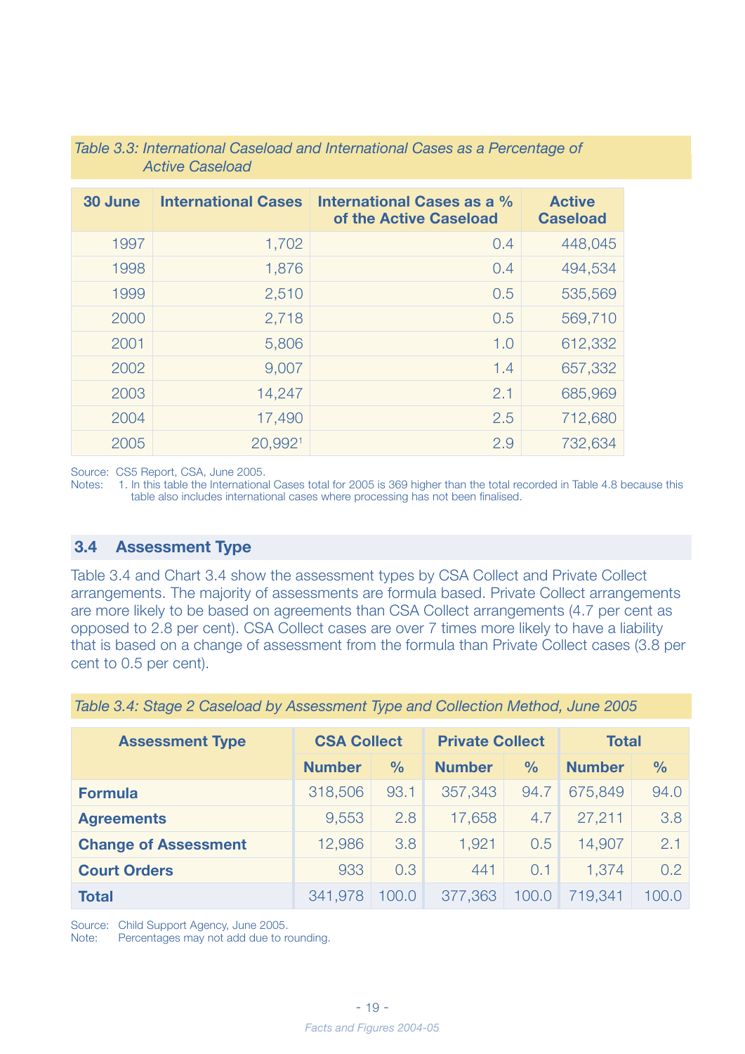*Table 3.3: International Caseload and International Cases as a Percentage of Active Caseload*

| 30 June | International Cases | International Cases as a % of the Active Caseload | Active Caseload |
|---|---|---|---|
| 1997 | 1,702 | 0.4 | 448,045 |
| 1998 | 1,876 | 0.4 | 494,534 |
| 1999 | 2,510 | 0.5 | 535,569 |
| 2000 | 2,718 | 0.5 | 569,710 |
| 2001 | 5,806 | 1.0 | 612,332 |
| 2002 | 9,007 | 1.4 | 657,332 |
| 2003 | 14,247 | 2.1 | 685,969 |
| 2004 | 17,490 | 2.5 | 712,680 |
| 2005 | 20,992[1] | 2.9 | 732,634 |

Source: CS5 Report, CSA, June 2005.
Notes: 1. In this table the International Cases total for 2005 is 369 higher than the total recorded in Table 4.8 because this table also includes international cases where processing has not been finalised.

## 3.4 Assessment Type

Table 3.4 and Chart 3.4 show the assessment types by CSA Collect and Private Collect arrangements. The majority of assessments are formula based. Private Collect arrangements are more likely to be based on agreements than CSA Collect arrangements (4.7 per cent as opposed to 2.8 per cent). CSA Collect cases are over 7 times more likely to have a liability that is based on a change of assessment from the formula than Private Collect cases (3.8 per cent to 0.5 per cent).

*Table 3.4: Stage 2 Caseload by Assessment Type and Collection Method, June 2005*

| Assessment Type | CSA Collect | | Private Collect | | Total | |
|---|---|---|---|---|---|---|
| | Number | % | Number | % | Number | % |
| **Formula** | 318,506 | 93.1 | 357,343 | 94.7 | 675,849 | 94.0 |
| **Agreements** | 9,553 | 2.8 | 17,658 | 4.7 | 27,211 | 3.8 |
| **Change of Assessment** | 12,986 | 3.8 | 1,921 | 0.5 | 14,907 | 2.1 |
| **Court Orders** | 933 | 0.3 | 441 | 0.1 | 1,374 | 0.2 |
| **Total** | 341,978 | 100.0 | 377,363 | 100.0 | 719,341 | 100.0 |

Source: Child Support Agency, June 2005.
Note: Percentages may not add due to rounding.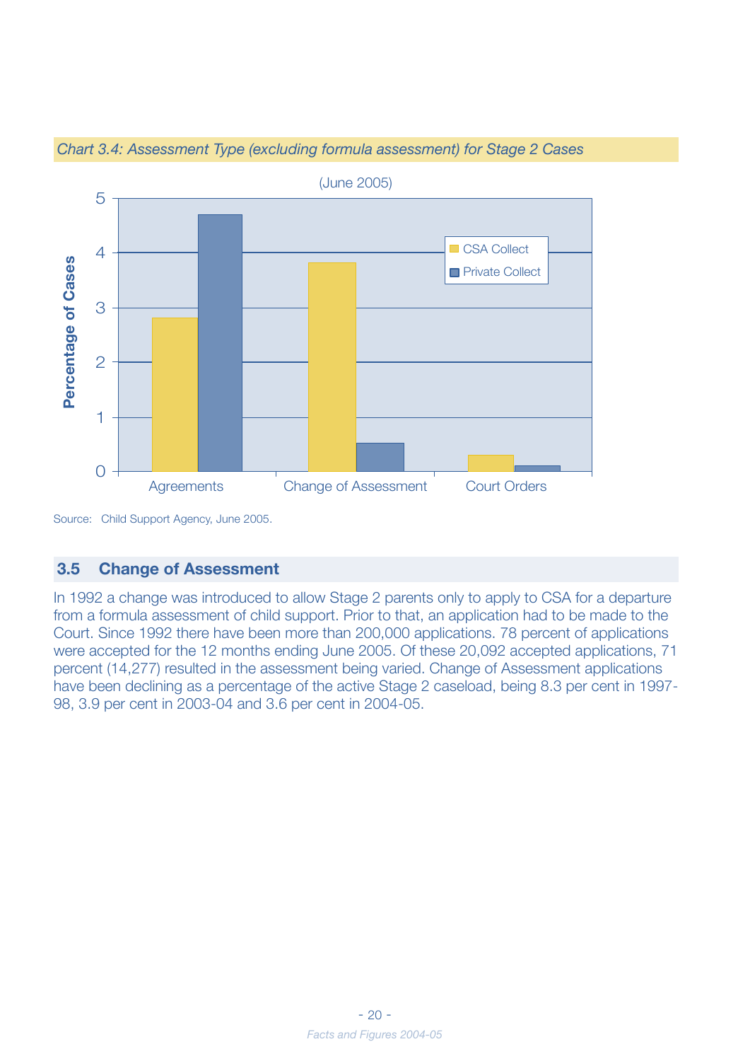*Chart 3.4: Assessment Type (excluding formula assessment) for Stage 2 Cases*

(June 2005)

| | CSA Collect | Private Collect |
|---|---|---|
| Agreements | 2.8 | 4.7 |
| Change of Assessment | 3.8 | 0.5 |
| Court Orders | 0.3 | 0.1 |

Source: Child Support Agency, June 2005.

## 3.5 Change of Assessment

In 1992 a change was introduced to allow Stage 2 parents only to apply to CSA for a departure from a formula assessment of child support. Prior to that, an application had to be made to the Court. Since 1992 there have been more than 200,000 applications. 78 percent of applications were accepted for the 12 months ending June 2005. Of these 20,092 accepted applications, 71 percent (14,277) resulted in the assessment being varied. Change of Assessment applications have been declining as a percentage of the active Stage 2 caseload, being 8.3 per cent in 1997-98, 3.9 per cent in 2003-04 and 3.6 per cent in 2004-05.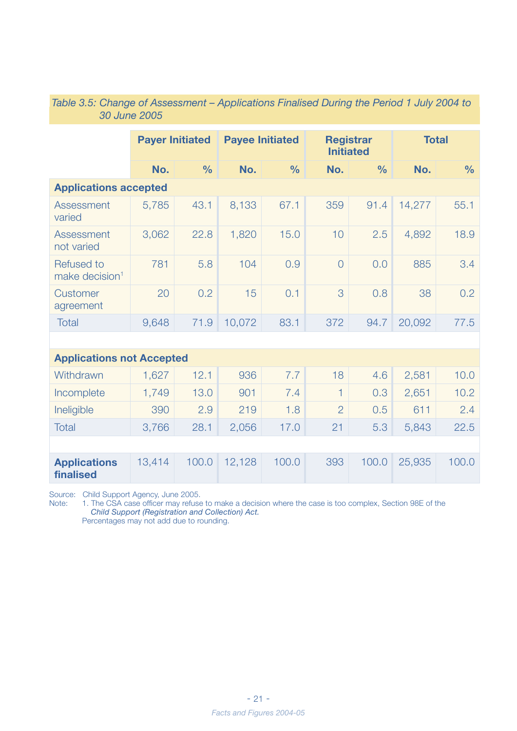*Table 3.5: Change of Assessment – Applications Finalised During the Period 1 July 2004 to 30 June 2005*

| | Payer Initiated | | Payee Initiated | | Registrar Initiated | | Total | |
|---|---|---|---|---|---|---|---|---|
| | No. | % | No. | % | No. | % | No. | % |
| **Applications accepted** | | | | | | | | |
| Assessment varied | 5,785 | 43.1 | 8,133 | 67.1 | 359 | 91.4 | 14,277 | 55.1 |
| Assessment not varied | 3,062 | 22.8 | 1,820 | 15.0 | 10 | 2.5 | 4,892 | 18.9 |
| Refused to make decision[1] | 781 | 5.8 | 104 | 0.9 | 0 | 0.0 | 885 | 3.4 |
| Customer agreement | 20 | 0.2 | 15 | 0.1 | 3 | 0.8 | 38 | 0.2 |
| Total | 9,648 | 71.9 | 10,072 | 83.1 | 372 | 94.7 | 20,092 | 77.5 |
| **Applications not Accepted** | | | | | | | | |
| Withdrawn | 1,627 | 12.1 | 936 | 7.7 | 18 | 4.6 | 2,581 | 10.0 |
| Incomplete | 1,749 | 13.0 | 901 | 7.4 | 1 | 0.3 | 2,651 | 10.2 |
| Ineligible | 390 | 2.9 | 219 | 1.8 | 2 | 0.5 | 611 | 2.4 |
| Total | 3,766 | 28.1 | 2,056 | 17.0 | 21 | 5.3 | 5,843 | 22.5 |
| **Applications finalised** | 13,414 | 100.0 | 12,128 | 100.0 | 393 | 100.0 | 25,935 | 100.0 |

Source: Child Support Agency, June 2005.
Note: 1. The CSA case officer may refuse to make a decision where the case is too complex, Section 98E of the *Child Support (Registration and Collection) Act.*
Percentages may not add due to rounding.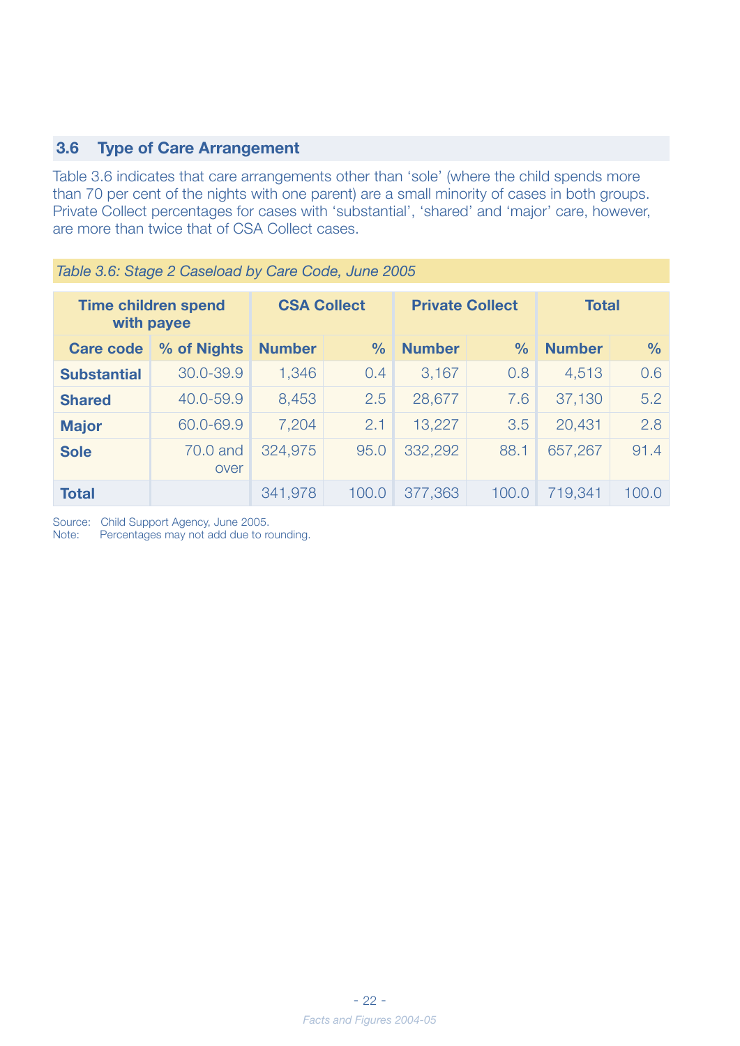## 3.6 Type of Care Arrangement

Table 3.6 indicates that care arrangements other than 'sole' (where the child spends more than 70 per cent of the nights with one parent) are a small minority of cases in both groups. Private Collect percentages for cases with 'substantial', 'shared' and 'major' care, however, are more than twice that of CSA Collect cases.

*Table 3.6: Stage 2 Caseload by Care Code, June 2005*

| Time children spend with payee | | CSA Collect | | Private Collect | | Total | |
|---|---|---|---|---|---|---|---|
| **Care code** | **% of Nights** | **Number** | **%** | **Number** | **%** | **Number** | **%** |
| **Substantial** | 30.0-39.9 | 1,346 | 0.4 | 3,167 | 0.8 | 4,513 | 0.6 |
| **Shared** | 40.0-59.9 | 8,453 | 2.5 | 28,677 | 7.6 | 37,130 | 5.2 |
| **Major** | 60.0-69.9 | 7,204 | 2.1 | 13,227 | 3.5 | 20,431 | 2.8 |
| **Sole** | 70.0 and over | 324,975 | 95.0 | 332,292 | 88.1 | 657,267 | 91.4 |
| **Total** | | 341,978 | 100.0 | 377,363 | 100.0 | 719,341 | 100.0 |

Source: Child Support Agency, June 2005.
Note: Percentages may not add due to rounding.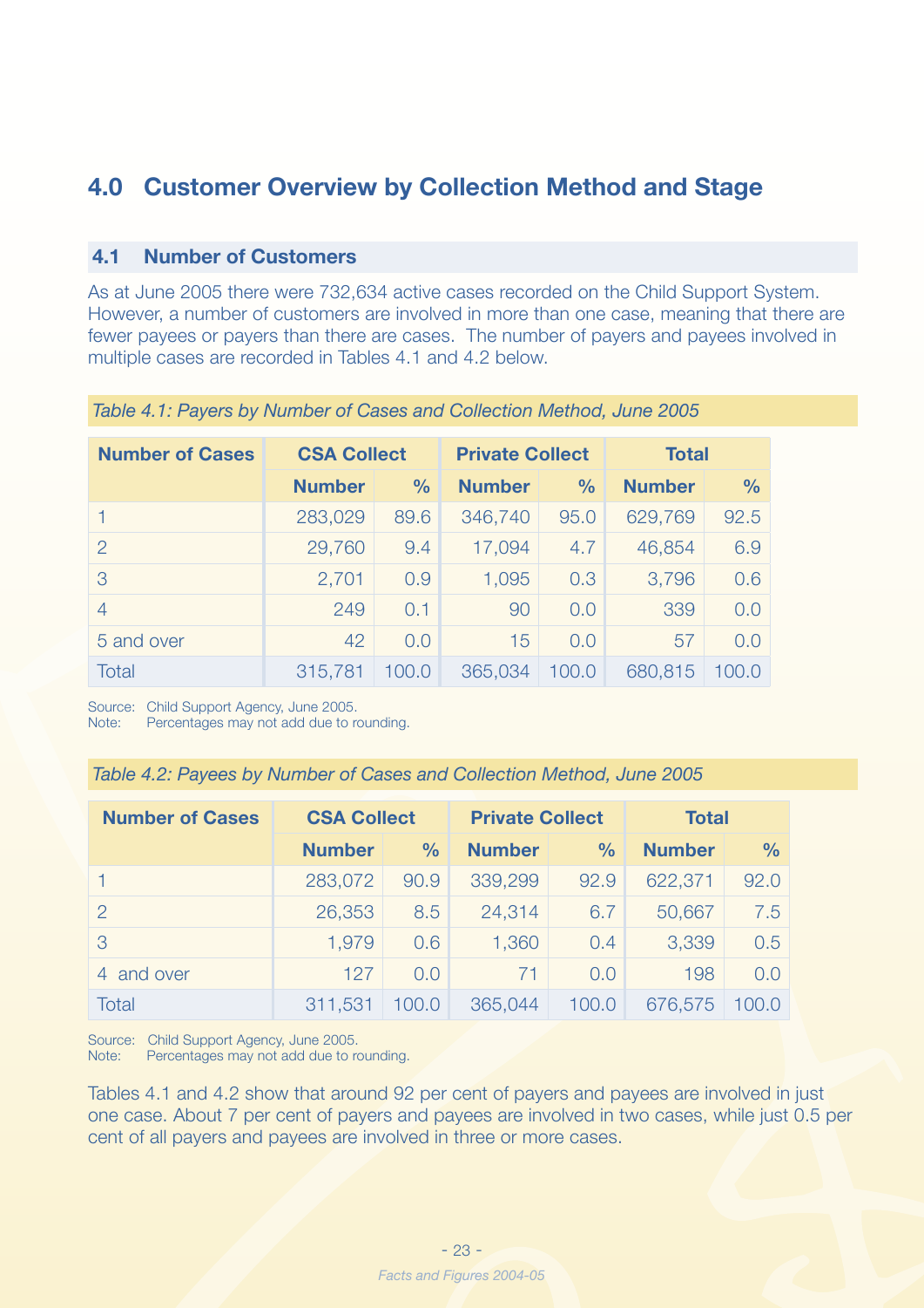# 4.0 Customer Overview by Collection Method and Stage

## 4.1 Number of Customers

As at June 2005 there were 732,634 active cases recorded on the Child Support System. However, a number of customers are involved in more than one case, meaning that there are fewer payees or payers than there are cases. The number of payers and payees involved in multiple cases are recorded in Tables 4.1 and 4.2 below.

*Table 4.1: Payers by Number of Cases and Collection Method, June 2005*

| Number of Cases | CSA Collect | | Private Collect | | Total | |
|---|---|---|---|---|---|---|
| | Number | % | Number | % | Number | % |
| 1 | 283,029 | 89.6 | 346,740 | 95.0 | 629,769 | 92.5 |
| 2 | 29,760 | 9.4 | 17,094 | 4.7 | 46,854 | 6.9 |
| 3 | 2,701 | 0.9 | 1,095 | 0.3 | 3,796 | 0.6 |
| 4 | 249 | 0.1 | 90 | 0.0 | 339 | 0.0 |
| 5 and over | 42 | 0.0 | 15 | 0.0 | 57 | 0.0 |
| Total | 315,781 | 100.0 | 365,034 | 100.0 | 680,815 | 100.0 |

Source: Child Support Agency, June 2005.
Note: Percentages may not add due to rounding.

*Table 4.2: Payees by Number of Cases and Collection Method, June 2005*

| Number of Cases | CSA Collect | | Private Collect | | Total | |
|---|---|---|---|---|---|---|
| | Number | % | Number | % | Number | % |
| 1 | 283,072 | 90.9 | 339,299 | 92.9 | 622,371 | 92.0 |
| 2 | 26,353 | 8.5 | 24,314 | 6.7 | 50,667 | 7.5 |
| 3 | 1,979 | 0.6 | 1,360 | 0.4 | 3,339 | 0.5 |
| 4 and over | 127 | 0.0 | 71 | 0.0 | 198 | 0.0 |
| Total | 311,531 | 100.0 | 365,044 | 100.0 | 676,575 | 100.0 |

Source: Child Support Agency, June 2005.
Note: Percentages may not add due to rounding.

Tables 4.1 and 4.2 show that around 92 per cent of payers and payees are involved in just one case. About 7 per cent of payers and payees are involved in two cases, while just 0.5 per cent of all payers and payees are involved in three or more cases.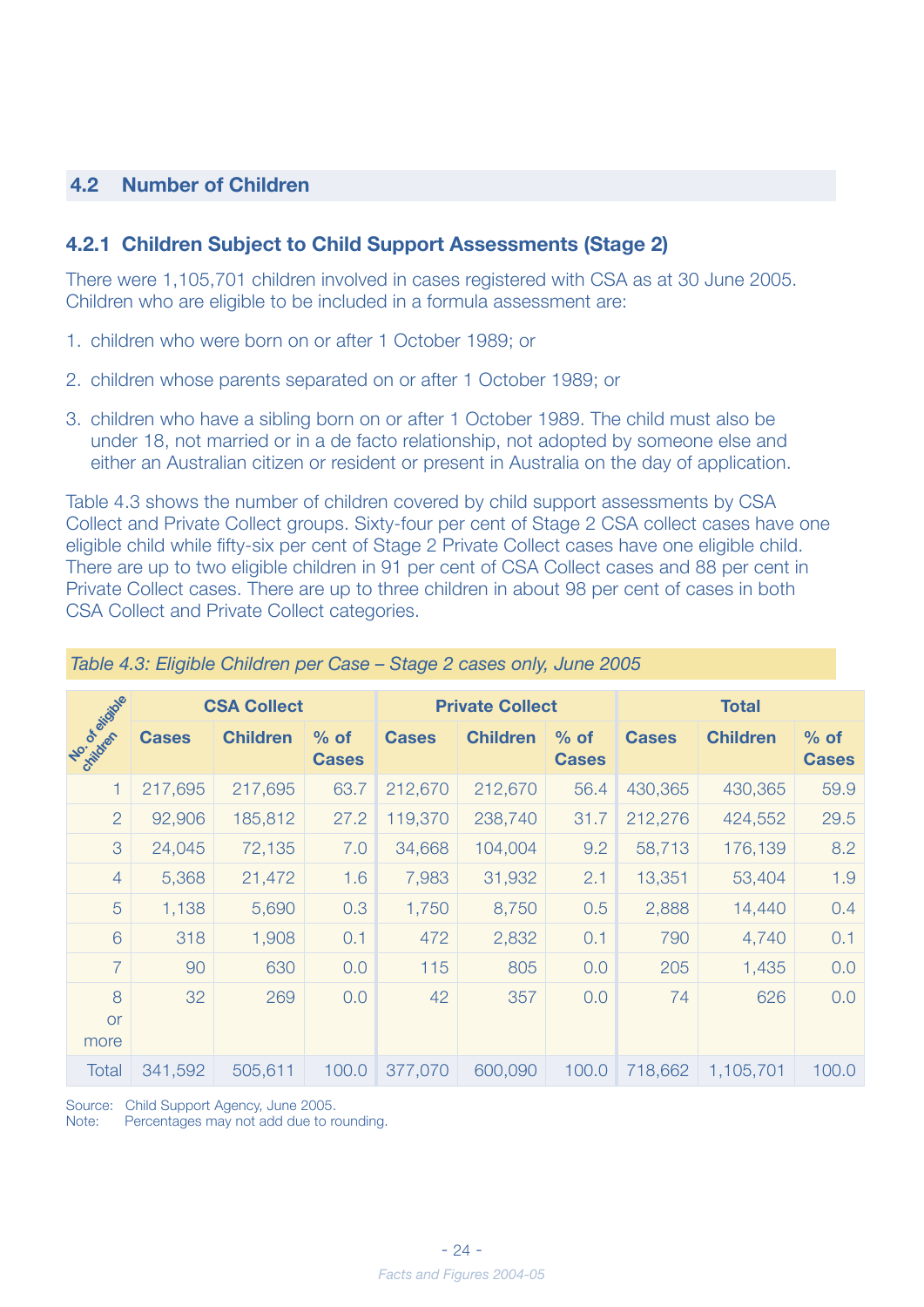## 4.2 Number of Children

### 4.2.1 Children Subject to Child Support Assessments (Stage 2)

There were 1,105,701 children involved in cases registered with CSA as at 30 June 2005. Children who are eligible to be included in a formula assessment are:

1. children who were born on or after 1 October 1989; or
2. children whose parents separated on or after 1 October 1989; or
3. children who have a sibling born on or after 1 October 1989. The child must also be under 18, not married or in a de facto relationship, not adopted by someone else and either an Australian citizen or resident or present in Australia on the day of application.

Table 4.3 shows the number of children covered by child support assessments by CSA Collect and Private Collect groups. Sixty-four per cent of Stage 2 CSA collect cases have one eligible child while fifty-six per cent of Stage 2 Private Collect cases have one eligible child. There are up to two eligible children in 91 per cent of CSA Collect cases and 88 per cent in Private Collect cases. There are up to three children in about 98 per cent of cases in both CSA Collect and Private Collect categories.

*Table 4.3: Eligible Children per Case – Stage 2 cases only, June 2005*

| No. of eligible children | CSA Collect | | | Private Collect | | | Total | | |
|---|---|---|---|---|---|---|---|---|---|
| | Cases | Children | % of Cases | Cases | Children | % of Cases | Cases | Children | % of Cases |
| 1 | 217,695 | 217,695 | 63.7 | 212,670 | 212,670 | 56.4 | 430,365 | 430,365 | 59.9 |
| 2 | 92,906 | 185,812 | 27.2 | 119,370 | 238,740 | 31.7 | 212,276 | 424,552 | 29.5 |
| 3 | 24,045 | 72,135 | 7.0 | 34,668 | 104,004 | 9.2 | 58,713 | 176,139 | 8.2 |
| 4 | 5,368 | 21,472 | 1.6 | 7,983 | 31,932 | 2.1 | 13,351 | 53,404 | 1.9 |
| 5 | 1,138 | 5,690 | 0.3 | 1,750 | 8,750 | 0.5 | 2,888 | 14,440 | 0.4 |
| 6 | 318 | 1,908 | 0.1 | 472 | 2,832 | 0.1 | 790 | 4,740 | 0.1 |
| 7 | 90 | 630 | 0.0 | 115 | 805 | 0.0 | 205 | 1,435 | 0.0 |
| 8 or more | 32 | 269 | 0.0 | 42 | 357 | 0.0 | 74 | 626 | 0.0 |
| Total | 341,592 | 505,611 | 100.0 | 377,070 | 600,090 | 100.0 | 718,662 | 1,105,701 | 100.0 |

Source: Child Support Agency, June 2005.
Note: Percentages may not add due to rounding.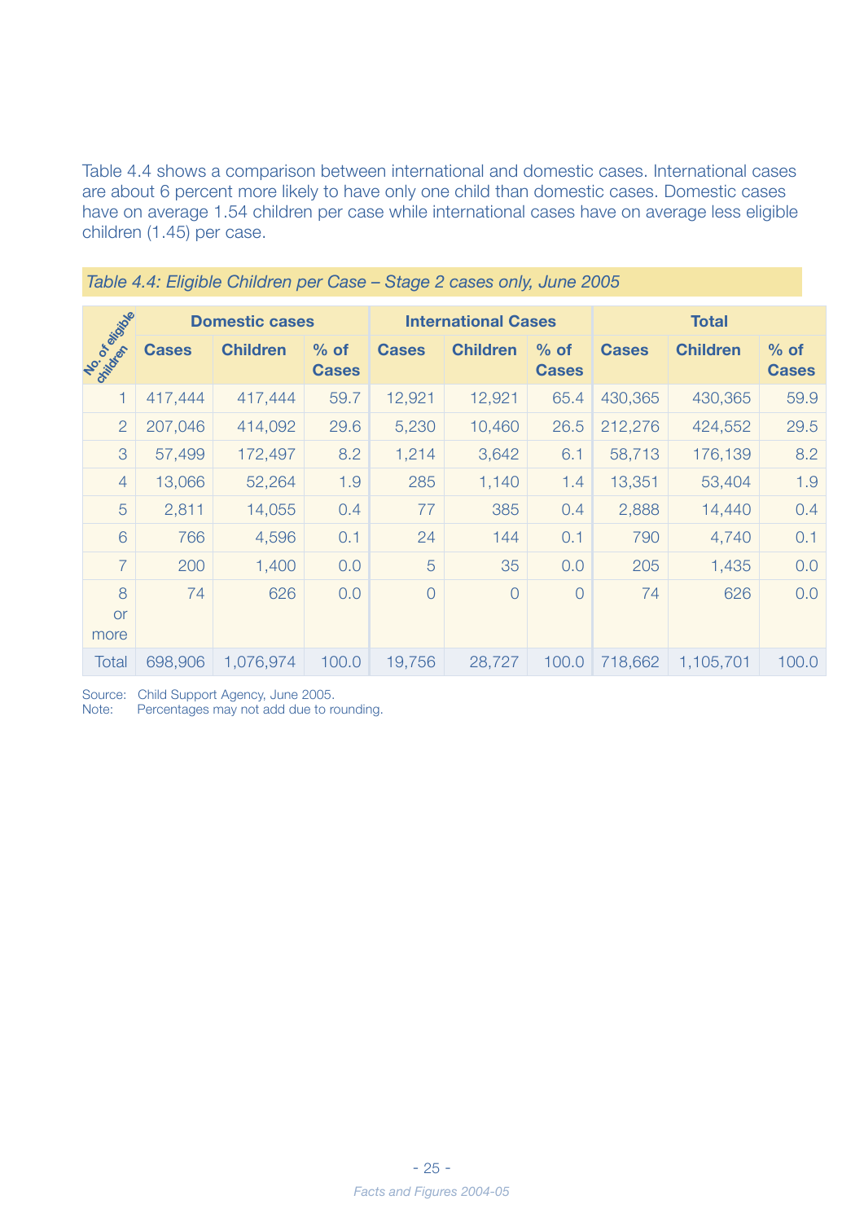Table 4.4 shows a comparison between international and domestic cases. International cases are about 6 percent more likely to have only one child than domestic cases. Domestic cases have on average 1.54 children per case while international cases have on average less eligible children (1.45) per case.

*Table 4.4: Eligible Children per Case – Stage 2 cases only, June 2005*

| No. of eligible children | Domestic cases | | | International Cases | | | Total | | |
|---|---|---|---|---|---|---|---|---|---|
| | Cases | Children | % of Cases | Cases | Children | % of Cases | Cases | Children | % of Cases |
| 1 | 417,444 | 417,444 | 59.7 | 12,921 | 12,921 | 65.4 | 430,365 | 430,365 | 59.9 |
| 2 | 207,046 | 414,092 | 29.6 | 5,230 | 10,460 | 26.5 | 212,276 | 424,552 | 29.5 |
| 3 | 57,499 | 172,497 | 8.2 | 1,214 | 3,642 | 6.1 | 58,713 | 176,139 | 8.2 |
| 4 | 13,066 | 52,264 | 1.9 | 285 | 1,140 | 1.4 | 13,351 | 53,404 | 1.9 |
| 5 | 2,811 | 14,055 | 0.4 | 77 | 385 | 0.4 | 2,888 | 14,440 | 0.4 |
| 6 | 766 | 4,596 | 0.1 | 24 | 144 | 0.1 | 790 | 4,740 | 0.1 |
| 7 | 200 | 1,400 | 0.0 | 5 | 35 | 0.0 | 205 | 1,435 | 0.0 |
| 8 or more | 74 | 626 | 0.0 | 0 | 0 | 0 | 74 | 626 | 0.0 |
| Total | 698,906 | 1,076,974 | 100.0 | 19,756 | 28,727 | 100.0 | 718,662 | 1,105,701 | 100.0 |

Source: Child Support Agency, June 2005.
Note: Percentages may not add due to rounding.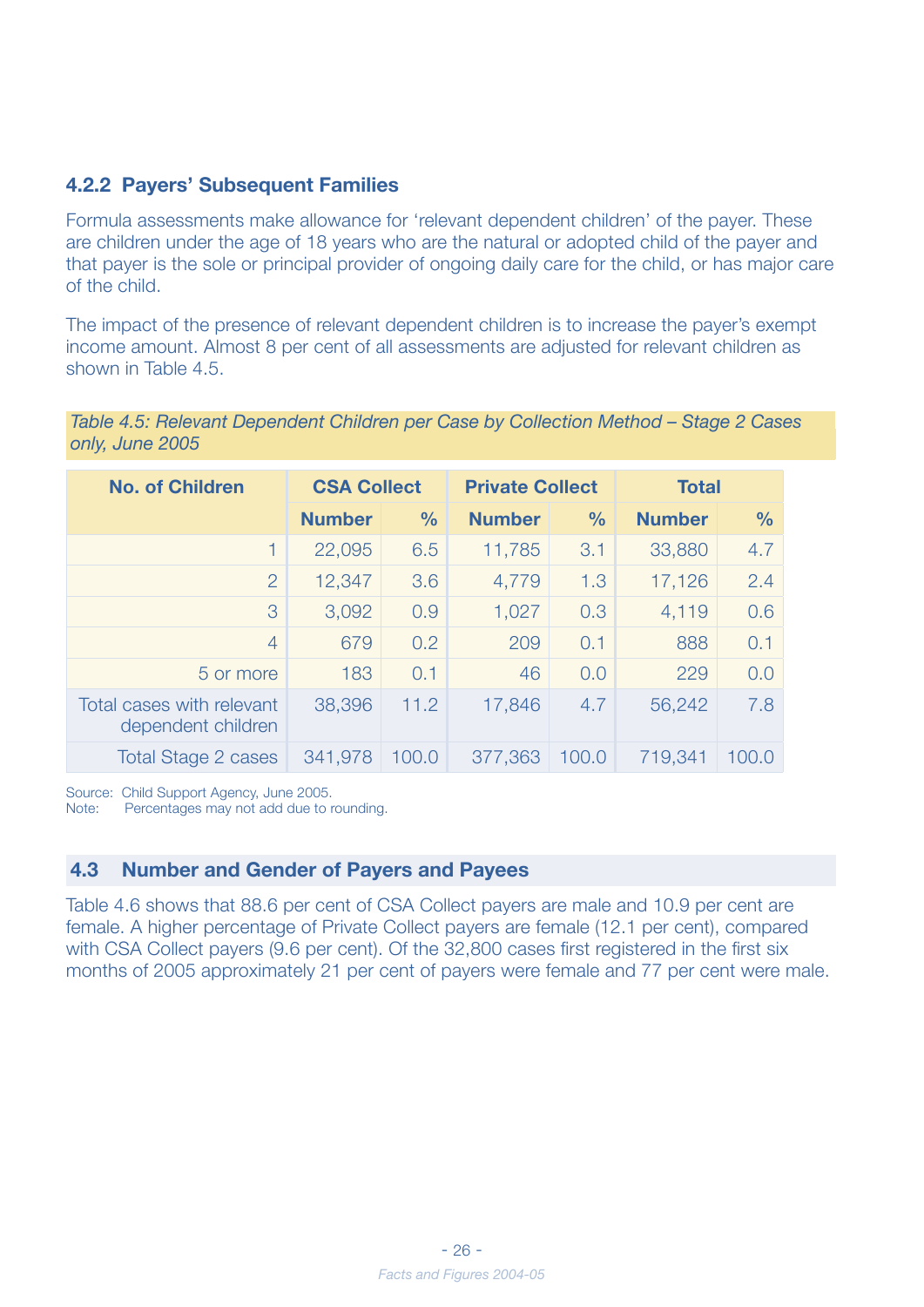### 4.2.2 Payers' Subsequent Families

Formula assessments make allowance for 'relevant dependent children' of the payer. These are children under the age of 18 years who are the natural or adopted child of the payer and that payer is the sole or principal provider of ongoing daily care for the child, or has major care of the child.

The impact of the presence of relevant dependent children is to increase the payer's exempt income amount. Almost 8 per cent of all assessments are adjusted for relevant children as shown in Table 4.5.

*Table 4.5: Relevant Dependent Children per Case by Collection Method – Stage 2 Cases only, June 2005*

| No. of Children | CSA Collect | | Private Collect | | Total | |
|---|---|---|---|---|---|---|
| | Number | % | Number | % | Number | % |
| 1 | 22,095 | 6.5 | 11,785 | 3.1 | 33,880 | 4.7 |
| 2 | 12,347 | 3.6 | 4,779 | 1.3 | 17,126 | 2.4 |
| 3 | 3,092 | 0.9 | 1,027 | 0.3 | 4,119 | 0.6 |
| 4 | 679 | 0.2 | 209 | 0.1 | 888 | 0.1 |
| 5 or more | 183 | 0.1 | 46 | 0.0 | 229 | 0.0 |
| Total cases with relevant dependent children | 38,396 | 11.2 | 17,846 | 4.7 | 56,242 | 7.8 |
| Total Stage 2 cases | 341,978 | 100.0 | 377,363 | 100.0 | 719,341 | 100.0 |

Source: Child Support Agency, June 2005.
Note: Percentages may not add due to rounding.

## 4.3 Number and Gender of Payers and Payees

Table 4.6 shows that 88.6 per cent of CSA Collect payers are male and 10.9 per cent are female. A higher percentage of Private Collect payers are female (12.1 per cent), compared with CSA Collect payers (9.6 per cent). Of the 32,800 cases first registered in the first six months of 2005 approximately 21 per cent of payers were female and 77 per cent were male.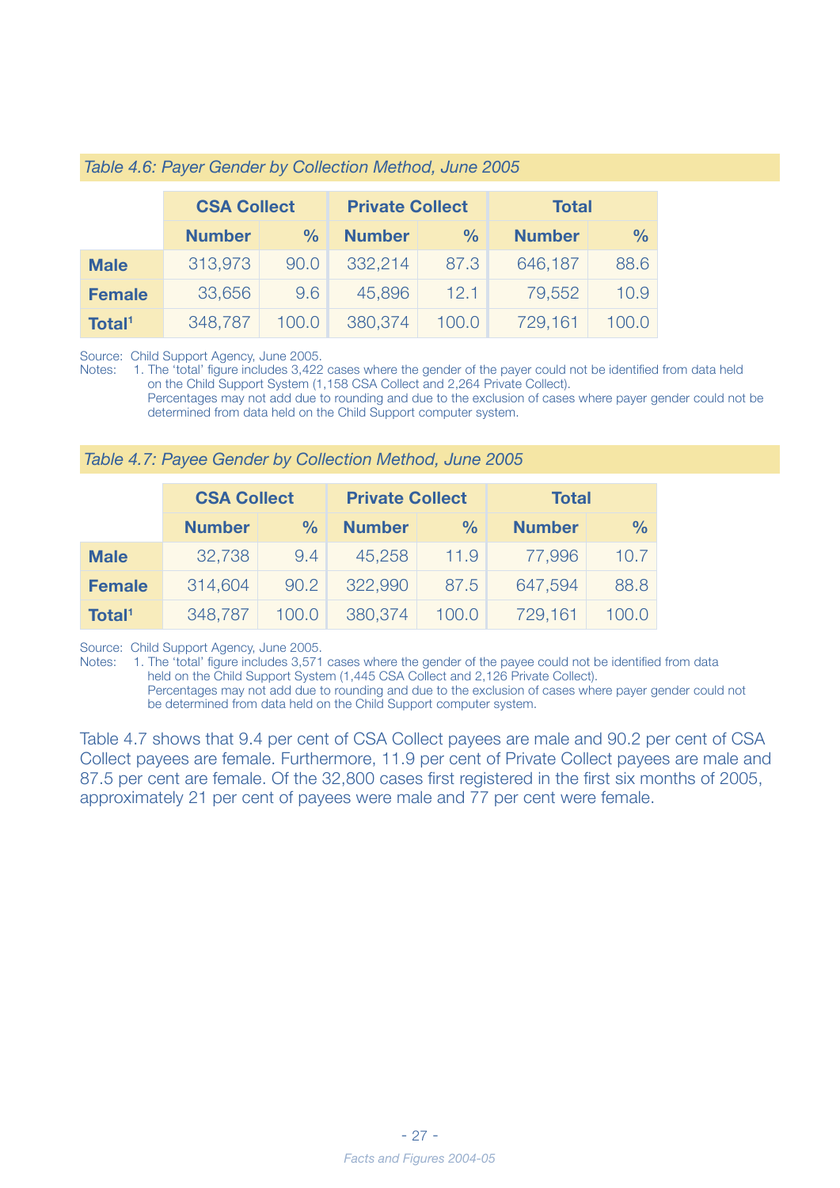*Table 4.6: Payer Gender by Collection Method, June 2005*

| | CSA Collect | | Private Collect | | Total | |
|---|---|---|---|---|---|---|
| | **Number** | **%** | **Number** | **%** | **Number** | **%** |
| **Male** | 313,973 | 90.0 | 332,214 | 87.3 | 646,187 | 88.6 |
| **Female** | 33,656 | 9.6 | 45,896 | 12.1 | 79,552 | 10.9 |
| **Total[1]** | 348,787 | 100.0 | 380,374 | 100.0 | 729,161 | 100.0 |

Source: Child Support Agency, June 2005.
Notes: 1. The 'total' figure includes 3,422 cases where the gender of the payer could not be identified from data held on the Child Support System (1,158 CSA Collect and 2,264 Private Collect).
Percentages may not add due to rounding and due to the exclusion of cases where payer gender could not be determined from data held on the Child Support computer system.

*Table 4.7: Payee Gender by Collection Method, June 2005*

| | CSA Collect | | Private Collect | | Total | |
|---|---|---|---|---|---|---|
| | **Number** | **%** | **Number** | **%** | **Number** | **%** |
| **Male** | 32,738 | 9.4 | 45,258 | 11.9 | 77,996 | 10.7 |
| **Female** | 314,604 | 90.2 | 322,990 | 87.5 | 647,594 | 88.8 |
| **Total[1]** | 348,787 | 100.0 | 380,374 | 100.0 | 729,161 | 100.0 |

Source: Child Support Agency, June 2005.
Notes: 1. The 'total' figure includes 3,571 cases where the gender of the payee could not be identified from data held on the Child Support System (1,445 CSA Collect and 2,126 Private Collect).
Percentages may not add due to rounding and due to the exclusion of cases where payer gender could not be determined from data held on the Child Support computer system.

Table 4.7 shows that 9.4 per cent of CSA Collect payees are male and 90.2 per cent of CSA Collect payees are female. Furthermore, 11.9 per cent of Private Collect payees are male and 87.5 per cent are female. Of the 32,800 cases first registered in the first six months of 2005, approximately 21 per cent of payees were male and 77 per cent were female.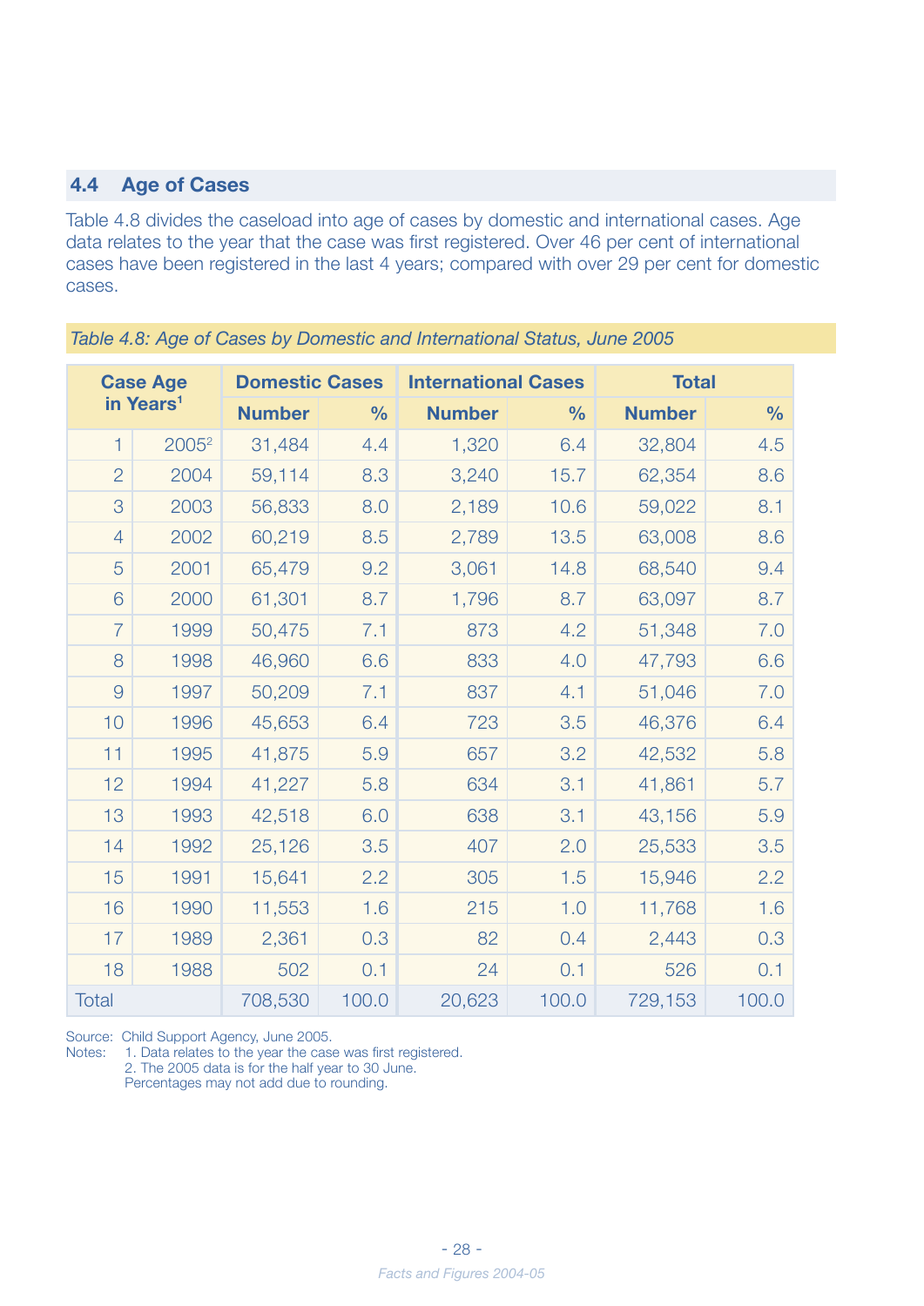## 4.4 Age of Cases

Table 4.8 divides the caseload into age of cases by domestic and international cases. Age data relates to the year that the case was first registered. Over 46 per cent of international cases have been registered in the last 4 years; compared with over 29 per cent for domestic cases.

*Table 4.8: Age of Cases by Domestic and International Status, June 2005*

| Case Age in Years[1] | | Domestic Cases | | International Cases | | Total | |
|---|---|---|---|---|---|---|---|
| | | Number | % | Number | % | Number | % |
| 1 | 2005[2] | 31,484 | 4.4 | 1,320 | 6.4 | 32,804 | 4.5 |
| 2 | 2004 | 59,114 | 8.3 | 3,240 | 15.7 | 62,354 | 8.6 |
| 3 | 2003 | 56,833 | 8.0 | 2,189 | 10.6 | 59,022 | 8.1 |
| 4 | 2002 | 60,219 | 8.5 | 2,789 | 13.5 | 63,008 | 8.6 |
| 5 | 2001 | 65,479 | 9.2 | 3,061 | 14.8 | 68,540 | 9.4 |
| 6 | 2000 | 61,301 | 8.7 | 1,796 | 8.7 | 63,097 | 8.7 |
| 7 | 1999 | 50,475 | 7.1 | 873 | 4.2 | 51,348 | 7.0 |
| 8 | 1998 | 46,960 | 6.6 | 833 | 4.0 | 47,793 | 6.6 |
| 9 | 1997 | 50,209 | 7.1 | 837 | 4.1 | 51,046 | 7.0 |
| 10 | 1996 | 45,653 | 6.4 | 723 | 3.5 | 46,376 | 6.4 |
| 11 | 1995 | 41,875 | 5.9 | 657 | 3.2 | 42,532 | 5.8 |
| 12 | 1994 | 41,227 | 5.8 | 634 | 3.1 | 41,861 | 5.7 |
| 13 | 1993 | 42,518 | 6.0 | 638 | 3.1 | 43,156 | 5.9 |
| 14 | 1992 | 25,126 | 3.5 | 407 | 2.0 | 25,533 | 3.5 |
| 15 | 1991 | 15,641 | 2.2 | 305 | 1.5 | 15,946 | 2.2 |
| 16 | 1990 | 11,553 | 1.6 | 215 | 1.0 | 11,768 | 1.6 |
| 17 | 1989 | 2,361 | 0.3 | 82 | 0.4 | 2,443 | 0.3 |
| 18 | 1988 | 502 | 0.1 | 24 | 0.1 | 526 | 0.1 |
| Total | | 708,530 | 100.0 | 20,623 | 100.0 | 729,153 | 100.0 |

Source: Child Support Agency, June 2005.

Notes:
1. Data relates to the year the case was first registered.
2. The 2005 data is for the half year to 30 June.

Percentages may not add due to rounding.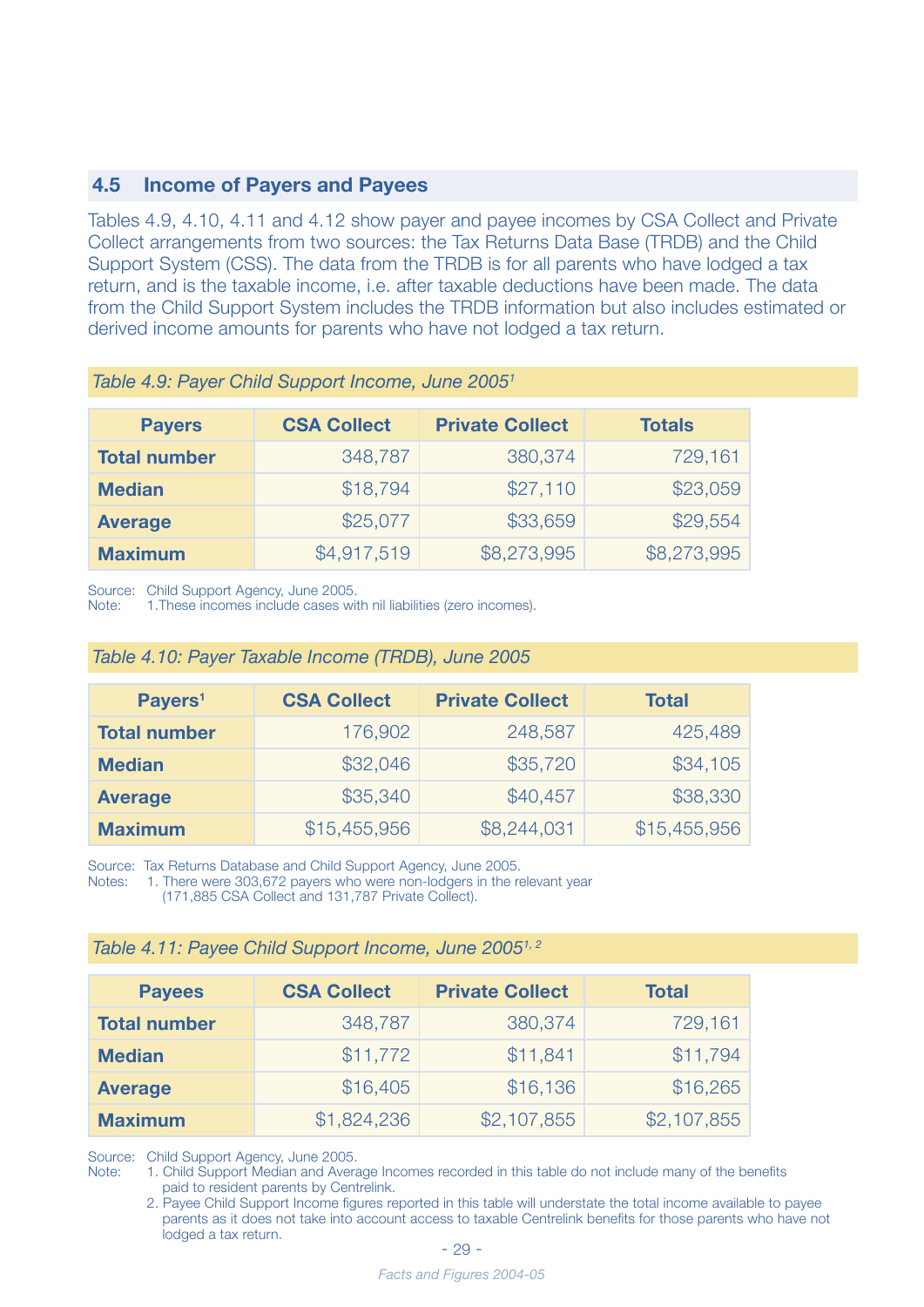## 4.5 Income of Payers and Payees

Tables 4.9, 4.10, 4.11 and 4.12 show payer and payee incomes by CSA Collect and Private Collect arrangements from two sources: the Tax Returns Data Base (TRDB) and the Child Support System (CSS). The data from the TRDB is for all parents who have lodged a tax return, and is the taxable income, i.e. after taxable deductions have been made. The data from the Child Support System includes the TRDB information but also includes estimated or derived income amounts for parents who have not lodged a tax return.

*Table 4.9: Payer Child Support Income, June 2005[1]*

| Payers | CSA Collect | Private Collect | Totals |
|---|---|---|---|
| **Total number** | 348,787 | 380,374 | 729,161 |
| **Median** | $18,794 | $27,110 | $23,059 |
| **Average** | $25,077 | $33,659 | $29,554 |
| **Maximum** | $4,917,519 | $8,273,995 | $8,273,995 |

Source: Child Support Agency, June 2005.
Note: 1.These incomes include cases with nil liabilities (zero incomes).

*Table 4.10: Payer Taxable Income (TRDB), June 2005*

| Payers[1] | CSA Collect | Private Collect | Total |
|---|---|---|---|
| **Total number** | 176,902 | 248,587 | 425,489 |
| **Median** | $32,046 | $35,720 | $34,105 |
| **Average** | $35,340 | $40,457 | $38,330 |
| **Maximum** | $15,455,956 | $8,244,031 | $15,455,956 |

Source: Tax Returns Database and Child Support Agency, June 2005.
Notes: 1. There were 303,672 payers who were non-lodgers in the relevant year (171,885 CSA Collect and 131,787 Private Collect).

*Table 4.11: Payee Child Support Income, June 2005[1, 2]*

| Payees | CSA Collect | Private Collect | Total |
|---|---|---|---|
| **Total number** | 348,787 | 380,374 | 729,161 |
| **Median** | $11,772 | $11,841 | $11,794 |
| **Average** | $16,405 | $16,136 | $16,265 |
| **Maximum** | $1,824,236 | $2,107,855 | $2,107,855 |

Source: Child Support Agency, June 2005.
Note: 1. Child Support Median and Average Incomes recorded in this table do not include many of the benefits paid to resident parents by Centrelink.
2. Payee Child Support Income figures reported in this table will understate the total income available to payee parents as it does not take into account access to taxable Centrelink benefits for those parents who have not lodged a tax return.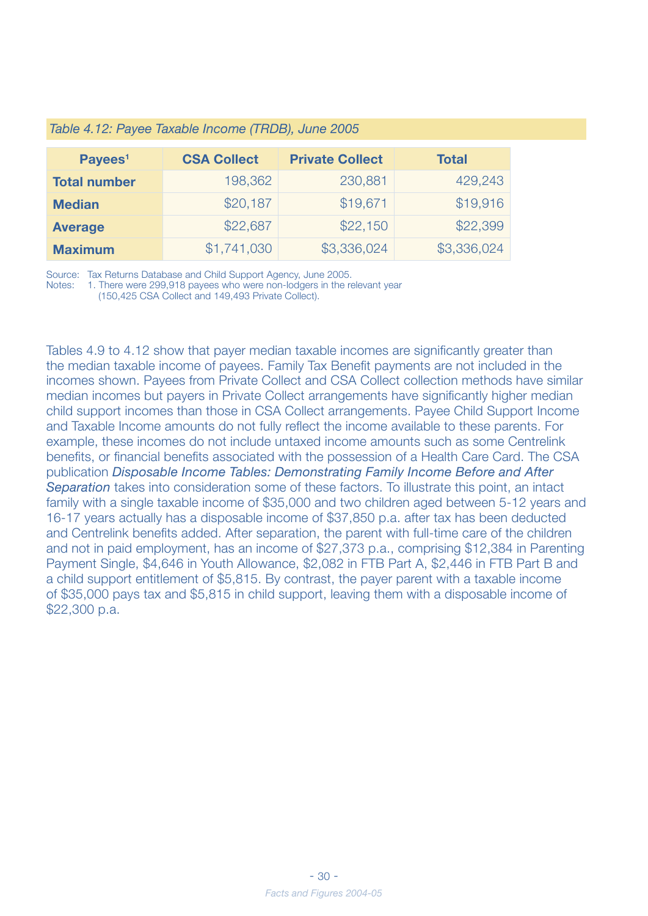*Table 4.12: Payee Taxable Income (TRDB), June 2005*

| Payees[1] | CSA Collect | Private Collect | Total |
|---|---|---|---|
| **Total number** | 198,362 | 230,881 | 429,243 |
| **Median** | $20,187 | $19,671 | $19,916 |
| **Average** | $22,687 | $22,150 | $22,399 |
| **Maximum** | $1,741,030 | $3,336,024 | $3,336,024 |

Source: Tax Returns Database and Child Support Agency, June 2005.
Notes: 1. There were 299,918 payees who were non-lodgers in the relevant year (150,425 CSA Collect and 149,493 Private Collect).

Tables 4.9 to 4.12 show that payer median taxable incomes are significantly greater than the median taxable income of payees. Family Tax Benefit payments are not included in the incomes shown. Payees from Private Collect and CSA Collect collection methods have similar median incomes but payers in Private Collect arrangements have significantly higher median child support incomes than those in CSA Collect arrangements. Payee Child Support Income and Taxable Income amounts do not fully reflect the income available to these parents. For example, these incomes do not include untaxed income amounts such as some Centrelink benefits, or financial benefits associated with the possession of a Health Care Card. The CSA publication *Disposable Income Tables: Demonstrating Family Income Before and After Separation* takes into consideration some of these factors. To illustrate this point, an intact family with a single taxable income of $35,000 and two children aged between 5-12 years and 16-17 years actually has a disposable income of $37,850 p.a. after tax has been deducted and Centrelink benefits added. After separation, the parent with full-time care of the children and not in paid employment, has an income of $27,373 p.a., comprising $12,384 in Parenting Payment Single, $4,646 in Youth Allowance, $2,082 in FTB Part A, $2,446 in FTB Part B and a child support entitlement of $5,815. By contrast, the payer parent with a taxable income of $35,000 pays tax and $5,815 in child support, leaving them with a disposable income of $22,300 p.a.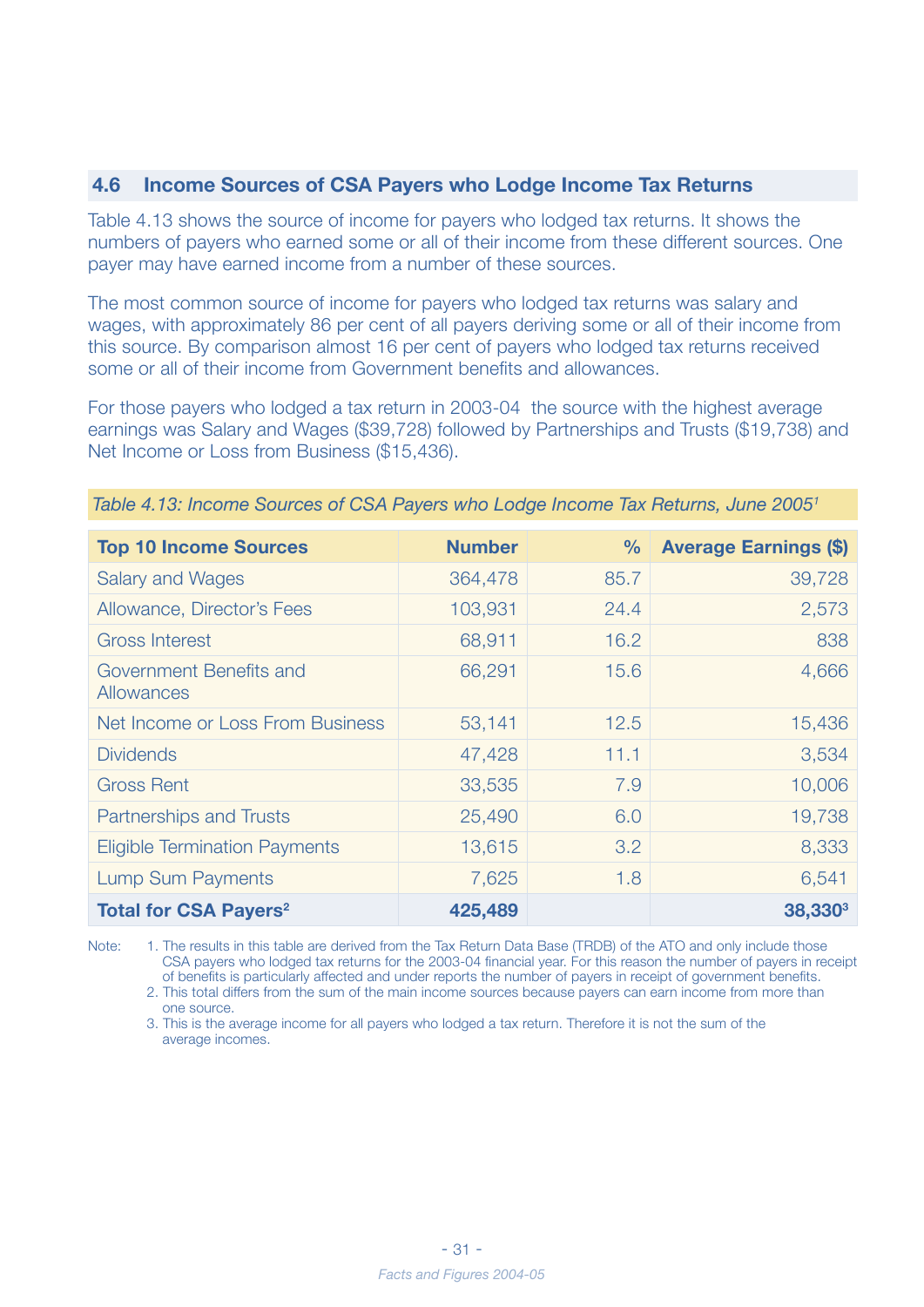## 4.6 Income Sources of CSA Payers who Lodge Income Tax Returns

Table 4.13 shows the source of income for payers who lodged tax returns. It shows the numbers of payers who earned some or all of their income from these different sources. One payer may have earned income from a number of these sources.

The most common source of income for payers who lodged tax returns was salary and wages, with approximately 86 per cent of all payers deriving some or all of their income from this source. By comparison almost 16 per cent of payers who lodged tax returns received some or all of their income from Government benefits and allowances.

For those payers who lodged a tax return in 2003-04 the source with the highest average earnings was Salary and Wages ($39,728) followed by Partnerships and Trusts ($19,738) and Net Income or Loss from Business ($15,436).

*Table 4.13: Income Sources of CSA Payers who Lodge Income Tax Returns, June 2005[1]*

| Top 10 Income Sources | Number | % | Average Earnings ($) |
|---|---|---|---|
| Salary and Wages | 364,478 | 85.7 | 39,728 |
| Allowance, Director's Fees | 103,931 | 24.4 | 2,573 |
| Gross Interest | 68,911 | 16.2 | 838 |
| Government Benefits and Allowances | 66,291 | 15.6 | 4,666 |
| Net Income or Loss From Business | 53,141 | 12.5 | 15,436 |
| Dividends | 47,428 | 11.1 | 3,534 |
| Gross Rent | 33,535 | 7.9 | 10,006 |
| Partnerships and Trusts | 25,490 | 6.0 | 19,738 |
| Eligible Termination Payments | 13,615 | 3.2 | 8,333 |
| Lump Sum Payments | 7,625 | 1.8 | 6,541 |
| **Total for CSA Payers[2]** | **425,489** | | **38,330[3]** |

Note:
1. The results in this table are derived from the Tax Return Data Base (TRDB) of the ATO and only include those CSA payers who lodged tax returns for the 2003-04 financial year. For this reason the number of payers in receipt of benefits is particularly affected and under reports the number of payers in receipt of government benefits.
2. This total differs from the sum of the main income sources because payers can earn income from more than one source.
3. This is the average income for all payers who lodged a tax return. Therefore it is not the sum of the average incomes.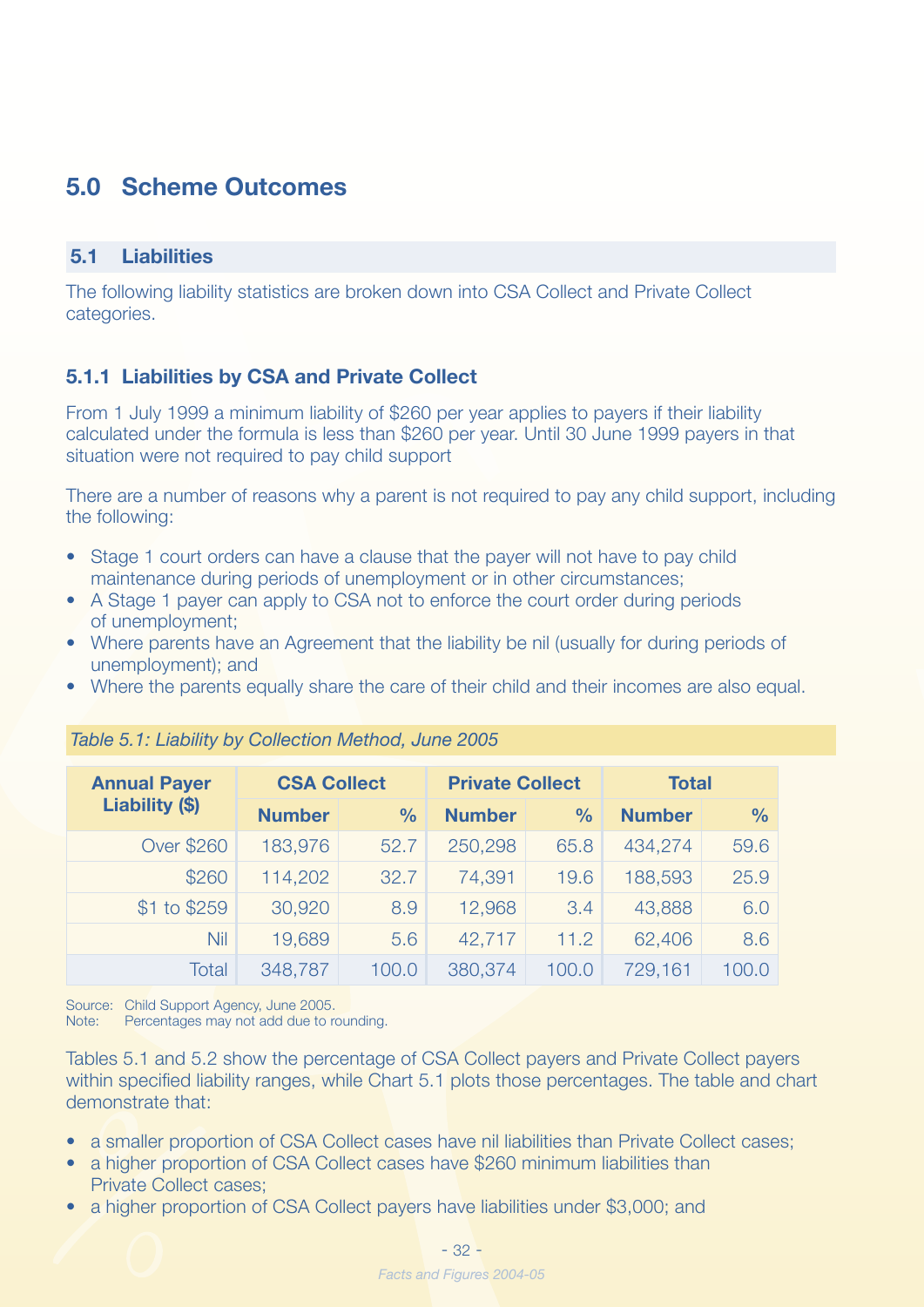# 5.0 Scheme Outcomes

## 5.1 Liabilities

The following liability statistics are broken down into CSA Collect and Private Collect categories.

### 5.1.1 Liabilities by CSA and Private Collect

From 1 July 1999 a minimum liability of $260 per year applies to payers if their liability calculated under the formula is less than $260 per year. Until 30 June 1999 payers in that situation were not required to pay child support

There are a number of reasons why a parent is not required to pay any child support, including the following:

- Stage 1 court orders can have a clause that the payer will not have to pay child maintenance during periods of unemployment or in other circumstances;
- A Stage 1 payer can apply to CSA not to enforce the court order during periods of unemployment;
- Where parents have an Agreement that the liability be nil (usually for during periods of unemployment); and
- Where the parents equally share the care of their child and their incomes are also equal.

*Table 5.1: Liability by Collection Method, June 2005*

| Annual Payer Liability ($) | CSA Collect | | Private Collect | | Total | |
|---|---|---|---|---|---|---|
| | Number | % | Number | % | Number | % |
| Over $260 | 183,976 | 52.7 | 250,298 | 65.8 | 434,274 | 59.6 |
| $260 | 114,202 | 32.7 | 74,391 | 19.6 | 188,593 | 25.9 |
| $1 to $259 | 30,920 | 8.9 | 12,968 | 3.4 | 43,888 | 6.0 |
| Nil | 19,689 | 5.6 | 42,717 | 11.2 | 62,406 | 8.6 |
| Total | 348,787 | 100.0 | 380,374 | 100.0 | 729,161 | 100.0 |

Source: Child Support Agency, June 2005.
Note: Percentages may not add due to rounding.

Tables 5.1 and 5.2 show the percentage of CSA Collect payers and Private Collect payers within specified liability ranges, while Chart 5.1 plots those percentages. The table and chart demonstrate that:

- a smaller proportion of CSA Collect cases have nil liabilities than Private Collect cases;
- a higher proportion of CSA Collect cases have $260 minimum liabilities than Private Collect cases;
- a higher proportion of CSA Collect payers have liabilities under $3,000; and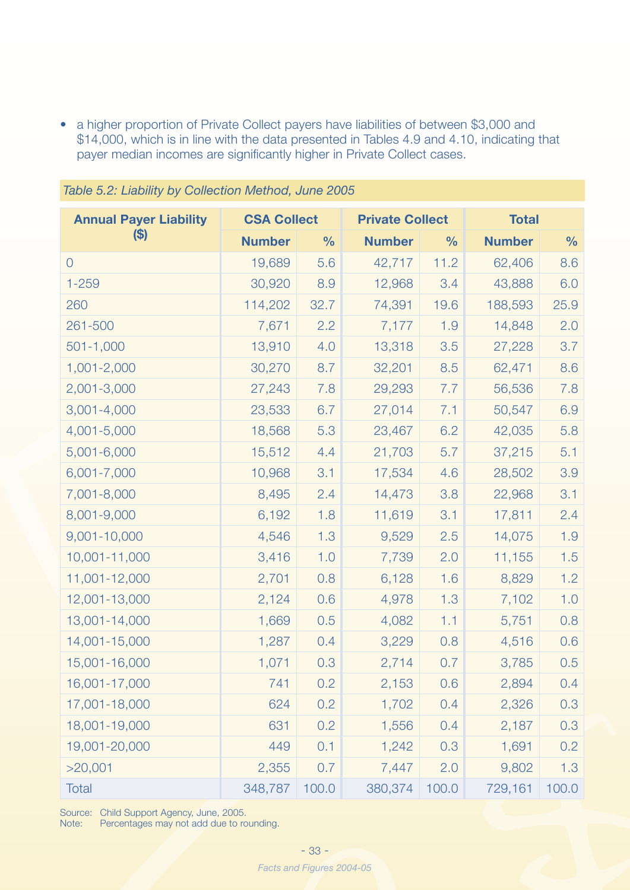- a higher proportion of Private Collect payers have liabilities of between $3,000 and $14,000, which is in line with the data presented in Tables 4.9 and 4.10, indicating that payer median incomes are significantly higher in Private Collect cases.

*Table 5.2: Liability by Collection Method, June 2005*

| Annual Payer Liability ($) | CSA Collect | | Private Collect | | Total | |
|---|---|---|---|---|---|---|
| | Number | % | Number | % | Number | % |
| 0 | 19,689 | 5.6 | 42,717 | 11.2 | 62,406 | 8.6 |
| 1-259 | 30,920 | 8.9 | 12,968 | 3.4 | 43,888 | 6.0 |
| 260 | 114,202 | 32.7 | 74,391 | 19.6 | 188,593 | 25.9 |
| 261-500 | 7,671 | 2.2 | 7,177 | 1.9 | 14,848 | 2.0 |
| 501-1,000 | 13,910 | 4.0 | 13,318 | 3.5 | 27,228 | 3.7 |
| 1,001-2,000 | 30,270 | 8.7 | 32,201 | 8.5 | 62,471 | 8.6 |
| 2,001-3,000 | 27,243 | 7.8 | 29,293 | 7.7 | 56,536 | 7.8 |
| 3,001-4,000 | 23,533 | 6.7 | 27,014 | 7.1 | 50,547 | 6.9 |
| 4,001-5,000 | 18,568 | 5.3 | 23,467 | 6.2 | 42,035 | 5.8 |
| 5,001-6,000 | 15,512 | 4.4 | 21,703 | 5.7 | 37,215 | 5.1 |
| 6,001-7,000 | 10,968 | 3.1 | 17,534 | 4.6 | 28,502 | 3.9 |
| 7,001-8,000 | 8,495 | 2.4 | 14,473 | 3.8 | 22,968 | 3.1 |
| 8,001-9,000 | 6,192 | 1.8 | 11,619 | 3.1 | 17,811 | 2.4 |
| 9,001-10,000 | 4,546 | 1.3 | 9,529 | 2.5 | 14,075 | 1.9 |
| 10,001-11,000 | 3,416 | 1.0 | 7,739 | 2.0 | 11,155 | 1.5 |
| 11,001-12,000 | 2,701 | 0.8 | 6,128 | 1.6 | 8,829 | 1.2 |
| 12,001-13,000 | 2,124 | 0.6 | 4,978 | 1.3 | 7,102 | 1.0 |
| 13,001-14,000 | 1,669 | 0.5 | 4,082 | 1.1 | 5,751 | 0.8 |
| 14,001-15,000 | 1,287 | 0.4 | 3,229 | 0.8 | 4,516 | 0.6 |
| 15,001-16,000 | 1,071 | 0.3 | 2,714 | 0.7 | 3,785 | 0.5 |
| 16,001-17,000 | 741 | 0.2 | 2,153 | 0.6 | 2,894 | 0.4 |
| 17,001-18,000 | 624 | 0.2 | 1,702 | 0.4 | 2,326 | 0.3 |
| 18,001-19,000 | 631 | 0.2 | 1,556 | 0.4 | 2,187 | 0.3 |
| 19,001-20,000 | 449 | 0.1 | 1,242 | 0.3 | 1,691 | 0.2 |
| >20,001 | 2,355 | 0.7 | 7,447 | 2.0 | 9,802 | 1.3 |
| Total | 348,787 | 100.0 | 380,374 | 100.0 | 729,161 | 100.0 |

Source: Child Support Agency, June, 2005.
Note: Percentages may not add due to rounding.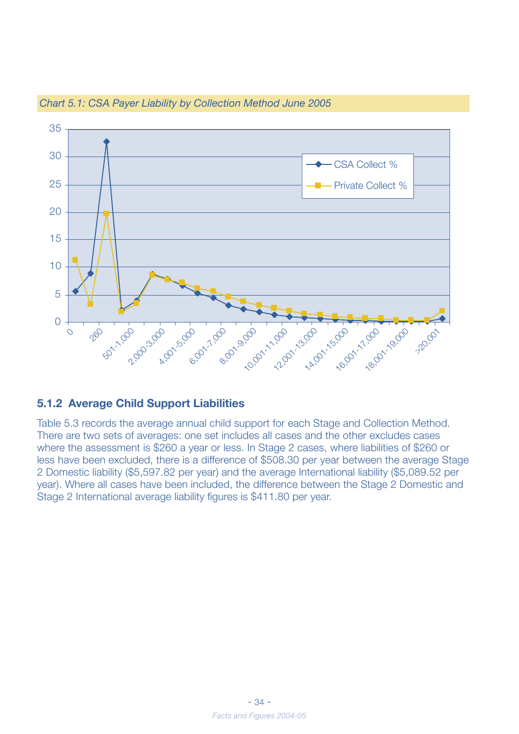*Chart 5.1: CSA Payer Liability by Collection Method June 2005*

### 5.1.2 Average Child Support Liabilities

Table 5.3 records the average annual child support for each Stage and Collection Method. There are two sets of averages: one set includes all cases and the other excludes cases where the assessment is $260 a year or less. In Stage 2 cases, where liabilities of $260 or less have been excluded, there is a difference of $508.30 per year between the average Stage 2 Domestic liability ($5,597.82 per year) and the average International liability ($5,089.52 per year). Where all cases have been included, the difference between the Stage 2 Domestic and Stage 2 International average liability figures is $411.80 per year.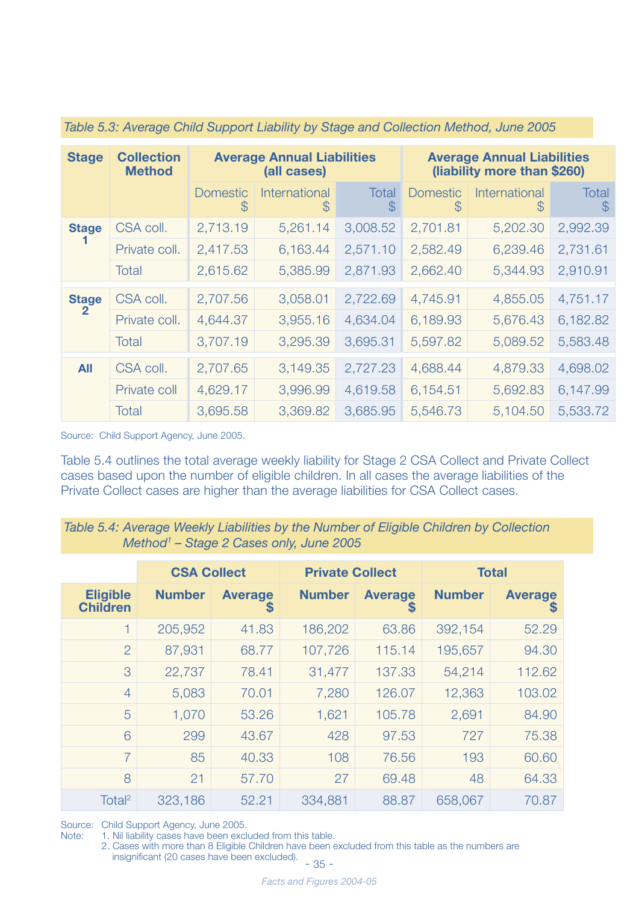*Table 5.3: Average Child Support Liability by Stage and Collection Method, June 2005*

| Stage | Collection Method | Average Annual Liabilities (all cases) | | | Average Annual Liabilities (liability more than $260) | | |
|---|---|---|---|---|---|---|---|
| | | Domestic $ | International $ | Total $ | Domestic $ | International $ | Total $ |
| **Stage 1** | CSA coll. | 2,713.19 | 5,261.14 | 3,008.52 | 2,701.81 | 5,202.30 | 2,992.39 |
| | Private coll. | 2,417.53 | 6,163.44 | 2,571.10 | 2,582.49 | 6,239.46 | 2,731.61 |
| | Total | 2,615.62 | 5,385.99 | 2,871.93 | 2,662.40 | 5,344.93 | 2,910.91 |
| **Stage 2** | CSA coll. | 2,707.56 | 3,058.01 | 2,722.69 | 4,745.91 | 4,855.05 | 4,751.17 |
| | Private coll. | 4,644.37 | 3,955.16 | 4,634.04 | 6,189.93 | 5,676.43 | 6,182.82 |
| | Total | 3,707.19 | 3,295.39 | 3,695.31 | 5,597.82 | 5,089.52 | 5,583.48 |
| **All** | CSA coll. | 2,707.65 | 3,149.35 | 2,727.23 | 4,688.44 | 4,879.33 | 4,698.02 |
| | Private coll | 4,629.17 | 3,996.99 | 4,619.58 | 6,154.51 | 5,692.83 | 6,147.99 |
| | Total | 3,695.58 | 3,369.82 | 3,685.95 | 5,546.73 | 5,104.50 | 5,533.72 |

Source: Child Support Agency, June 2005.

Table 5.4 outlines the total average weekly liability for Stage 2 CSA Collect and Private Collect cases based upon the number of eligible children. In all cases the average liabilities of the Private Collect cases are higher than the average liabilities for CSA Collect cases.

*Table 5.4: Average Weekly Liabilities by the Number of Eligible Children by Collection Method[1] – Stage 2 Cases only, June 2005*

| | CSA Collect | | Private Collect | | Total | |
|---|---|---|---|---|---|---|
| **Eligible Children** | **Number** | **Average $** | **Number** | **Average $** | **Number** | **Average $** |
| 1 | 205,952 | 41.83 | 186,202 | 63.86 | 392,154 | 52.29 |
| 2 | 87,931 | 68.77 | 107,726 | 115.14 | 195,657 | 94.30 |
| 3 | 22,737 | 78.41 | 31,477 | 137.33 | 54,214 | 112.62 |
| 4 | 5,083 | 70.01 | 7,280 | 126.07 | 12,363 | 103.02 |
| 5 | 1,070 | 53.26 | 1,621 | 105.78 | 2,691 | 84.90 |
| 6 | 299 | 43.67 | 428 | 97.53 | 727 | 75.38 |
| 7 | 85 | 40.33 | 108 | 76.56 | 193 | 60.60 |
| 8 | 21 | 57.70 | 27 | 69.48 | 48 | 64.33 |
| Total[2] | 323,186 | 52.21 | 334,881 | 88.87 | 658,067 | 70.87 |

Source: Child Support Agency, June 2005.
Note: 1. Nil liability cases have been excluded from this table.
2. Cases with more than 8 Eligible Children have been excluded from this table as the numbers are insignificant (20 cases have been excluded).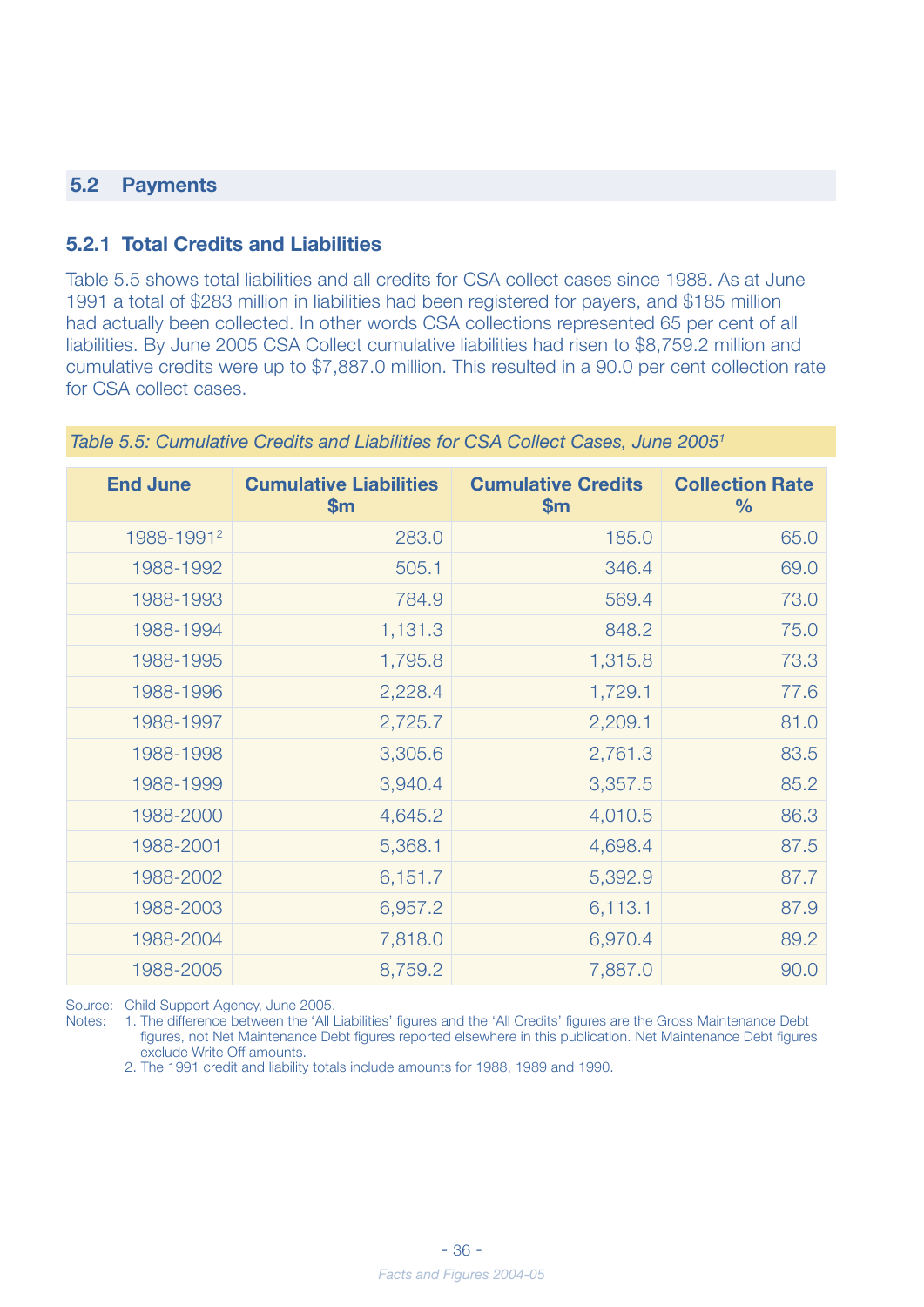## 5.2 Payments

### 5.2.1 Total Credits and Liabilities

Table 5.5 shows total liabilities and all credits for CSA collect cases since 1988. As at June 1991 a total of $283 million in liabilities had been registered for payers, and $185 million had actually been collected. In other words CSA collections represented 65 per cent of all liabilities. By June 2005 CSA Collect cumulative liabilities had risen to $8,759.2 million and cumulative credits were up to $7,887.0 million. This resulted in a 90.0 per cent collection rate for CSA collect cases.

*Table 5.5: Cumulative Credits and Liabilities for CSA Collect Cases, June 2005[1]*

| End June | Cumulative Liabilities $m | Cumulative Credits $m | Collection Rate % |
|---|---|---|---|
| 1988-1991[2] | 283.0 | 185.0 | 65.0 |
| 1988-1992 | 505.1 | 346.4 | 69.0 |
| 1988-1993 | 784.9 | 569.4 | 73.0 |
| 1988-1994 | 1,131.3 | 848.2 | 75.0 |
| 1988-1995 | 1,795.8 | 1,315.8 | 73.3 |
| 1988-1996 | 2,228.4 | 1,729.1 | 77.6 |
| 1988-1997 | 2,725.7 | 2,209.1 | 81.0 |
| 1988-1998 | 3,305.6 | 2,761.3 | 83.5 |
| 1988-1999 | 3,940.4 | 3,357.5 | 85.2 |
| 1988-2000 | 4,645.2 | 4,010.5 | 86.3 |
| 1988-2001 | 5,368.1 | 4,698.4 | 87.5 |
| 1988-2002 | 6,151.7 | 5,392.9 | 87.7 |
| 1988-2003 | 6,957.2 | 6,113.1 | 87.9 |
| 1988-2004 | 7,818.0 | 6,970.4 | 89.2 |
| 1988-2005 | 8,759.2 | 7,887.0 | 90.0 |

Source: Child Support Agency, June 2005.

Notes:
1. The difference between the 'All Liabilities' figures and the 'All Credits' figures are the Gross Maintenance Debt figures, not Net Maintenance Debt figures reported elsewhere in this publication. Net Maintenance Debt figures exclude Write Off amounts.
2. The 1991 credit and liability totals include amounts for 1988, 1989 and 1990.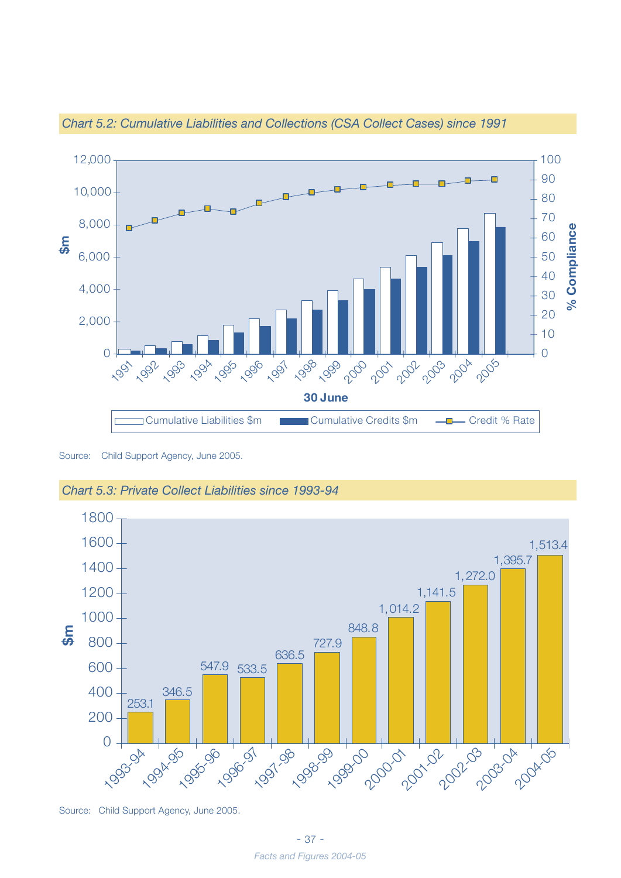*Chart 5.2: Cumulative Liabilities and Collections (CSA Collect Cases) since 1991*

Source: Child Support Agency, June 2005.

*Chart 5.3: Private Collect Liabilities since 1993-94*

| Year | $m |
|---|---|
| 1993-94 | 253.1 |
| 1994-95 | 346.5 |
| 1995-96 | 547.9 |
| 1996-97 | 533.5 |
| 1997-98 | 636.5 |
| 1998-99 | 727.9 |
| 1999-00 | 848.8 |
| 2000-01 | 1,014.2 |
| 2001-02 | 1,141.5 |
| 2002-03 | 1,272.0 |
| 2003-04 | 1,395.7 |
| 2004-05 | 1,513.4 |

Source: Child Support Agency, June 2005.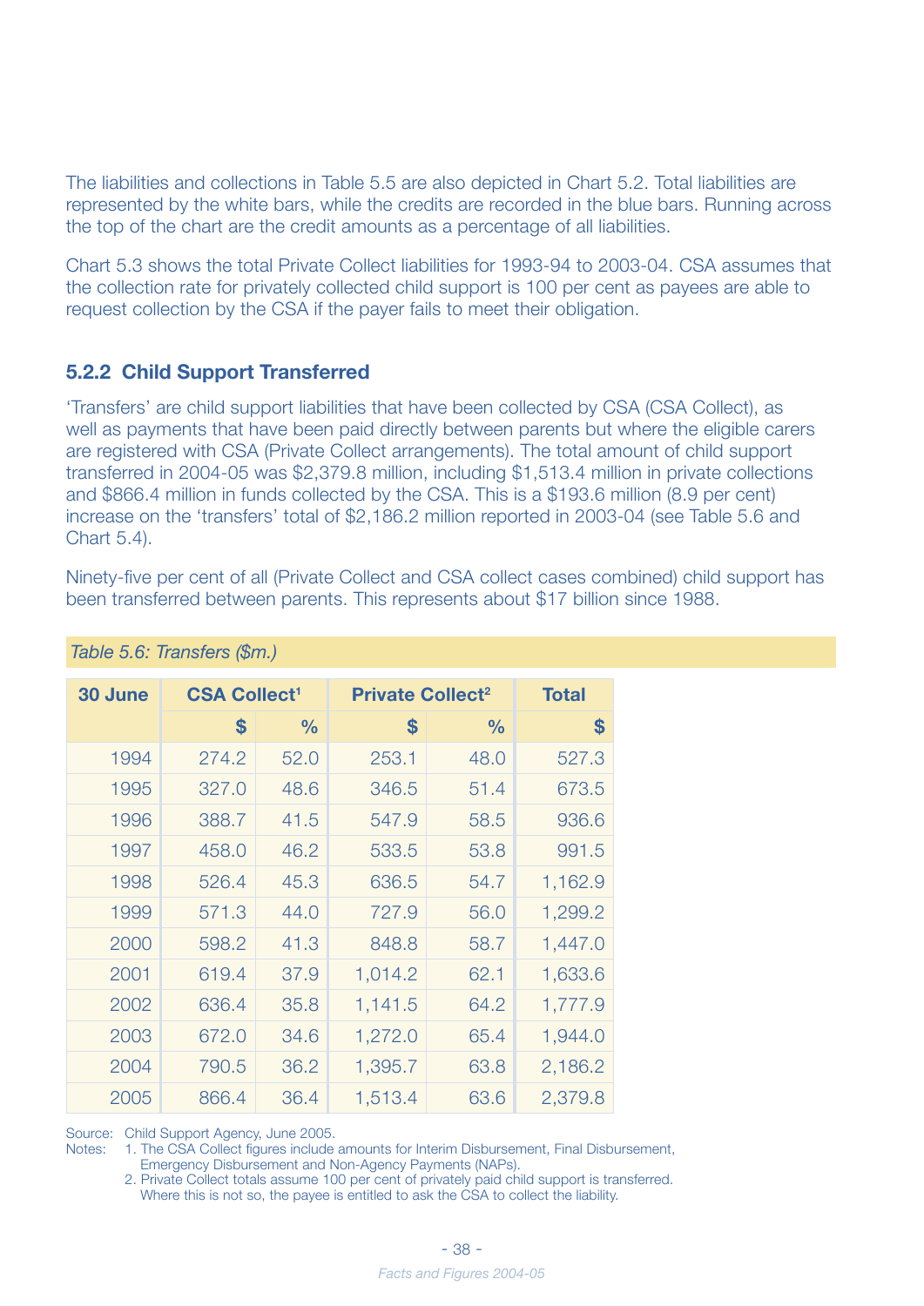The liabilities and collections in Table 5.5 are also depicted in Chart 5.2. Total liabilities are represented by the white bars, while the credits are recorded in the blue bars. Running across the top of the chart are the credit amounts as a percentage of all liabilities.

Chart 5.3 shows the total Private Collect liabilities for 1993-94 to 2003-04. CSA assumes that the collection rate for privately collected child support is 100 per cent as payees are able to request collection by the CSA if the payer fails to meet their obligation.

### 5.2.2 Child Support Transferred

'Transfers' are child support liabilities that have been collected by CSA (CSA Collect), as well as payments that have been paid directly between parents but where the eligible carers are registered with CSA (Private Collect arrangements). The total amount of child support transferred in 2004-05 was $2,379.8 million, including $1,513.4 million in private collections and $866.4 million in funds collected by the CSA. This is a $193.6 million (8.9 per cent) increase on the 'transfers' total of $2,186.2 million reported in 2003-04 (see Table 5.6 and Chart 5.4).

Ninety-five per cent of all (Private Collect and CSA collect cases combined) child support has been transferred between parents. This represents about $17 billion since 1988.

*Table 5.6: Transfers ($m.)*

| 30 June | CSA Collect[1] | | Private Collect[2] | | Total |
|---|---|---|---|---|---|
| | $ | % | $ | % | $ |
| 1994 | 274.2 | 52.0 | 253.1 | 48.0 | 527.3 |
| 1995 | 327.0 | 48.6 | 346.5 | 51.4 | 673.5 |
| 1996 | 388.7 | 41.5 | 547.9 | 58.5 | 936.6 |
| 1997 | 458.0 | 46.2 | 533.5 | 53.8 | 991.5 |
| 1998 | 526.4 | 45.3 | 636.5 | 54.7 | 1,162.9 |
| 1999 | 571.3 | 44.0 | 727.9 | 56.0 | 1,299.2 |
| 2000 | 598.2 | 41.3 | 848.8 | 58.7 | 1,447.0 |
| 2001 | 619.4 | 37.9 | 1,014.2 | 62.1 | 1,633.6 |
| 2002 | 636.4 | 35.8 | 1,141.5 | 64.2 | 1,777.9 |
| 2003 | 672.0 | 34.6 | 1,272.0 | 65.4 | 1,944.0 |
| 2004 | 790.5 | 36.2 | 1,395.7 | 63.8 | 2,186.2 |
| 2005 | 866.4 | 36.4 | 1,513.4 | 63.6 | 2,379.8 |

Source: Child Support Agency, June 2005.

Notes:
1. The CSA Collect figures include amounts for Interim Disbursement, Final Disbursement, Emergency Disbursement and Non-Agency Payments (NAPs).
2. Private Collect totals assume 100 per cent of privately paid child support is transferred. Where this is not so, the payee is entitled to ask the CSA to collect the liability.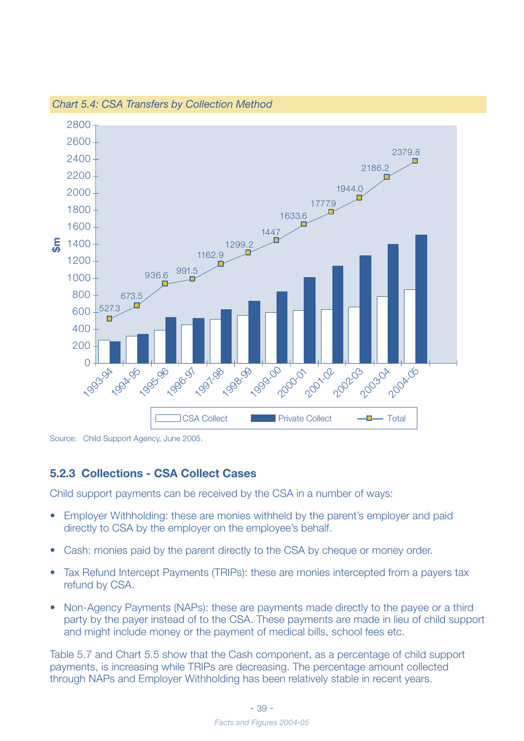*Chart 5.4: CSA Transfers by Collection Method*

| Year | Total ($m) |
|---|---|
| 1993-94 | 527.3 |
| 1994-95 | 673.5 |
| 1995-96 | 936.6 |
| 1996-97 | 991.5 |
| 1997-98 | 1162.9 |
| 1998-99 | 1299.2 |
| 1999-00 | 1447 |
| 2000-01 | 1633.6 |
| 2001-02 | 1777.9 |
| 2002-03 | 1944.0 |
| 2003-04 | 2186.2 |
| 2004-05 | 2379.8 |

Legend: CSA Collect, Private Collect, Total

Source: Child Support Agency, June 2005.

### 5.2.3 Collections - CSA Collect Cases

Child support payments can be received by the CSA in a number of ways:

- Employer Withholding: these are monies withheld by the parent's employer and paid directly to CSA by the employer on the employee's behalf.
- Cash: monies paid by the parent directly to the CSA by cheque or money order.
- Tax Refund Intercept Payments (TRIPs): these are monies intercepted from a payers tax refund by CSA.
- Non-Agency Payments (NAPs): these are payments made directly to the payee or a third party by the payer instead of to the CSA. These payments are made in lieu of child support and might include money or the payment of medical bills, school fees etc.

Table 5.7 and Chart 5.5 show that the Cash component, as a percentage of child support payments, is increasing while TRIPs are decreasing. The percentage amount collected through NAPs and Employer Withholding has been relatively stable in recent years.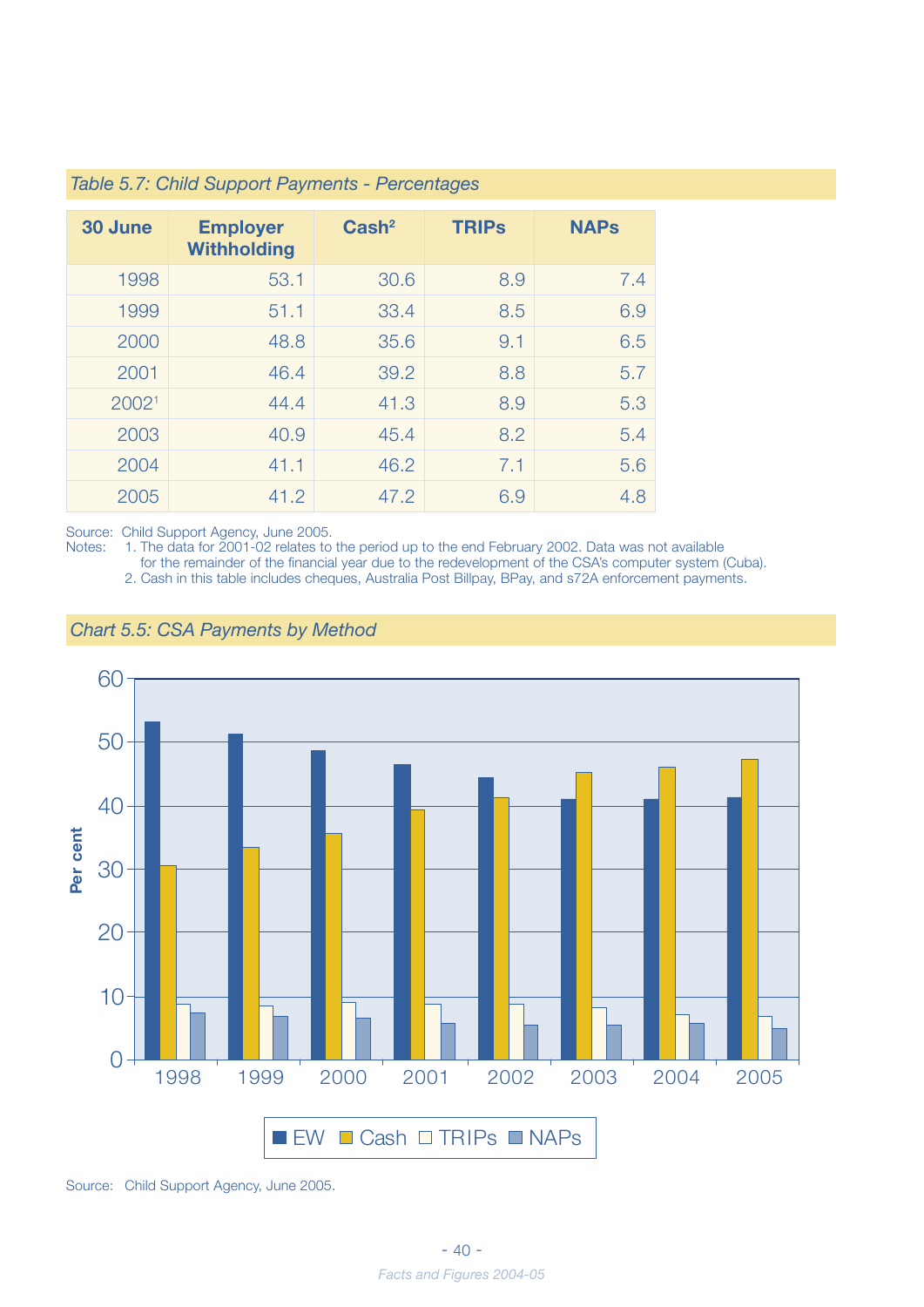*Table 5.7: Child Support Payments - Percentages*

| 30 June | Employer Withholding | Cash[2] | TRIPs | NAPs |
|---|---|---|---|---|
| 1998 | 53.1 | 30.6 | 8.9 | 7.4 |
| 1999 | 51.1 | 33.4 | 8.5 | 6.9 |
| 2000 | 48.8 | 35.6 | 9.1 | 6.5 |
| 2001 | 46.4 | 39.2 | 8.8 | 5.7 |
| 2002[1] | 44.4 | 41.3 | 8.9 | 5.3 |
| 2003 | 40.9 | 45.4 | 8.2 | 5.4 |
| 2004 | 41.1 | 46.2 | 7.1 | 5.6 |
| 2005 | 41.2 | 47.2 | 6.9 | 4.8 |

Source: Child Support Agency, June 2005.
Notes: 1. The data for 2001-02 relates to the period up to the end February 2002. Data was not available for the remainder of the financial year due to the redevelopment of the CSA's computer system (Cuba).
2. Cash in this table includes cheques, Australia Post Billpay, BPay, and s72A enforcement payments.

*Chart 5.5: CSA Payments by Method*

Source: Child Support Agency, June 2005.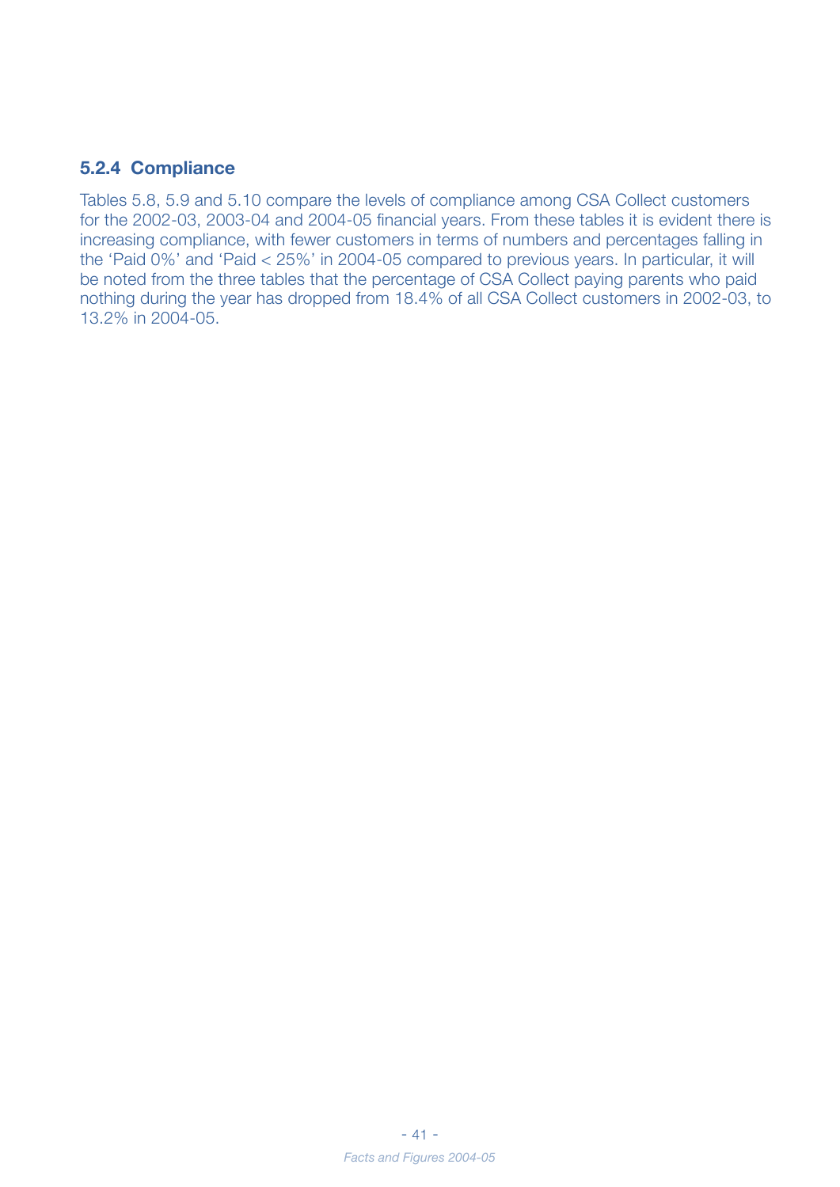### 5.2.4 Compliance

Tables 5.8, 5.9 and 5.10 compare the levels of compliance among CSA Collect customers for the 2002-03, 2003-04 and 2004-05 financial years. From these tables it is evident there is increasing compliance, with fewer customers in terms of numbers and percentages falling in the 'Paid 0%' and 'Paid < 25%' in 2004-05 compared to previous years. In particular, it will be noted from the three tables that the percentage of CSA Collect paying parents who paid nothing during the year has dropped from 18.4% of all CSA Collect customers in 2002-03, to 13.2% in 2004-05.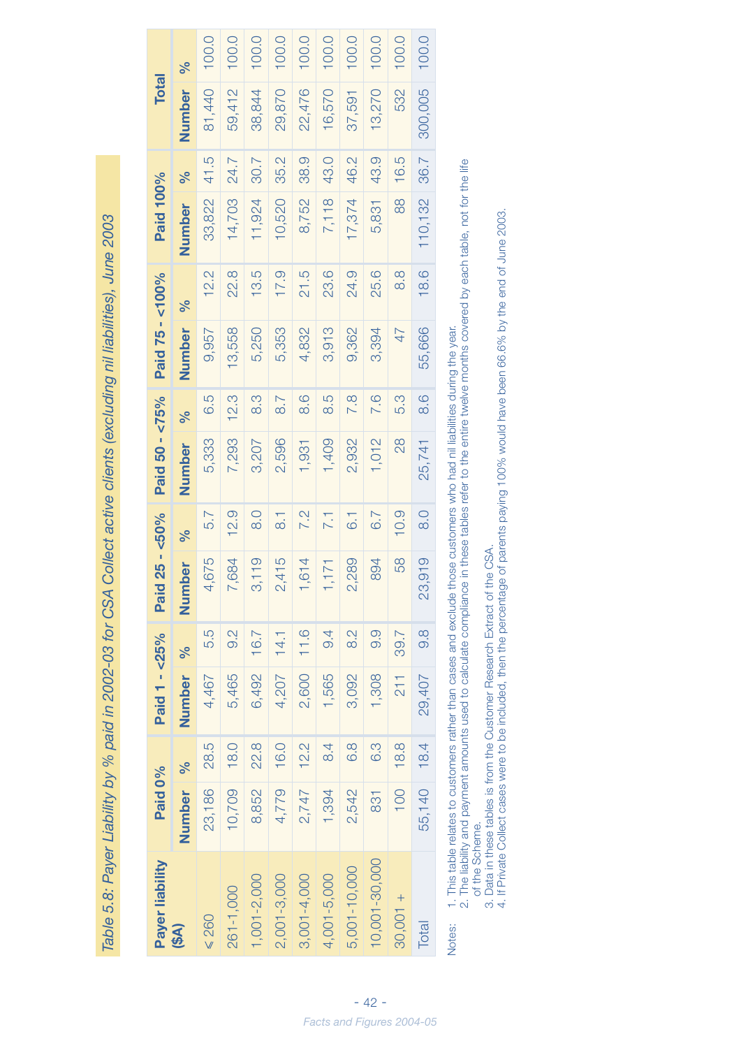*Table 5.8: Payer Liability by % paid in 2002-03 for CSA Collect active clients (excluding nil liabilities), June 2003*

| Payer liability ($A) | Paid 0% | | Paid 1 - <25% | | Paid 25 - <50% | | Paid 50 - <75% | | Paid 75 - <100% | | Paid 100% | | Total | |
|---|---|---|---|---|---|---|---|---|---|---|---|---|---|---|
| | Number | % | Number | % | Number | % | Number | % | Number | % | Number | % | Number | % |
| ≤ 260 | 23,186 | 28.5 | 4,467 | 5.5 | 4,675 | 5.7 | 5,333 | 6.5 | 9,957 | 12.2 | 33,822 | 41.5 | 81,440 | 100.0 |
| 261-1,000 | 10,709 | 18.0 | 5,465 | 9.2 | 7,684 | 12.9 | 7,293 | 12.3 | 13,558 | 22.8 | 14,703 | 24.7 | 59,412 | 100.0 |
| 1,001-2,000 | 8,852 | 22.8 | 6,492 | 16.7 | 3,119 | 8.0 | 3,207 | 8.3 | 5,250 | 13.5 | 11,924 | 30.7 | 38,844 | 100.0 |
| 2,001-3,000 | 4,779 | 16.0 | 4,207 | 14.1 | 2,415 | 8.1 | 2,596 | 8.7 | 5,353 | 17.9 | 10,520 | 35.2 | 29,870 | 100.0 |
| 3,001-4,000 | 2,747 | 12.2 | 2,600 | 11.6 | 1,614 | 7.2 | 1,931 | 8.6 | 4,832 | 21.5 | 8,752 | 38.9 | 22,476 | 100.0 |
| 4,001-5,000 | 1,394 | 8.4 | 1,565 | 9.4 | 1,171 | 7.1 | 1,409 | 8.5 | 3,913 | 23.6 | 7,118 | 43.0 | 16,570 | 100.0 |
| 5,001-10,000 | 2,542 | 6.8 | 3,092 | 8.2 | 2,289 | 6.1 | 2,932 | 7.8 | 9,362 | 24.9 | 17,374 | 46.2 | 37,591 | 100.0 |
| 10,001-30,000 | 831 | 6.3 | 1,308 | 9.9 | 894 | 6.7 | 1,012 | 7.6 | 3,394 | 25.6 | 5,831 | 43.9 | 13,270 | 100.0 |
| 30,001 + | 100 | 18.8 | 211 | 39.7 | 58 | 10.9 | 28 | 5.3 | 47 | 8.8 | 88 | 16.5 | 532 | 100.0 |
| Total | 55,140 | 18.4 | 29,407 | 9.8 | 23,919 | 8.0 | 25,741 | 8.6 | 55,666 | 18.6 | 110,132 | 36.7 | 300,005 | 100.0 |

Notes:
1. This table relates to customers rather than cases and exclude those customers who had nil liabilities during the year.
2. The liability and payment amounts used to calculate compliance in these tables refer to the entire twelve months covered by each table, not for the life of the Scheme.
3. Data in these tables is from the Customer Research Extract of the CSA.
4. If Private Collect cases were to be included, then the percentage of parents paying 100% would have been 66.6% by the end of June 2003.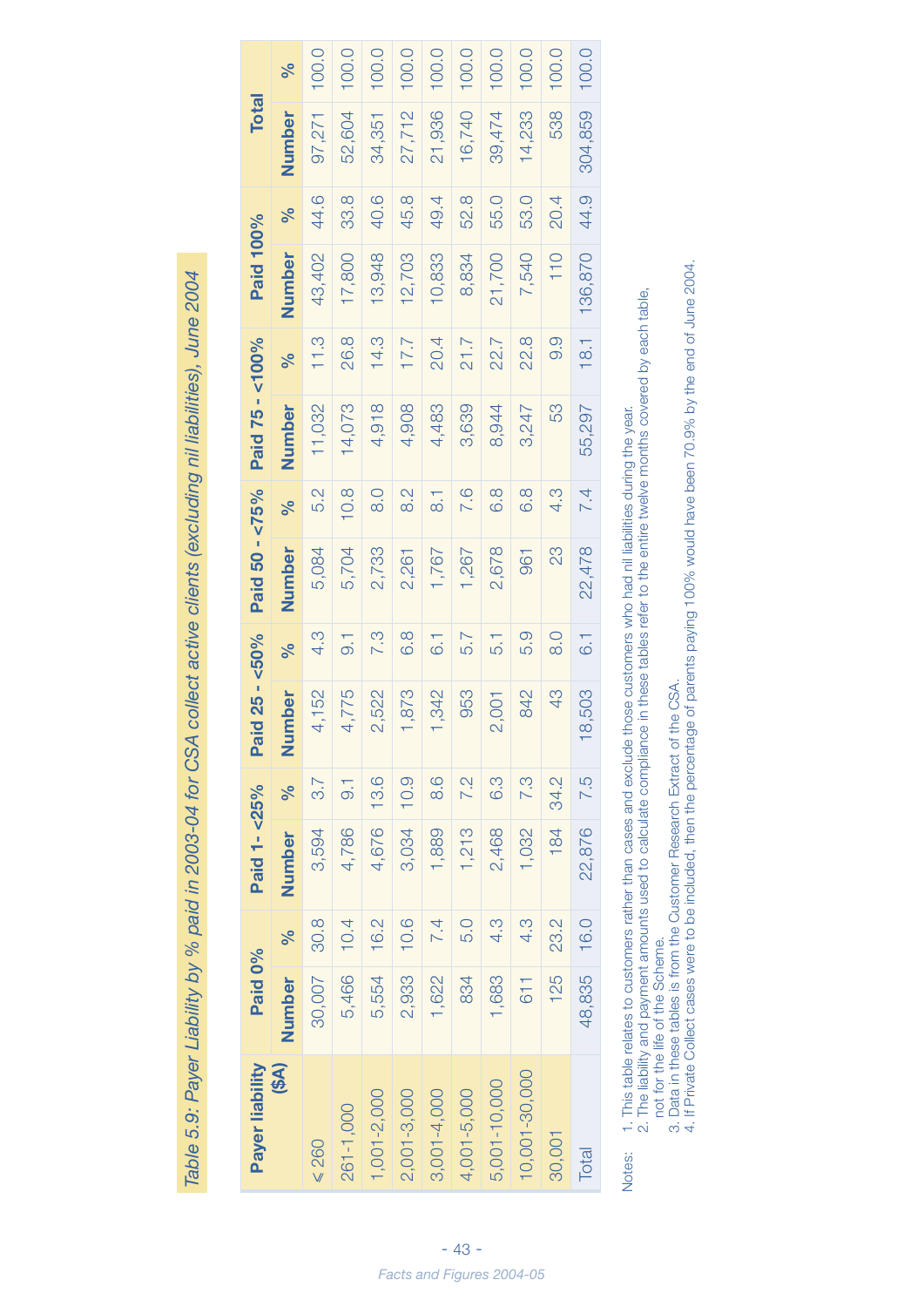*Table 5.9: Payer Liability by % paid in 2003-04 for CSA collect active clients (excluding nil liabilities), June 2004*

| Payer liability ($A) | Paid 0% | | Paid 1- <25% | | Paid 25 - <50% | | Paid 50 - <75% | | Paid 75 - <100% | | Paid 100% | | Total | |
|---|---|---|---|---|---|---|---|---|---|---|---|---|---|---|
| | Number | % | Number | % | Number | % | Number | % | Number | % | Number | % | Number | % |
| ≤ 260 | 30,007 | 30.8 | 3,594 | 3.7 | 4,152 | 4.3 | 5,084 | 5.2 | 11,032 | 11.3 | 43,402 | 44.6 | 97,271 | 100.0 |
| 261-1,000 | 5,466 | 10.4 | 4,786 | 9.1 | 4,775 | 9.1 | 5,704 | 10.8 | 14,073 | 26.8 | 17,800 | 33.8 | 52,604 | 100.0 |
| 1,001-2,000 | 5,554 | 16.2 | 4,676 | 13.6 | 2,522 | 7.3 | 2,733 | 8.0 | 4,918 | 14.3 | 13,948 | 40.6 | 34,351 | 100.0 |
| 2,001-3,000 | 2,933 | 10.6 | 3,034 | 10.9 | 1,873 | 6.8 | 2,261 | 8.2 | 4,908 | 17.7 | 12,703 | 45.8 | 27,712 | 100.0 |
| 3,001-4,000 | 1,622 | 7.4 | 1,889 | 8.6 | 1,342 | 6.1 | 1,767 | 8.1 | 4,483 | 20.4 | 10,833 | 49.4 | 21,936 | 100.0 |
| 4,001-5,000 | 834 | 5.0 | 1,213 | 7.2 | 953 | 5.7 | 1,267 | 7.6 | 3,639 | 21.7 | 8,834 | 52.8 | 16,740 | 100.0 |
| 5,001-10,000 | 1,683 | 4.3 | 2,468 | 6.3 | 2,001 | 5.1 | 2,678 | 6.8 | 8,944 | 22.7 | 21,700 | 55.0 | 39,474 | 100.0 |
| 10,001-30,000 | 611 | 4.3 | 1,032 | 7.3 | 842 | 5.9 | 961 | 6.8 | 3,247 | 22.8 | 7,540 | 53.0 | 14,233 | 100.0 |
| 30,001 | 125 | 23.2 | 184 | 34.2 | 43 | 8.0 | 23 | 4.3 | 53 | 9.9 | 110 | 20.4 | 538 | 100.0 |
| Total | 48,835 | 16.0 | 22,876 | 7.5 | 18,503 | 6.1 | 22,478 | 7.4 | 55,297 | 18.1 | 136,870 | 44.9 | 304,859 | 100.0 |

Notes:
1. This table relates to customers rather than cases and exclude those customers who had nil liabilities during the year.
2. The liability and payment amounts used to calculate compliance in these tables refer to the entire twelve months covered by each table, not for the life of the Scheme.
3. Data in these tables is from the Customer Research Extract of the CSA.
4. If Private Collect cases were to be included, then the percentage of parents paying 100% would have been 70.9% by the end of June 2004.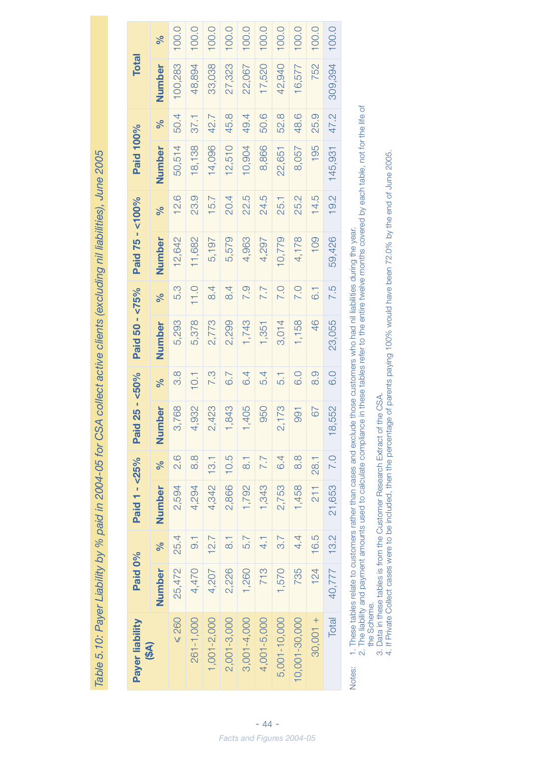*Table 5.10: Payer Liability by % paid in 2004-05 for CSA collect active clients (excluding nil liabilities), June 2005*

| Payer liability ($A) | Paid 0% | | Paid 1 - <25% | | Paid 25 - <50% | | Paid 50 - <75% | | Paid 75 - <100% | | Paid 100% | | Total | |
|---|---|---|---|---|---|---|---|---|---|---|---|---|---|---|
| | Number | % | Number | % | Number | % | Number | % | Number | % | Number | % | Number | % |
| ≤ 260 | 25,472 | 25.4 | 2,594 | 2.6 | 3,768 | 3.8 | 5,293 | 5.3 | 12,642 | 12.6 | 50,514 | 50.4 | 100,283 | 100.0 |
| 261-1,000 | 4,470 | 9.1 | 4,294 | 8.8 | 4,932 | 10.1 | 5,378 | 11.0 | 11,682 | 23.9 | 18,138 | 37.1 | 48,894 | 100.0 |
| 1,001-2,000 | 4,207 | 12.7 | 4,342 | 13.1 | 2,423 | 7.3 | 2,773 | 8.4 | 5,197 | 15.7 | 14,096 | 42.7 | 33,038 | 100.0 |
| 2,001-3,000 | 2,226 | 8.1 | 2,866 | 10.5 | 1,843 | 6.7 | 2,299 | 8.4 | 5,579 | 20.4 | 12,510 | 45.8 | 27,323 | 100.0 |
| 3,001-4,000 | 1,260 | 5.7 | 1,792 | 8.1 | 1,405 | 6.4 | 1,743 | 7.9 | 4,963 | 22.5 | 10,904 | 49.4 | 22,067 | 100.0 |
| 4,001-5,000 | 713 | 4.1 | 1,343 | 7.7 | 950 | 5.4 | 1,351 | 7.7 | 4,297 | 24.5 | 8,866 | 50.6 | 17,520 | 100.0 |
| 5,001-10,000 | 1,570 | 3.7 | 2,753 | 6.4 | 2,173 | 5.1 | 3,014 | 7.0 | 10,779 | 25.1 | 22,651 | 52.8 | 42,940 | 100.0 |
| 10,001-30,000 | 735 | 4.4 | 1,458 | 8.8 | 991 | 6.0 | 1,158 | 7.0 | 4,178 | 25.2 | 8,057 | 48.6 | 16,577 | 100.0 |
| 30,001 + | 124 | 16.5 | 211 | 28.1 | 67 | 8.9 | 46 | 6.1 | 109 | 14.5 | 195 | 25.9 | 752 | 100.0 |
| Total | 40,777 | 13.2 | 21,653 | 7.0 | 18,552 | 6.0 | 23,055 | 7.5 | 59,426 | 19.2 | 145,931 | 47.2 | 309,394 | 100.0 |

Notes:
1. These tables relate to customers rather than cases and exclude those customers who had nil liabilities during the year.
2. The liability and payment amounts used to calculate compliance in these tables refer to the entire twelve months covered by each table, not for the life of the Scheme.
3. Data in these tables is from the Customer Research Extract of the CSA.
4. If Private Collect cases were to be included, then the percentage of parents paying 100% would have been 72.0% by the end of June 2005.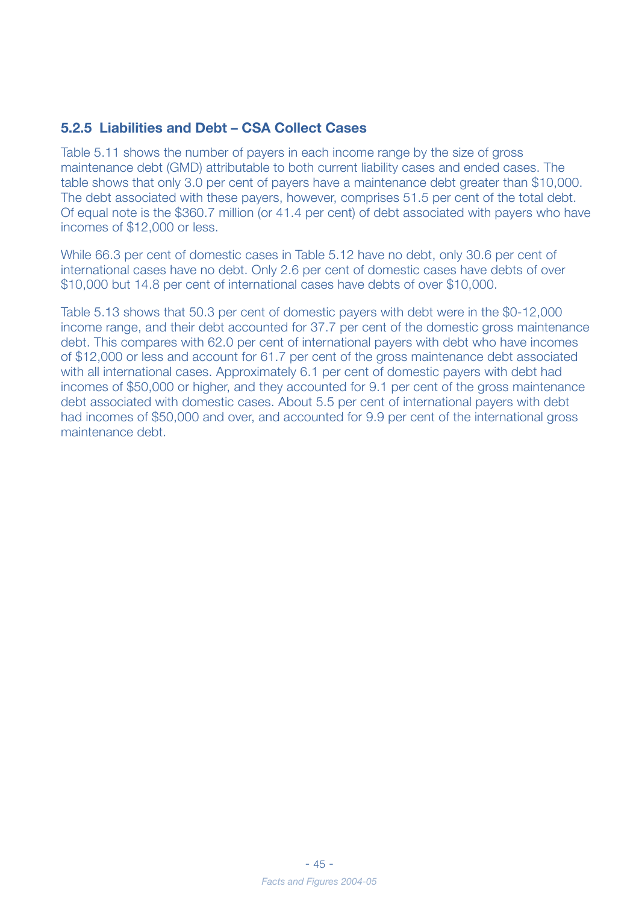### 5.2.5 Liabilities and Debt – CSA Collect Cases

Table 5.11 shows the number of payers in each income range by the size of gross maintenance debt (GMD) attributable to both current liability cases and ended cases. The table shows that only 3.0 per cent of payers have a maintenance debt greater than $10,000. The debt associated with these payers, however, comprises 51.5 per cent of the total debt. Of equal note is the $360.7 million (or 41.4 per cent) of debt associated with payers who have incomes of $12,000 or less.

While 66.3 per cent of domestic cases in Table 5.12 have no debt, only 30.6 per cent of international cases have no debt. Only 2.6 per cent of domestic cases have debts of over $10,000 but 14.8 per cent of international cases have debts of over $10,000.

Table 5.13 shows that 50.3 per cent of domestic payers with debt were in the $0-12,000 income range, and their debt accounted for 37.7 per cent of the domestic gross maintenance debt. This compares with 62.0 per cent of international payers with debt who have incomes of $12,000 or less and account for 61.7 per cent of the gross maintenance debt associated with all international cases. Approximately 6.1 per cent of domestic payers with debt had incomes of $50,000 or higher, and they accounted for 9.1 per cent of the gross maintenance debt associated with domestic cases. About 5.5 per cent of international payers with debt had incomes of $50,000 and over, and accounted for 9.9 per cent of the international gross maintenance debt.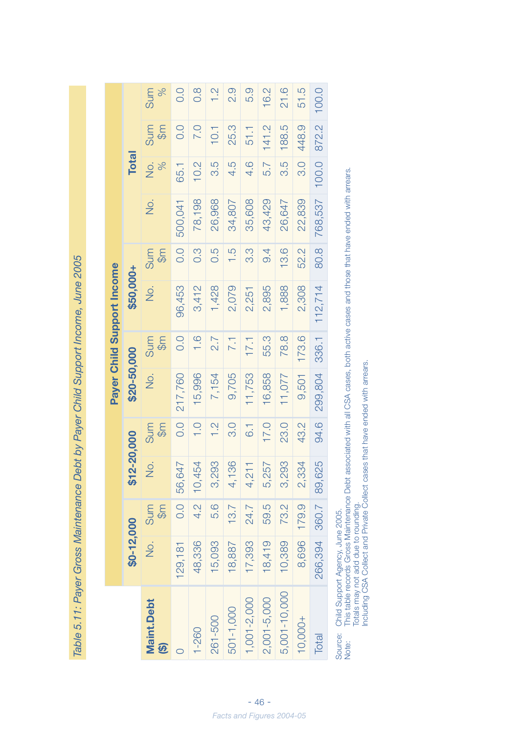*Table 5.11: Payer Gross Maintenance Debt by Payer Child Support Income, June 2005*

| Maint.Debt ($) | Payer Child Support Income | | | | | | | | Total | | | |
|---|---|---|---|---|---|---|---|---|---|---|---|---|
| | $0-12,000 | | $12-20,000 | | $20-50,000 | | $50,000+ | | | | | |
| | No. | Sum $m | No. | Sum $m | No. | Sum $m | No. | Sum $m | No. | No. % | Sum $m | Sum % |
| 0 | 129,181 | 0.0 | 56,647 | 0.0 | 217,760 | 0.0 | 96,453 | 0.0 | 500,041 | 65.1 | 0.0 | 0.0 |
| 1-260 | 48,336 | 4.2 | 10,454 | 1.0 | 15,996 | 1.6 | 3,412 | 0.3 | 78,198 | 10.2 | 7.0 | 0.8 |
| 261-500 | 15,093 | 5.6 | 3,293 | 1.2 | 7,154 | 2.7 | 1,428 | 0.5 | 26,968 | 3.5 | 10.1 | 1.2 |
| 501-1,000 | 18,887 | 13.7 | 4,136 | 3.0 | 9,705 | 7.1 | 2,079 | 1.5 | 34,807 | 4.5 | 25.3 | 2.9 |
| 1,001-2,000 | 17,393 | 24.7 | 4,211 | 6.1 | 11,753 | 17.1 | 2,251 | 3.3 | 35,608 | 4.6 | 51.1 | 5.9 |
| 2,001-5,000 | 18,419 | 59.5 | 5,257 | 17.0 | 16,858 | 55.3 | 2,895 | 9.4 | 43,429 | 5.7 | 141.2 | 16.2 |
| 5,001-10,000 | 10,389 | 73.2 | 3,293 | 23.0 | 11,077 | 78.8 | 1,888 | 13.6 | 26,647 | 3.5 | 188.5 | 21.6 |
| 10,000+ | 8,696 | 179.9 | 2,334 | 43.2 | 9,501 | 173.6 | 2,308 | 52.2 | 22,839 | 3.0 | 448.9 | 51.5 |
| Total | 266,394 | 360.7 | 89,625 | 94.6 | 299,804 | 336.1 | 112,714 | 80.8 | 768,537 | 100.0 | 872.2 | 100.0 |

Source: Child Support Agency, June 2005.
Note: This table records Gross Maintenance Debt associated with all CSA cases, both active cases and those that have ended with arrears.
Totals may not add due to rounding.
Including CSA Collect and Private Collect cases that have ended with arrears.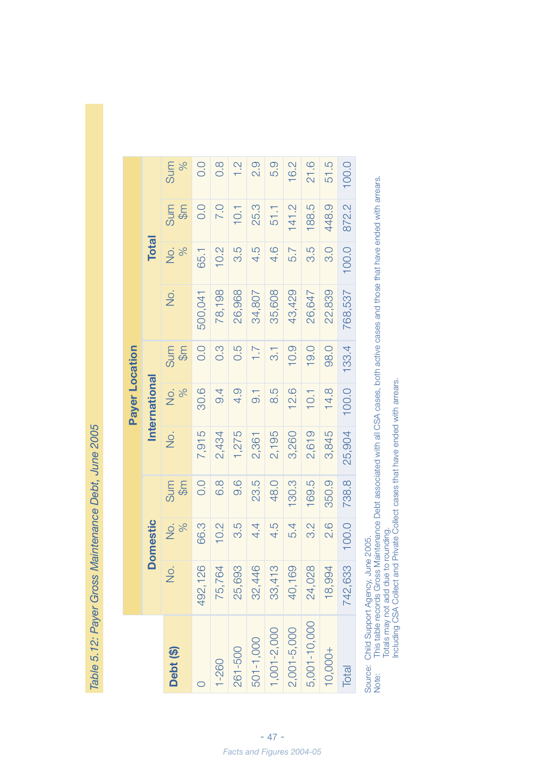*Table 5.12: Payer Gross Maintenance Debt, June 2005*

| Debt ($) | Payer Location | | | | | | | | | |
|---|---|---|---|---|---|---|---|---|---|---|
| | Domestic | | | International | | | Total | | | |
| | No. | No. % | Sum $m | No. | No. % | Sum $m | No. | No. % | Sum $m | Sum % |
| 0 | 492,126 | 66.3 | 0.0 | 7,915 | 30.6 | 0.0 | 500,041 | 65.1 | 0.0 | 0.0 |
| 1-260 | 75,764 | 10.2 | 6.8 | 2,434 | 9.4 | 0.3 | 78,198 | 10.2 | 7.0 | 0.8 |
| 261-500 | 25,693 | 3.5 | 9.6 | 1,275 | 4.9 | 0.5 | 26,968 | 3.5 | 10.1 | 1.2 |
| 501-1,000 | 32,446 | 4.4 | 23.5 | 2,361 | 9.1 | 1.7 | 34,807 | 4.5 | 25.3 | 2.9 |
| 1,001-2,000 | 33,413 | 4.5 | 48.0 | 2,195 | 8.5 | 3.1 | 35,608 | 4.6 | 51.1 | 5.9 |
| 2,001-5,000 | 40,169 | 5.4 | 130.3 | 3,260 | 12.6 | 10.9 | 43,429 | 5.7 | 141.2 | 16.2 |
| 5,001-10,000 | 24,028 | 3.2 | 169.5 | 2,619 | 10.1 | 19.0 | 26,647 | 3.5 | 188.5 | 21.6 |
| 10,000+ | 18,994 | 2.6 | 350.9 | 3,845 | 14.8 | 98.0 | 22,839 | 3.0 | 448.9 | 51.5 |
| Total | 742,633 | 100.0 | 738.8 | 25,904 | 100.0 | 133.4 | 768,537 | 100.0 | 872.2 | 100.0 |

Source: Child Support Agency, June 2005.
Note: This table records Gross Maintenance Debt associated with all CSA cases, both active cases and those that have ended with arrears.
Totals may not add due to rounding.
Including CSA Collect and Private Collect cases that have ended with arrears.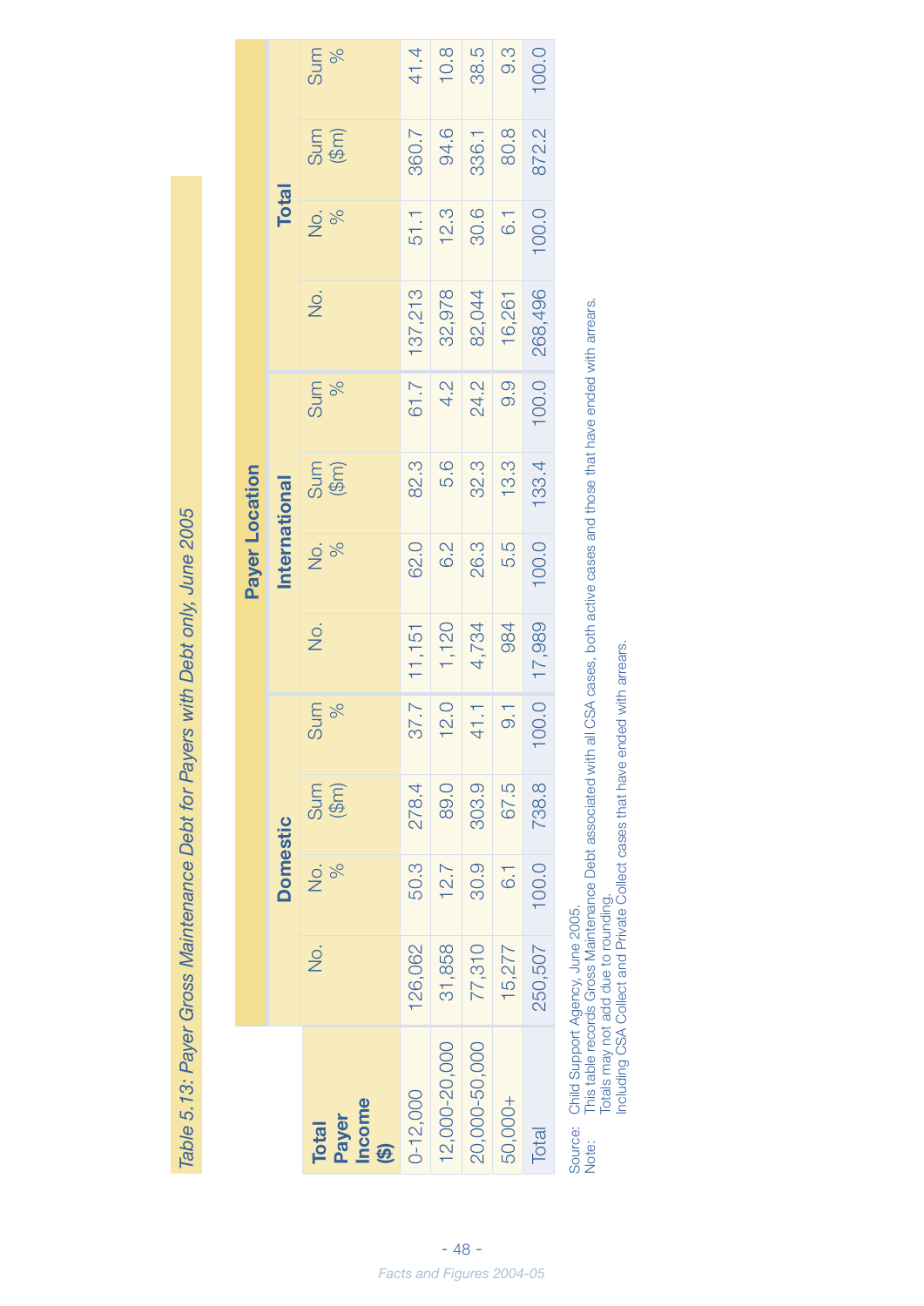*Table 5.13: Payer Gross Maintenance Debt for Payers with Debt only, June 2005*

| Total Payer Income ($) | Payer Location | | | | | | | | | | | |
|---|---|---|---|---|---|---|---|---|---|---|---|---|
| | Domestic | | | | International | | | | Total | | | |
| | No. | No. % | Sum ($m) | Sum % | No. | No. % | Sum ($m) | Sum % | No. | No. % | Sum ($m) | Sum % |
| 0-12,000 | 126,062 | 50.3 | 278.4 | 37.7 | 11,151 | 62.0 | 82.3 | 61.7 | 137,213 | 51.1 | 360.7 | 41.4 |
| 12,000-20,000 | 31,858 | 12.7 | 89.0 | 12.0 | 1,120 | 6.2 | 5.6 | 4.2 | 32,978 | 12.3 | 94.6 | 10.8 |
| 20,000-50,000 | 77,310 | 30.9 | 303.9 | 41.1 | 4,734 | 26.3 | 32.3 | 24.2 | 82,044 | 30.6 | 336.1 | 38.5 |
| 50,000+ | 15,277 | 6.1 | 67.5 | 9.1 | 984 | 5.5 | 13.3 | 9.9 | 16,261 | 6.1 | 80.8 | 9.3 |
| Total | 250,507 | 100.0 | 738.8 | 100.0 | 17,989 | 100.0 | 133.4 | 100.0 | 268,496 | 100.0 | 872.2 | 100.0 |

Source: Child Support Agency, June 2005.
Note: This table records Gross Maintenance Debt associated with all CSA cases, both active cases and those that have ended with arrears.
Totals may not add due to rounding.
Including CSA Collect and Private Collect cases that have ended with arrears.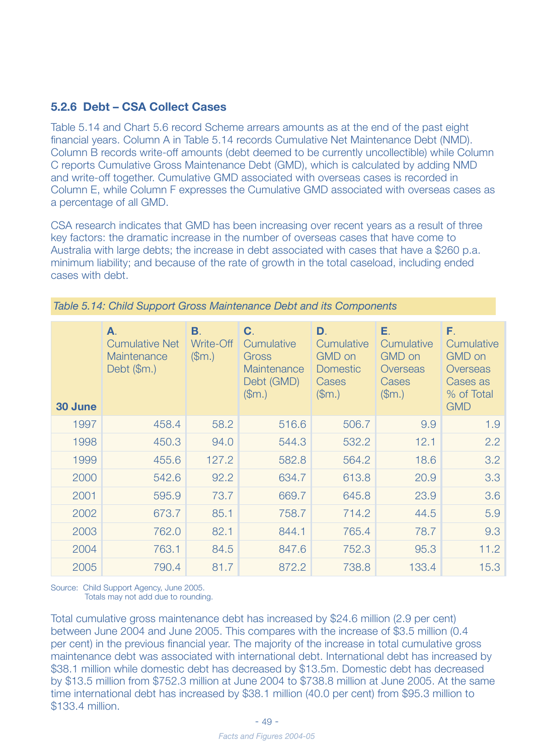### 5.2.6 Debt – CSA Collect Cases

Table 5.14 and Chart 5.6 record Scheme arrears amounts as at the end of the past eight financial years. Column A in Table 5.14 records Cumulative Net Maintenance Debt (NMD). Column B records write-off amounts (debt deemed to be currently uncollectible) while Column C reports Cumulative Gross Maintenance Debt (GMD), which is calculated by adding NMD and write-off together. Cumulative GMD associated with overseas cases is recorded in Column E, while Column F expresses the Cumulative GMD associated with overseas cases as a percentage of all GMD.

CSA research indicates that GMD has been increasing over recent years as a result of three key factors: the dramatic increase in the number of overseas cases that have come to Australia with large debts; the increase in debt associated with cases that have a $260 p.a. minimum liability; and because of the rate of growth in the total caseload, including ended cases with debt.

*Table 5.14: Child Support Gross Maintenance Debt and its Components*

| 30 June | A. Cumulative Net Maintenance Debt ($m.) | B. Write-Off ($m.) | C. Cumulative Gross Maintenance Debt (GMD) ($m.) | D. Cumulative GMD on Domestic Cases ($m.) | E. Cumulative GMD on Overseas Cases ($m.) | F. Cumulative GMD on Overseas Cases as % of Total GMD |
|---|---|---|---|---|---|---|
| 1997 | 458.4 | 58.2 | 516.6 | 506.7 | 9.9 | 1.9 |
| 1998 | 450.3 | 94.0 | 544.3 | 532.2 | 12.1 | 2.2 |
| 1999 | 455.6 | 127.2 | 582.8 | 564.2 | 18.6 | 3.2 |
| 2000 | 542.6 | 92.2 | 634.7 | 613.8 | 20.9 | 3.3 |
| 2001 | 595.9 | 73.7 | 669.7 | 645.8 | 23.9 | 3.6 |
| 2002 | 673.7 | 85.1 | 758.7 | 714.2 | 44.5 | 5.9 |
| 2003 | 762.0 | 82.1 | 844.1 | 765.4 | 78.7 | 9.3 |
| 2004 | 763.1 | 84.5 | 847.6 | 752.3 | 95.3 | 11.2 |
| 2005 | 790.4 | 81.7 | 872.2 | 738.8 | 133.4 | 15.3 |

Source: Child Support Agency, June 2005.
Totals may not add due to rounding.

Total cumulative gross maintenance debt has increased by $24.6 million (2.9 per cent) between June 2004 and June 2005. This compares with the increase of $3.5 million (0.4 per cent) in the previous financial year. The majority of the increase in total cumulative gross maintenance debt was associated with international debt. International debt has increased by $38.1 million while domestic debt has decreased by $13.5m. Domestic debt has decreased by $13.5 million from $752.3 million at June 2004 to $738.8 million at June 2005. At the same time international debt has increased by $38.1 million (40.0 per cent) from $95.3 million to $133.4 million.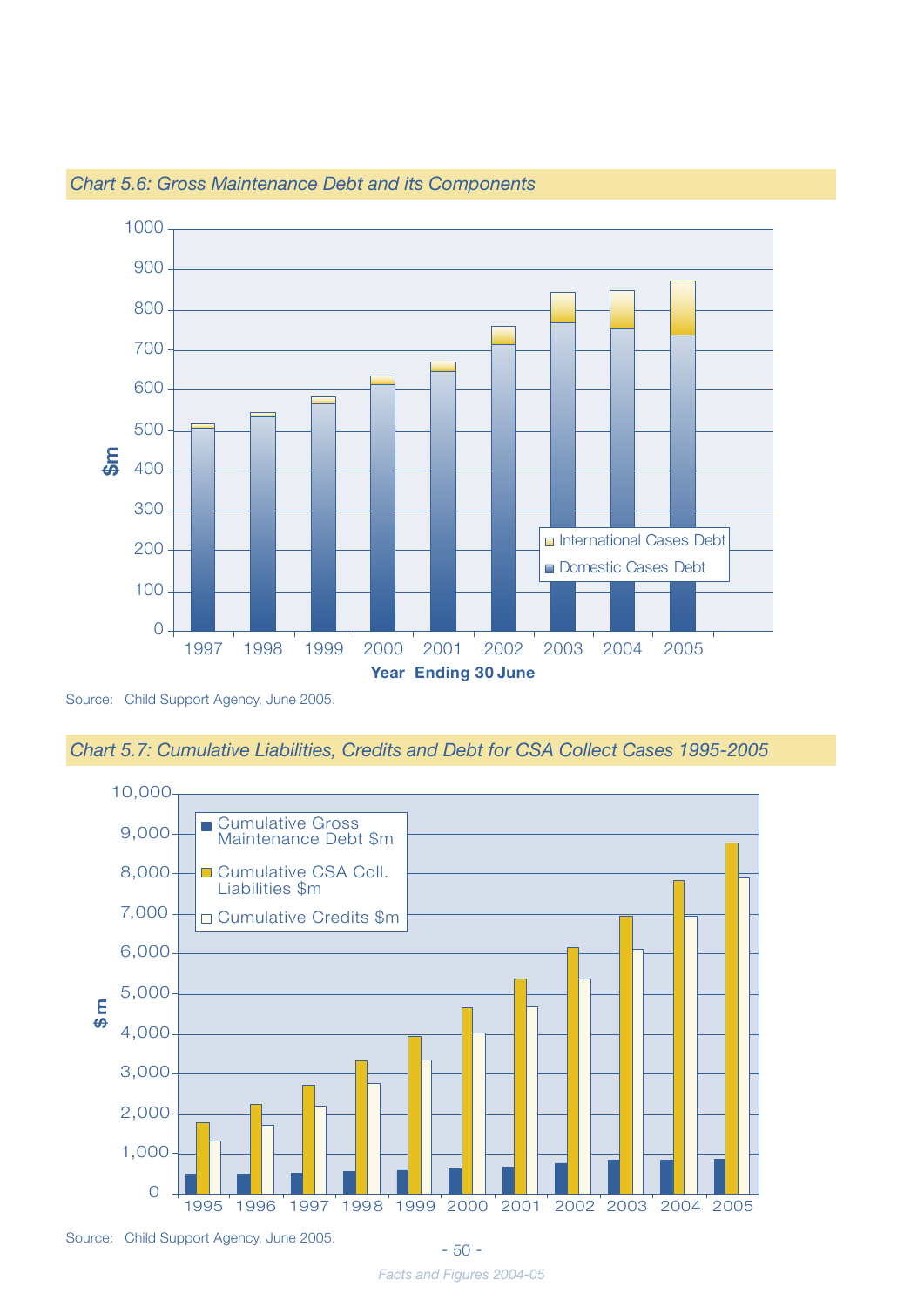*Chart 5.6: Gross Maintenance Debt and its Components*

Source: Child Support Agency, June 2005.

*Chart 5.7: Cumulative Liabilities, Credits and Debt for CSA Collect Cases 1995-2005*

Source: Child Support Agency, June 2005.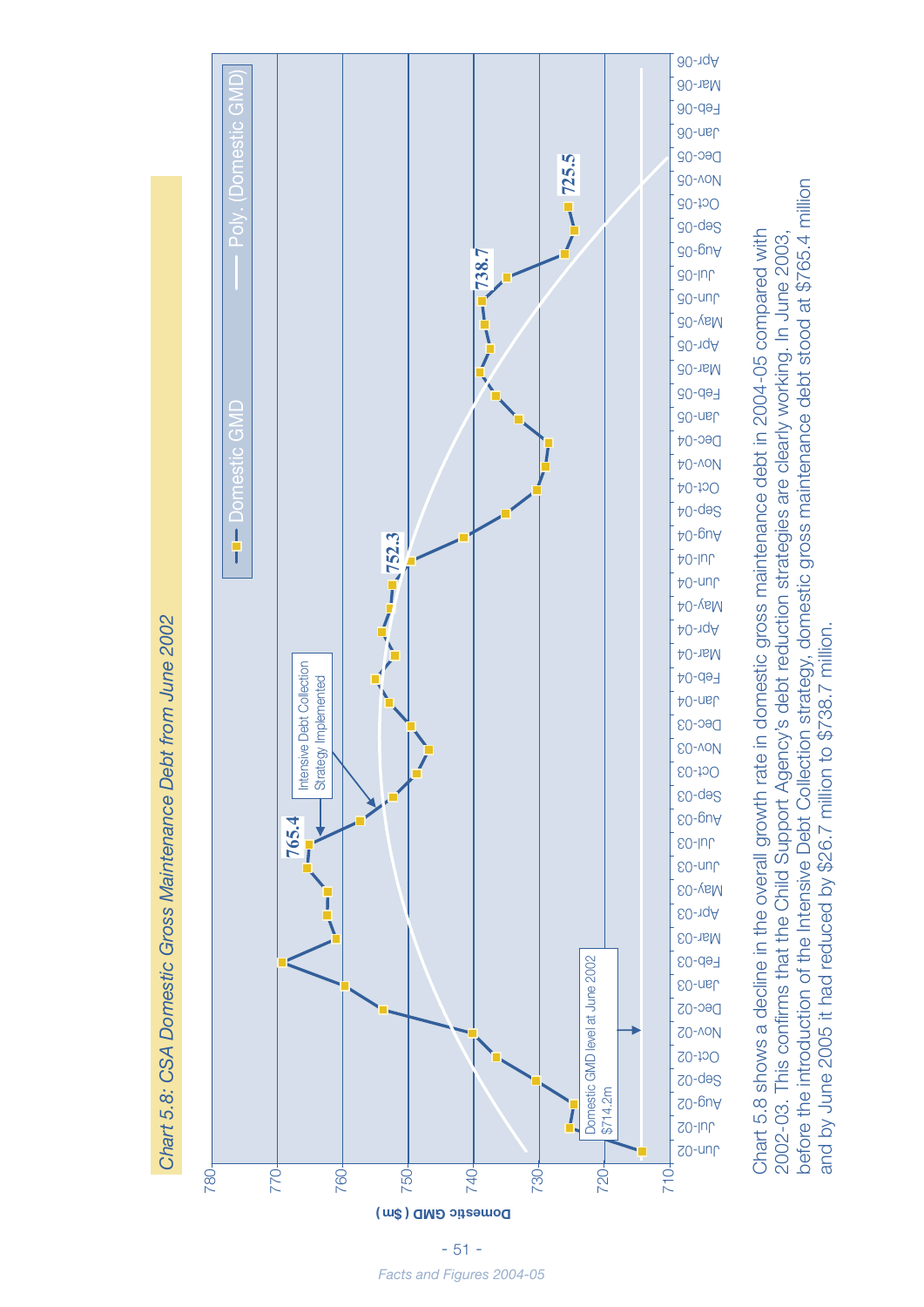*Chart 5.8: CSA Domestic Gross Maintenance Debt from June 2002*

Chart 5.8 shows a decline in the overall growth rate in domestic gross maintenance debt in 2004-05 compared with 2002-03. This confirms that the Child Support Agency's debt reduction strategies are clearly working. In June 2003, before the introduction of the Intensive Debt Collection strategy, domestic gross maintenance debt stood at $765.4 million and by June 2005 it had reduced by $26.7 million to $738.7 million.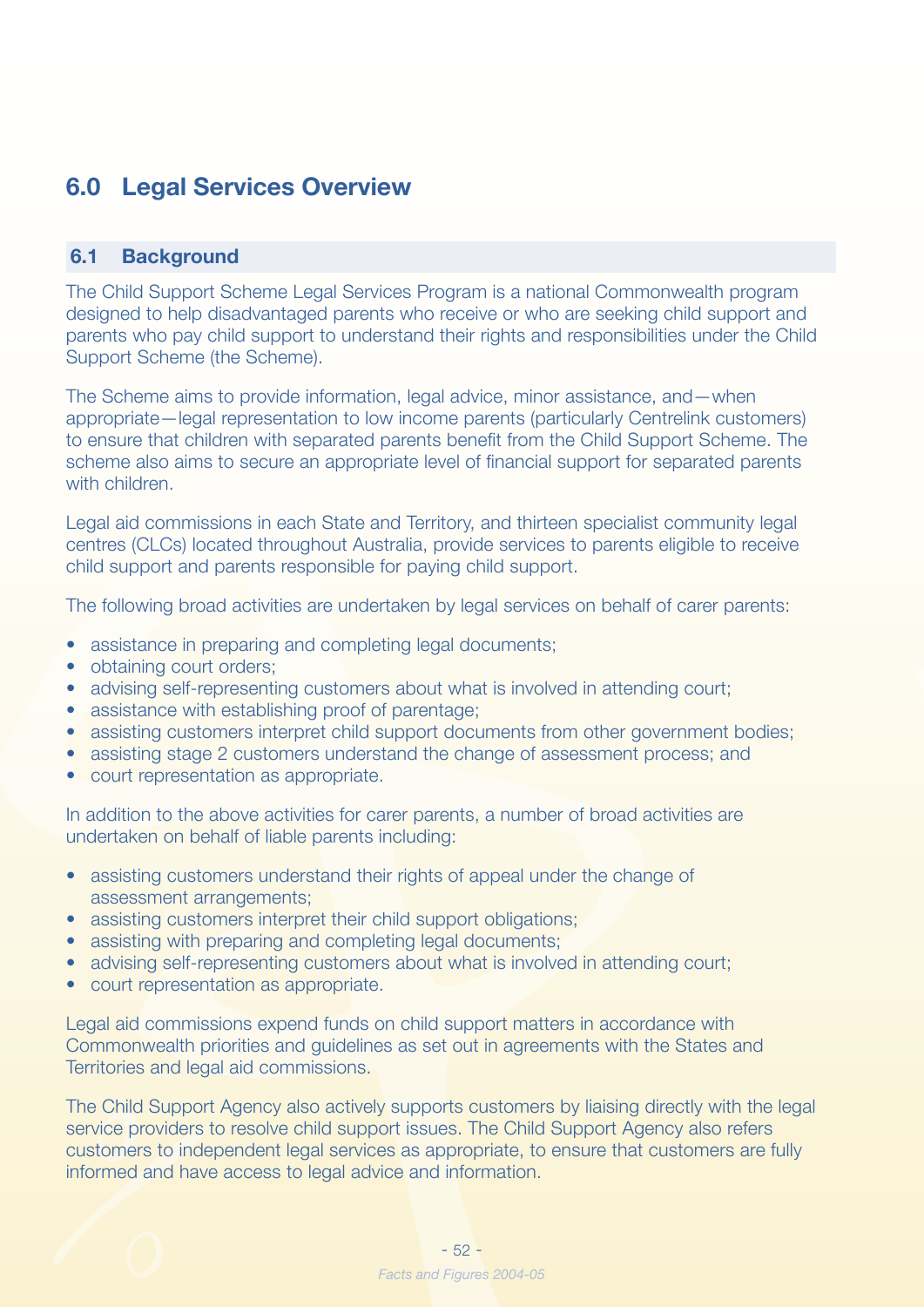# 6.0 Legal Services Overview

## 6.1 Background

The Child Support Scheme Legal Services Program is a national Commonwealth program designed to help disadvantaged parents who receive or who are seeking child support and parents who pay child support to understand their rights and responsibilities under the Child Support Scheme (the Scheme).

The Scheme aims to provide information, legal advice, minor assistance, and—when appropriate—legal representation to low income parents (particularly Centrelink customers) to ensure that children with separated parents benefit from the Child Support Scheme. The scheme also aims to secure an appropriate level of financial support for separated parents with children.

Legal aid commissions in each State and Territory, and thirteen specialist community legal centres (CLCs) located throughout Australia, provide services to parents eligible to receive child support and parents responsible for paying child support.

The following broad activities are undertaken by legal services on behalf of carer parents:

- assistance in preparing and completing legal documents;
- obtaining court orders;
- advising self-representing customers about what is involved in attending court;
- assistance with establishing proof of parentage;
- assisting customers interpret child support documents from other government bodies;
- assisting stage 2 customers understand the change of assessment process; and
- court representation as appropriate.

In addition to the above activities for carer parents, a number of broad activities are undertaken on behalf of liable parents including:

- assisting customers understand their rights of appeal under the change of assessment arrangements;
- assisting customers interpret their child support obligations;
- assisting with preparing and completing legal documents;
- advising self-representing customers about what is involved in attending court;
- court representation as appropriate.

Legal aid commissions expend funds on child support matters in accordance with Commonwealth priorities and guidelines as set out in agreements with the States and Territories and legal aid commissions.

The Child Support Agency also actively supports customers by liaising directly with the legal service providers to resolve child support issues. The Child Support Agency also refers customers to independent legal services as appropriate, to ensure that customers are fully informed and have access to legal advice and information.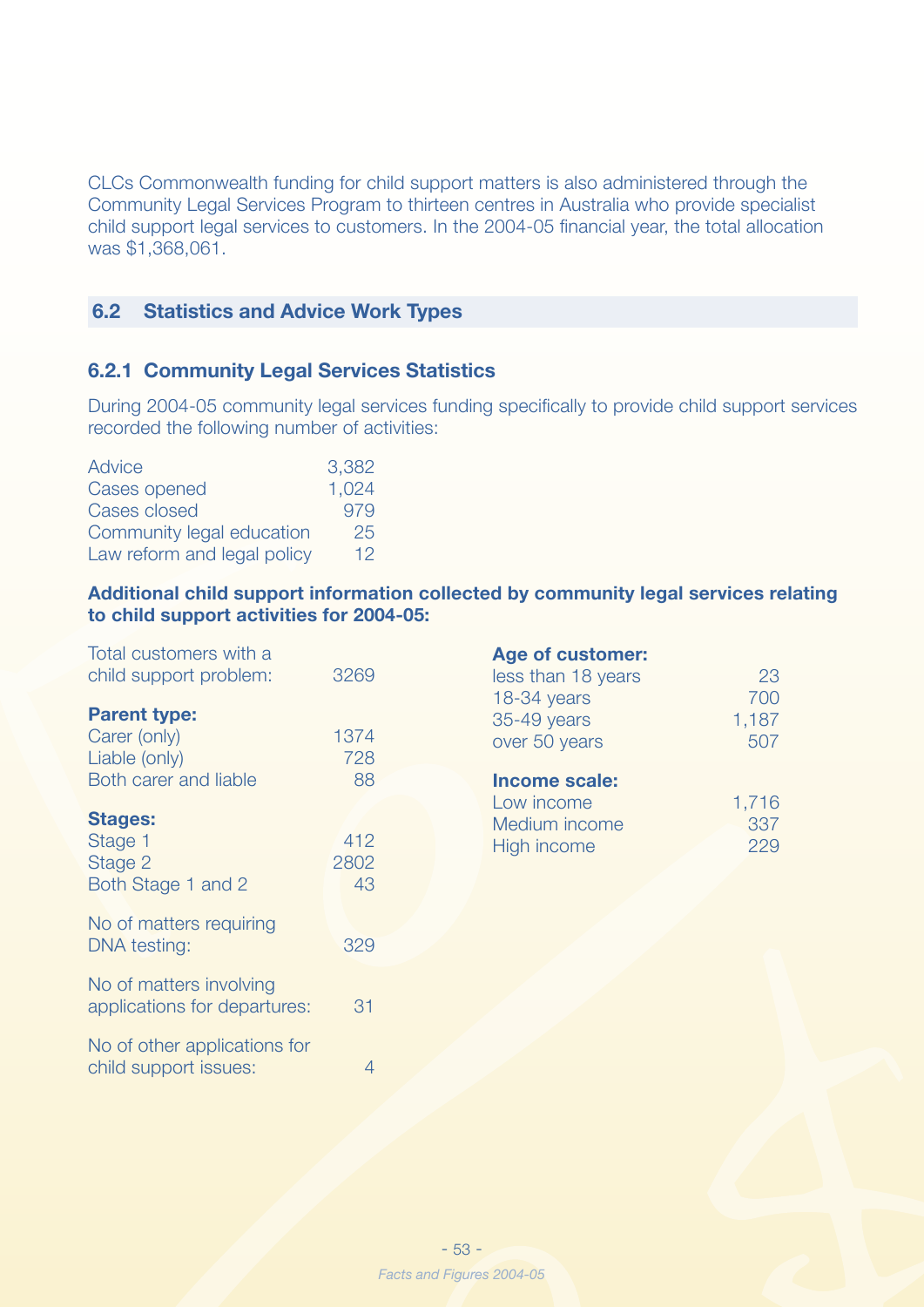CLCs Commonwealth funding for child support matters is also administered through the Community Legal Services Program to thirteen centres in Australia who provide specialist child support legal services to customers. In the 2004-05 financial year, the total allocation was $1,368,061.

## 6.2 Statistics and Advice Work Types

### 6.2.1 Community Legal Services Statistics

During 2004-05 community legal services funding specifically to provide child support services recorded the following number of activities:

| | |
|---|---|
| Advice | 3,382 |
| Cases opened | 1,024 |
| Cases closed | 979 |
| Community legal education | 25 |
| Law reform and legal policy | 12 |

**Additional child support information collected by community legal services relating to child support activities for 2004-05:**

| | |
|---|---|
| Total customers with a child support problem: | 3269 |

**Parent type:**

| | |
|---|---|
| Carer (only) | 1374 |
| Liable (only) | 728 |
| Both carer and liable | 88 |

**Stages:**

| | |
|---|---|
| Stage 1 | 412 |
| Stage 2 | 2802 |
| Both Stage 1 and 2 | 43 |

| | |
|---|---|
| No of matters requiring DNA testing: | 329 |
| No of matters involving applications for departures: | 31 |
| No of other applications for child support issues: | 4 |

**Age of customer:**

| | |
|---|---|
| less than 18 years | 23 |
| 18-34 years | 700 |
| 35-49 years | 1,187 |
| over 50 years | 507 |

**Income scale:**

| | |
|---|---|
| Low income | 1,716 |
| Medium income | 337 |
| High income | 229 |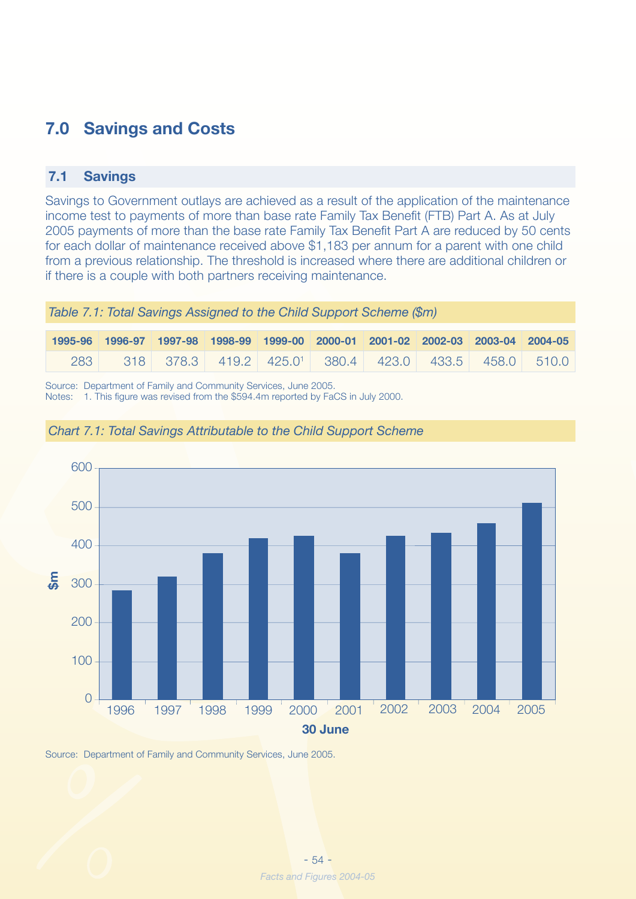# 7.0 Savings and Costs

## 7.1 Savings

Savings to Government outlays are achieved as a result of the application of the maintenance income test to payments of more than base rate Family Tax Benefit (FTB) Part A. As at July 2005 payments of more than the base rate Family Tax Benefit Part A are reduced by 50 cents for each dollar of maintenance received above $1,183 per annum for a parent with one child from a previous relationship. The threshold is increased where there are additional children or if there is a couple with both partners receiving maintenance.

*Table 7.1: Total Savings Assigned to the Child Support Scheme ($m)*

| 1995-96 | 1996-97 | 1997-98 | 1998-99 | 1999-00 | 2000-01 | 2001-02 | 2002-03 | 2003-04 | 2004-05 |
|---|---|---|---|---|---|---|---|---|---|
| 283 | 318 | 378.3 | 419.2 | 425.0[1] | 380.4 | 423.0 | 433.5 | 458.0 | 510.0 |

Source: Department of Family and Community Services, June 2005.
Notes: 1. This figure was revised from the $594.4m reported by FaCS in July 2000.

*Chart 7.1: Total Savings Attributable to the Child Support Scheme*

Source: Department of Family and Community Services, June 2005.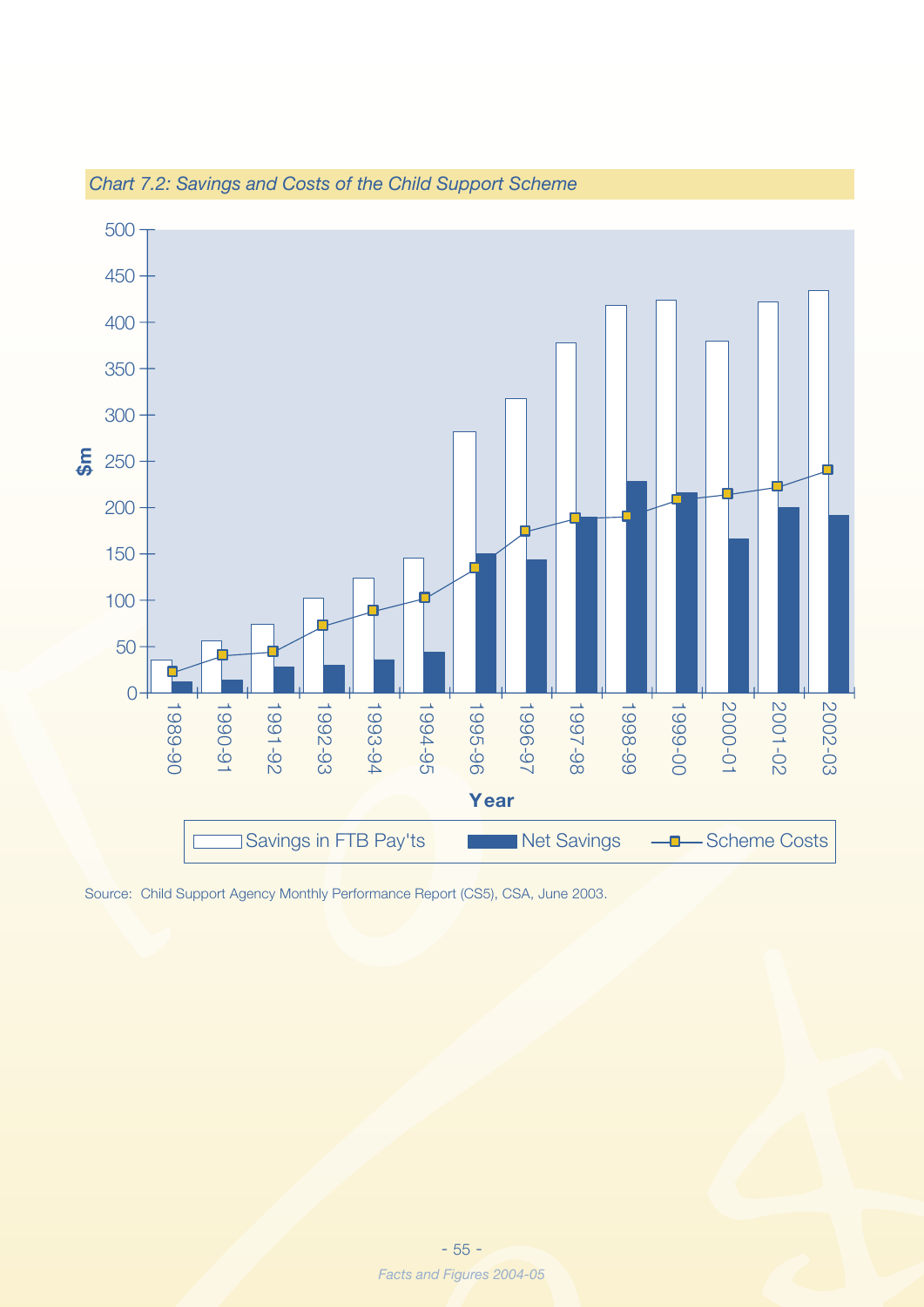*Chart 7.2: Savings and Costs of the Child Support Scheme*

Source: Child Support Agency Monthly Performance Report (CS5), CSA, June 2003.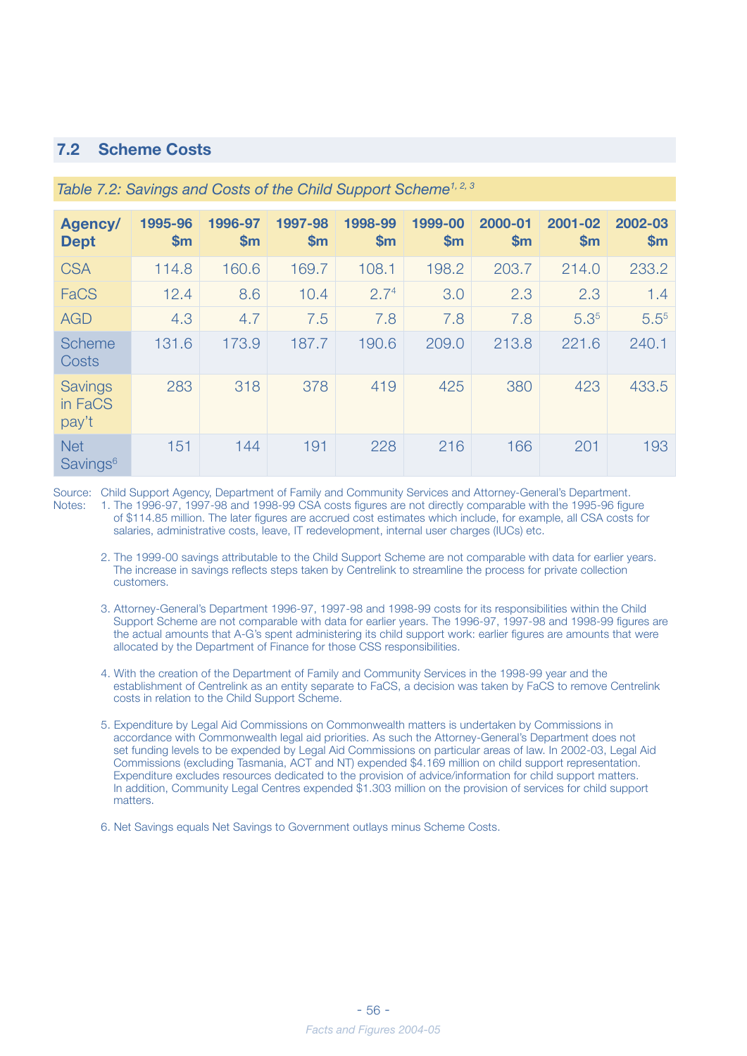## 7.2 Scheme Costs

*Table 7.2: Savings and Costs of the Child Support Scheme[1, 2, 3]*

| Agency/ Dept | 1995-96 $m | 1996-97 $m | 1997-98 $m | 1998-99 $m | 1999-00 $m | 2000-01 $m | 2001-02 $m | 2002-03 $m |
|---|---|---|---|---|---|---|---|---|
| CSA | 114.8 | 160.6 | 169.7 | 108.1 | 198.2 | 203.7 | 214.0 | 233.2 |
| FaCS | 12.4 | 8.6 | 10.4 | 2.7[4] | 3.0 | 2.3 | 2.3 | 1.4 |
| AGD | 4.3 | 4.7 | 7.5 | 7.8 | 7.8 | 7.8 | 5.3[5] | 5.5[5] |
| Scheme Costs | 131.6 | 173.9 | 187.7 | 190.6 | 209.0 | 213.8 | 221.6 | 240.1 |
| Savings in FaCS pay't | 283 | 318 | 378 | 419 | 425 | 380 | 423 | 433.5 |
| Net Savings[6] | 151 | 144 | 191 | 228 | 216 | 166 | 201 | 193 |

Source: Child Support Agency, Department of Family and Community Services and Attorney-General's Department.

Notes:

1. The 1996-97, 1997-98 and 1998-99 CSA costs figures are not directly comparable with the 1995-96 figure of $114.85 million. The later figures are accrued cost estimates which include, for example, all CSA costs for salaries, administrative costs, leave, IT redevelopment, internal user charges (IUCs) etc.

2. The 1999-00 savings attributable to the Child Support Scheme are not comparable with data for earlier years. The increase in savings reflects steps taken by Centrelink to streamline the process for private collection customers.

3. Attorney-General's Department 1996-97, 1997-98 and 1998-99 costs for its responsibilities within the Child Support Scheme are not comparable with data for earlier years. The 1996-97, 1997-98 and 1998-99 figures are the actual amounts that A-G's spent administering its child support work: earlier figures are amounts that were allocated by the Department of Finance for those CSS responsibilities.

4. With the creation of the Department of Family and Community Services in the 1998-99 year and the establishment of Centrelink as an entity separate to FaCS, a decision was taken by FaCS to remove Centrelink costs in relation to the Child Support Scheme.

5. Expenditure by Legal Aid Commissions on Commonwealth matters is undertaken by Commissions in accordance with Commonwealth legal aid priorities. As such the Attorney-General's Department does not set funding levels to be expended by Legal Aid Commissions on particular areas of law. In 2002-03, Legal Aid Commissions (excluding Tasmania, ACT and NT) expended $4.169 million on child support representation. Expenditure excludes resources dedicated to the provision of advice/information for child support matters. In addition, Community Legal Centres expended $1.303 million on the provision of services for child support matters.

6. Net Savings equals Net Savings to Government outlays minus Scheme Costs.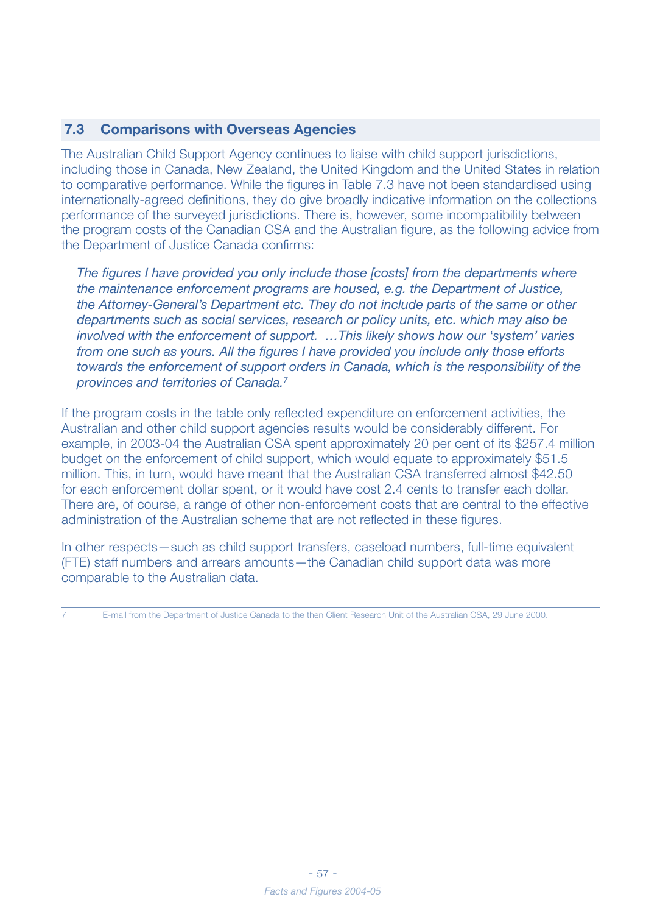## 7.3 Comparisons with Overseas Agencies

The Australian Child Support Agency continues to liaise with child support jurisdictions, including those in Canada, New Zealand, the United Kingdom and the United States in relation to comparative performance. While the figures in Table 7.3 have not been standardised using internationally-agreed definitions, they do give broadly indicative information on the collections performance of the surveyed jurisdictions. There is, however, some incompatibility between the program costs of the Canadian CSA and the Australian figure, as the following advice from the Department of Justice Canada confirms:

> *The figures I have provided you only include those [costs] from the departments where the maintenance enforcement programs are housed, e.g. the Department of Justice, the Attorney-General's Department etc. They do not include parts of the same or other departments such as social services, research or policy units, etc. which may also be involved with the enforcement of support. …This likely shows how our 'system' varies from one such as yours. All the figures I have provided you include only those efforts towards the enforcement of support orders in Canada, which is the responsibility of the provinces and territories of Canada.*[7]

If the program costs in the table only reflected expenditure on enforcement activities, the Australian and other child support agencies results would be considerably different. For example, in 2003-04 the Australian CSA spent approximately 20 per cent of its $257.4 million budget on the enforcement of child support, which would equate to approximately $51.5 million. This, in turn, would have meant that the Australian CSA transferred almost $42.50 for each enforcement dollar spent, or it would have cost 2.4 cents to transfer each dollar. There are, of course, a range of other non-enforcement costs that are central to the effective administration of the Australian scheme that are not reflected in these figures.

In other respects—such as child support transfers, caseload numbers, full-time equivalent (FTE) staff numbers and arrears amounts—the Canadian child support data was more comparable to the Australian data.

---

7 E-mail from the Department of Justice Canada to the then Client Research Unit of the Australian CSA, 29 June 2000.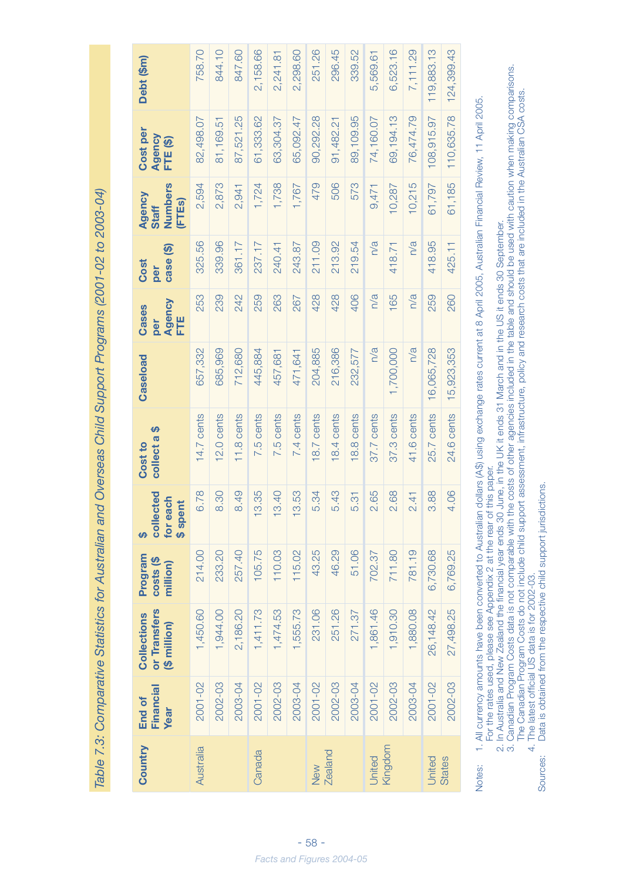*Table 7.3: Comparative Statistics for Australian and Overseas Child Support Programs (2001-02 to 2003-04)*

| Country | End of Financial Year | Collections or Transfers ($ million) | Program costs ($ million) | $ collected for each $ spent | Cost to collect a $ | Caseload | Cases per Agency FTE | Cost per case ($) | Agency Staff Numbers (FTEs) | Cost per Agency FTE ($) | Debt ($m) |
|---|---|---|---|---|---|---|---|---|---|---|---|
| Australia | 2001-02 | 1,450.60 | 214.00 | 6.78 | 14.7 cents | 657,332 | 253 | 325.56 | 2,594 | 82,498.07 | 758.70 |
| | 2002-03 | 1,944.00 | 233.20 | 8.30 | 12.0 cents | 685,969 | 239 | 339.96 | 2,873 | 81,169.51 | 844.10 |
| | 2003-04 | 2,186.20 | 257.40 | 8.49 | 11.8 cents | 712,680 | 242 | 361.17 | 2,941 | 87,521.25 | 847.60 |
| Canada | 2001-02 | 1,411.73 | 105.75 | 13.35 | 7.5 cents | 445,884 | 259 | 237.17 | 1,724 | 61,333.62 | 2,158.66 |
| | 2002-03 | 1,474.53 | 110.03 | 13.40 | 7.5 cents | 457,681 | 263 | 240.41 | 1,738 | 63,304.37 | 2,241.81 |
| | 2003-04 | 1,555.73 | 115.02 | 13.53 | 7.4 cents | 471,641 | 267 | 243.87 | 1,767 | 65,092.47 | 2,298.60 |
| New Zealand | 2001-02 | 231.06 | 43.25 | 5.34 | 18.7 cents | 204,885 | 428 | 211.09 | 479 | 90,292.28 | 251.26 |
| | 2002-03 | 251.26 | 46.29 | 5.43 | 18.4 cents | 216,386 | 428 | 213.92 | 506 | 91,482.21 | 296.45 |
| | 2003-04 | 271.37 | 51.06 | 5.31 | 18.8 cents | 232,577 | 406 | 219.54 | 573 | 89,109.95 | 339.52 |
| United Kingdom | 2001-02 | 1,861.46 | 702.37 | 2.65 | 37.7 cents | n/a | n/a | n/a | 9,471 | 74,160.07 | 5,569.61 |
| | 2002-03 | 1,910.30 | 711.80 | 2.68 | 37.3 cents | 1,700,000 | 165 | 418.71 | 10,287 | 69,194.13 | 6,523.16 |
| | 2003-04 | 1,880.08 | 781.19 | 2.41 | 41.6 cents | n/a | n/a | n/a | 10,215 | 76,474.79 | 7,111.29 |
| United States | 2001-02 | 26,148.42 | 6,730.68 | 3.88 | 25.7 cents | 16,065,728 | 259 | 418.95 | 61,797 | 108,915.97 | 119,883.13 |
| | 2002-03 | 27,498.25 | 6,769.25 | 4.06 | 24.6 cents | 15,923,353 | 260 | 425.11 | 61,185 | 110,635.78 | 124,399.43 |

Notes:
1. All currency amounts have been converted to Australian dollars (A$) using exchange rates current at 8 April 2005, Australian Financial Review, 11 April 2005. For the rates used, please see Appendix 2 at the rear of this paper.
2. In Australia and New Zealand the financial year ends 30 June, in the UK it ends 31 March and in the US it ends 30 September.
3. Canadian Program Costs data is not comparable with the costs of other agencies included in the table and should be used with caution when making comparisons. The Canadian Program Costs do not include child support assessment, infrastructure, policy and research costs that are included in the Australian CSA costs.
4. The latest official US data is for 2002-03.

Sources: Data is obtained from the respective child support jurisdictions.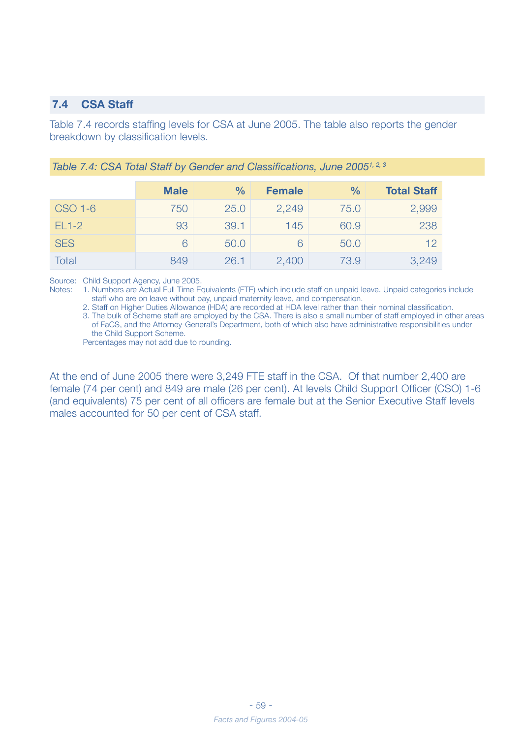## 7.4 CSA Staff

Table 7.4 records staffing levels for CSA at June 2005. The table also reports the gender breakdown by classification levels.

*Table 7.4: CSA Total Staff by Gender and Classifications, June 2005*[1, 2, 3]

| | Male | % | Female | % | Total Staff |
|---|---|---|---|---|---|
| CSO 1-6 | 750 | 25.0 | 2,249 | 75.0 | 2,999 |
| EL1-2 | 93 | 39.1 | 145 | 60.9 | 238 |
| SES | 6 | 50.0 | 6 | 50.0 | 12 |
| Total | 849 | 26.1 | 2,400 | 73.9 | 3,249 |

Source: Child Support Agency, June 2005.

Notes:
1. Numbers are Actual Full Time Equivalents (FTE) which include staff on unpaid leave. Unpaid categories include staff who are on leave without pay, unpaid maternity leave, and compensation.
2. Staff on Higher Duties Allowance (HDA) are recorded at HDA level rather than their nominal classification.
3. The bulk of Scheme staff are employed by the CSA. There is also a small number of staff employed in other areas of FaCS, and the Attorney-General's Department, both of which also have administrative responsibilities under the Child Support Scheme.

Percentages may not add due to rounding.

At the end of June 2005 there were 3,249 FTE staff in the CSA. Of that number 2,400 are female (74 per cent) and 849 are male (26 per cent). At levels Child Support Officer (CSO) 1-6 (and equivalents) 75 per cent of all officers are female but at the Senior Executive Staff levels males accounted for 50 per cent of CSA staff.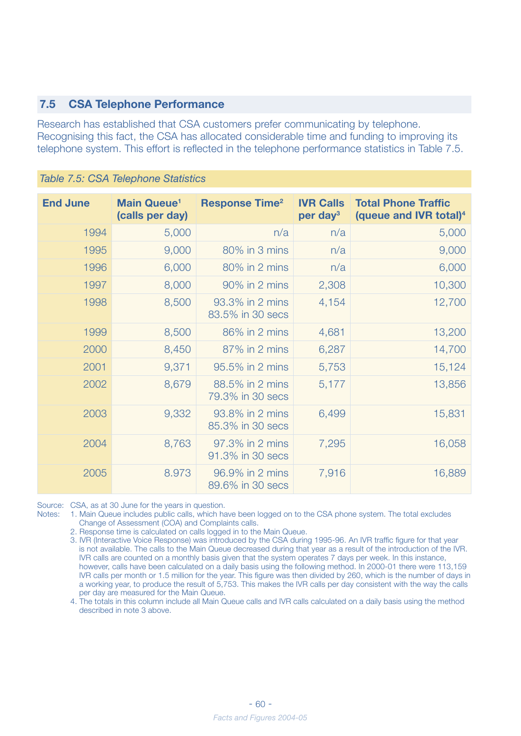## 7.5 CSA Telephone Performance

Research has established that CSA customers prefer communicating by telephone. Recognising this fact, the CSA has allocated considerable time and funding to improving its telephone system. This effort is reflected in the telephone performance statistics in Table 7.5.

*Table 7.5: CSA Telephone Statistics*

| End June | Main Queue[1] (calls per day) | Response Time[2] | IVR Calls per day[3] | Total Phone Traffic (queue and IVR total)[4] |
|---|---|---|---|---|
| 1994 | 5,000 | n/a | n/a | 5,000 |
| 1995 | 9,000 | 80% in 3 mins | n/a | 9,000 |
| 1996 | 6,000 | 80% in 2 mins | n/a | 6,000 |
| 1997 | 8,000 | 90% in 2 mins | 2,308 | 10,300 |
| 1998 | 8,500 | 93.3% in 2 mins<br>83.5% in 30 secs | 4,154 | 12,700 |
| 1999 | 8,500 | 86% in 2 mins | 4,681 | 13,200 |
| 2000 | 8,450 | 87% in 2 mins | 6,287 | 14,700 |
| 2001 | 9,371 | 95.5% in 2 mins | 5,753 | 15,124 |
| 2002 | 8,679 | 88.5% in 2 mins<br>79.3% in 30 secs | 5,177 | 13,856 |
| 2003 | 9,332 | 93.8% in 2 mins<br>85.3% in 30 secs | 6,499 | 15,831 |
| 2004 | 8,763 | 97.3% in 2 mins<br>91.3% in 30 secs | 7,295 | 16,058 |
| 2005 | 8.973 | 96.9% in 2 mins<br>89.6% in 30 secs | 7,916 | 16,889 |

Source: CSA, as at 30 June for the years in question.

Notes:

1. Main Queue includes public calls, which have been logged on to the CSA phone system. The total excludes Change of Assessment (COA) and Complaints calls.
2. Response time is calculated on calls logged in to the Main Queue.
3. IVR (Interactive Voice Response) was introduced by the CSA during 1995-96. An IVR traffic figure for that year is not available. The calls to the Main Queue decreased during that year as a result of the introduction of the IVR. IVR calls are counted on a monthly basis given that the system operates 7 days per week. In this instance, however, calls have been calculated on a daily basis using the following method. In 2000-01 there were 113,159 IVR calls per month or 1.5 million for the year. This figure was then divided by 260, which is the number of days in a working year, to produce the result of 5,753. This makes the IVR calls per day consistent with the way the calls per day are measured for the Main Queue.
4. The totals in this column include all Main Queue calls and IVR calls calculated on a daily basis using the method described in note 3 above.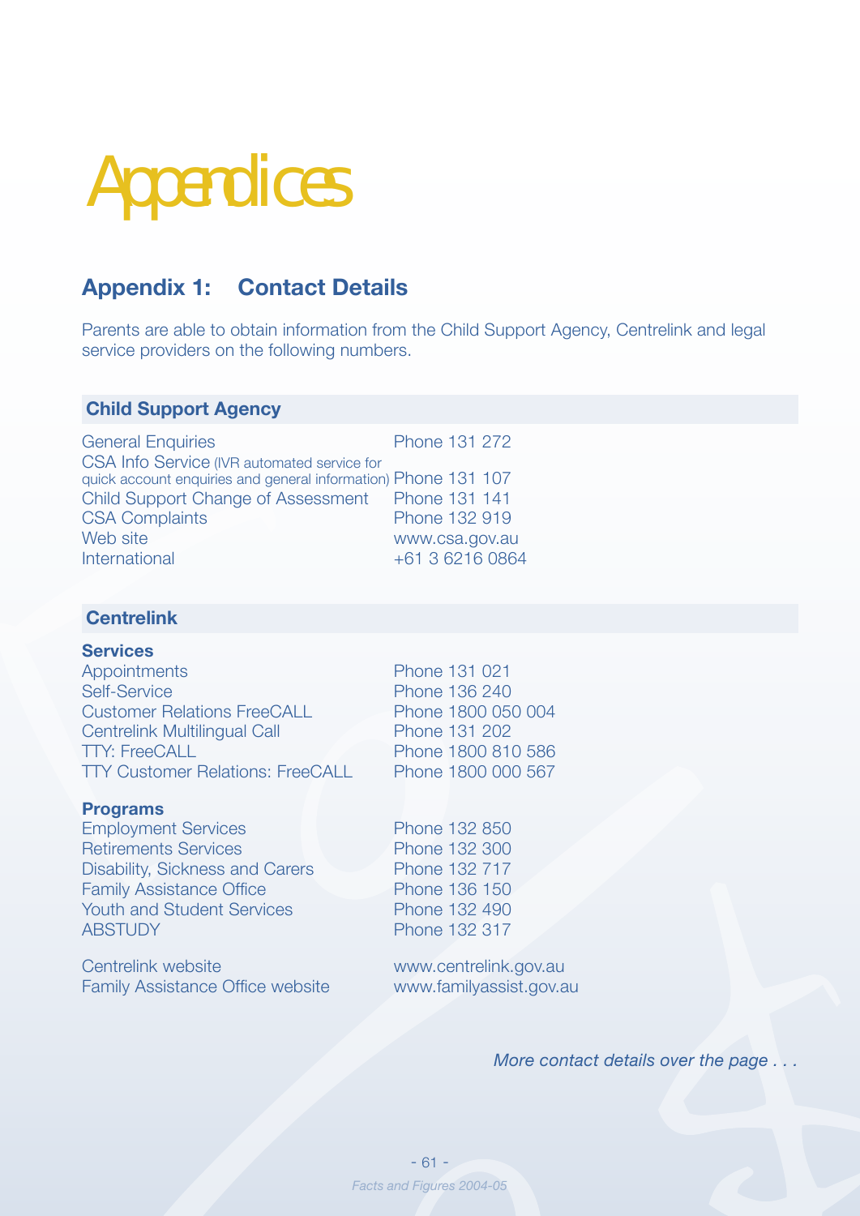# Appendices

## Appendix 1: Contact Details

Parents are able to obtain information from the Child Support Agency, Centrelink and legal service providers on the following numbers.

### Child Support Agency

| | |
|---|---|
| General Enquiries | Phone 131 272 |
| CSA Info Service (IVR automated service for quick account enquiries and general information) | Phone 131 107 |
| Child Support Change of Assessment | Phone 131 141 |
| CSA Complaints | Phone 132 919 |
| Web site | www.csa.gov.au |
| International | +61 3 6216 0864 |

### Centrelink

**Services**

| | |
|---|---|
| Appointments | Phone 131 021 |
| Self-Service | Phone 136 240 |
| Customer Relations FreeCALL | Phone 1800 050 004 |
| Centrelink Multilingual Call | Phone 131 202 |
| TTY: FreeCALL | Phone 1800 810 586 |
| TTY Customer Relations: FreeCALL | Phone 1800 000 567 |

**Programs**

| | |
|---|---|
| Employment Services | Phone 132 850 |
| Retirements Services | Phone 132 300 |
| Disability, Sickness and Carers | Phone 132 717 |
| Family Assistance Office | Phone 136 150 |
| Youth and Student Services | Phone 132 490 |
| ABSTUDY | Phone 132 317 |

| | |
|---|---|
| Centrelink website | www.centrelink.gov.au |
| Family Assistance Office website | www.familyassist.gov.au |

*More contact details over the page . . .*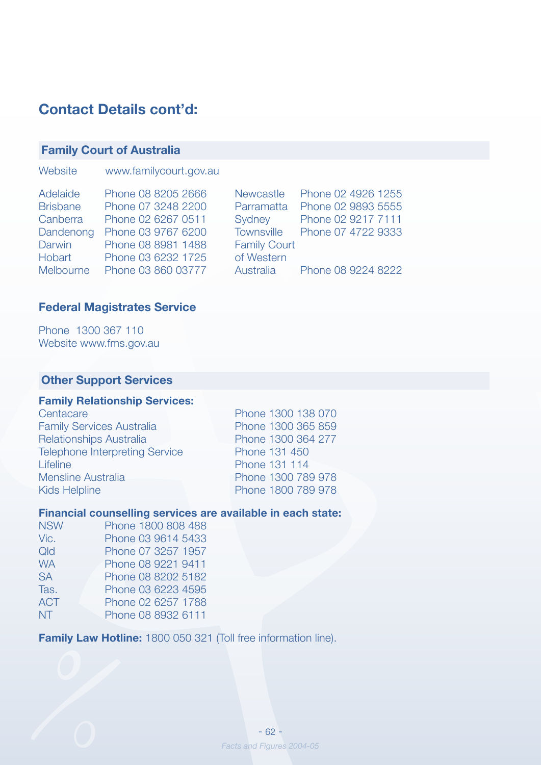## Contact Details cont'd:

### Family Court of Australia

Website www.familycourt.gov.au

| | |
|---|---|
| Adelaide | Phone 08 8205 2666 |
| Brisbane | Phone 07 3248 2200 |
| Canberra | Phone 02 6267 0511 |
| Dandenong | Phone 03 9767 6200 |
| Darwin | Phone 08 8981 1488 |
| Hobart | Phone 03 6232 1725 |
| Melbourne | Phone 03 860 03777 |
| Newcastle | Phone 02 4926 1255 |
| Parramatta | Phone 02 9893 5555 |
| Sydney | Phone 02 9217 7111 |
| Townsville | Phone 07 4722 9333 |
| Family Court of Western Australia | Phone 08 9224 8222 |

### Federal Magistrates Service

Phone 1300 367 110
Website www.fms.gov.au

### Other Support Services

**Family Relationship Services:**

| | |
|---|---|
| Centacare | Phone 1300 138 070 |
| Family Services Australia | Phone 1300 365 859 |
| Relationships Australia | Phone 1300 364 277 |
| Telephone Interpreting Service | Phone 131 450 |
| Lifeline | Phone 131 114 |
| Mensline Australia | Phone 1300 789 978 |
| Kids Helpline | Phone 1800 789 978 |

**Financial counselling services are available in each state:**

| | |
|---|---|
| NSW | Phone 1800 808 488 |
| Vic. | Phone 03 9614 5433 |
| Qld | Phone 07 3257 1957 |
| WA | Phone 08 9221 9411 |
| SA | Phone 08 8202 5182 |
| Tas. | Phone 03 6223 4595 |
| ACT | Phone 02 6257 1788 |
| NT | Phone 08 8932 6111 |

**Family Law Hotline:** 1800 050 321 (Toll free information line).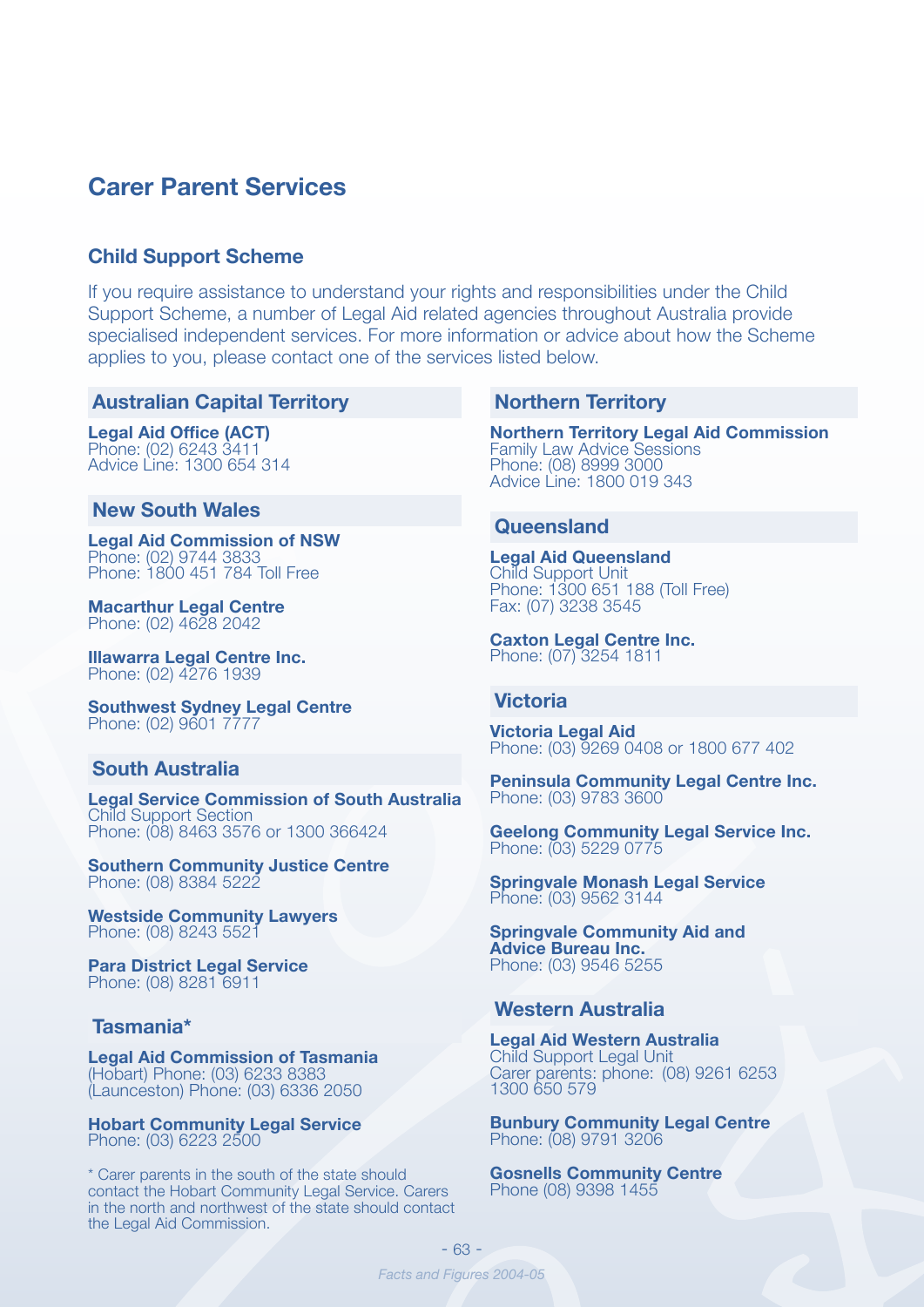# Carer Parent Services

## Child Support Scheme

If you require assistance to understand your rights and responsibilities under the Child Support Scheme, a number of Legal Aid related agencies throughout Australia provide specialised independent services. For more information or advice about how the Scheme applies to you, please contact one of the services listed below.

### Australian Capital Territory

**Legal Aid Office (ACT)**
Phone: (02) 6243 3411
Advice Line: 1300 654 314

### New South Wales

**Legal Aid Commission of NSW**
Phone: (02) 9744 3833
Phone: 1800 451 784 Toll Free

**Macarthur Legal Centre**
Phone: (02) 4628 2042

**Illawarra Legal Centre Inc.**
Phone: (02) 4276 1939

**Southwest Sydney Legal Centre**
Phone: (02) 9601 7777

### South Australia

**Legal Service Commission of South Australia**
Child Support Section
Phone: (08) 8463 3576 or 1300 366424

**Southern Community Justice Centre**
Phone: (08) 8384 5222

**Westside Community Lawyers**
Phone: (08) 8243 5521

**Para District Legal Service**
Phone: (08) 8281 6911

### Tasmania*

**Legal Aid Commission of Tasmania**
(Hobart) Phone: (03) 6233 8383
(Launceston) Phone: (03) 6336 2050

**Hobart Community Legal Service**
Phone: (03) 6223 2500

\* Carer parents in the south of the state should contact the Hobart Community Legal Service. Carers in the north and northwest of the state should contact the Legal Aid Commission.

### Northern Territory

**Northern Territory Legal Aid Commission**
Family Law Advice Sessions
Phone: (08) 8999 3000
Advice Line: 1800 019 343

### Queensland

**Legal Aid Queensland**
Child Support Unit
Phone: 1300 651 188 (Toll Free)
Fax: (07) 3238 3545

**Caxton Legal Centre Inc.**
Phone: (07) 3254 1811

### Victoria

**Victoria Legal Aid**
Phone: (03) 9269 0408 or 1800 677 402

**Peninsula Community Legal Centre Inc.**
Phone: (03) 9783 3600

**Geelong Community Legal Service Inc.**
Phone: (03) 5229 0775

**Springvale Monash Legal Service**
Phone: (03) 9562 3144

**Springvale Community Aid and Advice Bureau Inc.**
Phone: (03) 9546 5255

### Western Australia

**Legal Aid Western Australia**
Child Support Legal Unit
Carer parents: phone: (08) 9261 6253
1300 650 579

**Bunbury Community Legal Centre**
Phone: (08) 9791 3206

**Gosnells Community Centre**
Phone (08) 9398 1455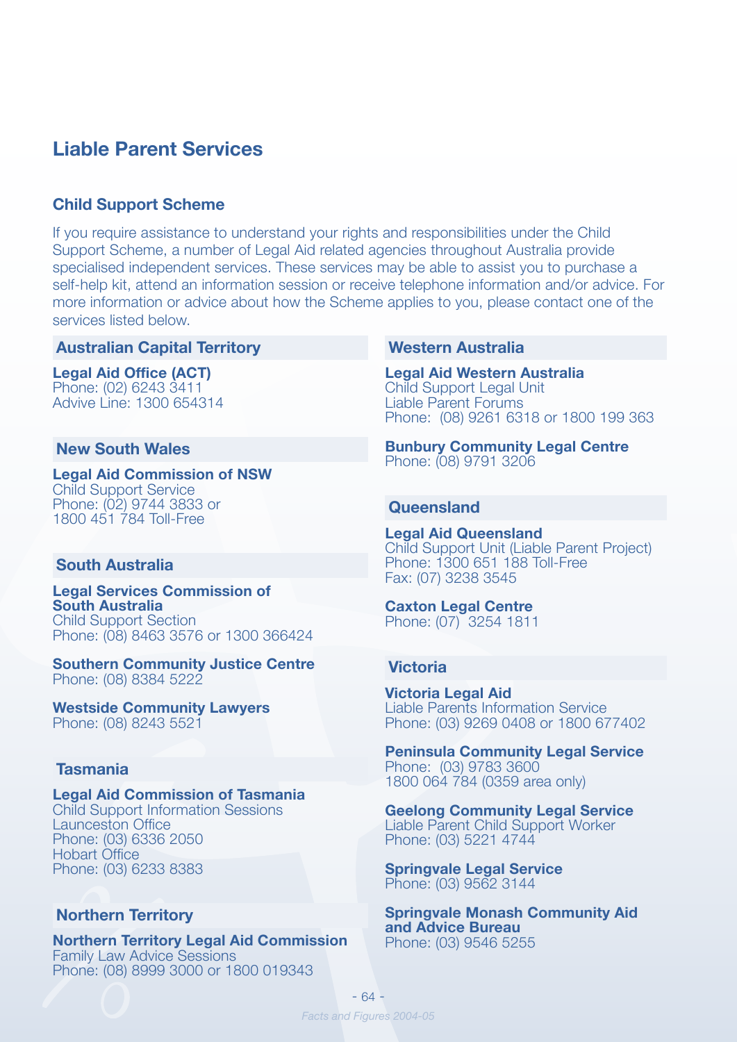# Liable Parent Services

## Child Support Scheme

If you require assistance to understand your rights and responsibilities under the Child Support Scheme, a number of Legal Aid related agencies throughout Australia provide specialised independent services. These services may be able to assist you to purchase a self-help kit, attend an information session or receive telephone information and/or advice. For more information or advice about how the Scheme applies to you, please contact one of the services listed below.

### Australian Capital Territory

**Legal Aid Office (ACT)**
Phone: (02) 6243 3411
Advive Line: 1300 654314

### New South Wales

**Legal Aid Commission of NSW**
Child Support Service
Phone: (02) 9744 3833 or
1800 451 784 Toll-Free

### South Australia

**Legal Services Commission of South Australia**
Child Support Section
Phone: (08) 8463 3576 or 1300 366424

**Southern Community Justice Centre**
Phone: (08) 8384 5222

**Westside Community Lawyers**
Phone: (08) 8243 5521

### Tasmania

**Legal Aid Commission of Tasmania**
Child Support Information Sessions
Launceston Office
Phone: (03) 6336 2050
Hobart Office
Phone: (03) 6233 8383

### Northern Territory

**Northern Territory Legal Aid Commission**
Family Law Advice Sessions
Phone: (08) 8999 3000 or 1800 019343

### Western Australia

**Legal Aid Western Australia**
Child Support Legal Unit
Liable Parent Forums
Phone: (08) 9261 6318 or 1800 199 363

**Bunbury Community Legal Centre**
Phone: (08) 9791 3206

### Queensland

**Legal Aid Queensland**
Child Support Unit (Liable Parent Project)
Phone: 1300 651 188 Toll-Free
Fax: (07) 3238 3545

**Caxton Legal Centre**
Phone: (07) 3254 1811

### Victoria

**Victoria Legal Aid**
Liable Parents Information Service
Phone: (03) 9269 0408 or 1800 677402

**Peninsula Community Legal Service**
Phone: (03) 9783 3600
1800 064 784 (0359 area only)

**Geelong Community Legal Service**
Liable Parent Child Support Worker
Phone: (03) 5221 4744

**Springvale Legal Service**
Phone: (03) 9562 3144

**Springvale Monash Community Aid and Advice Bureau**
Phone: (03) 9546 5255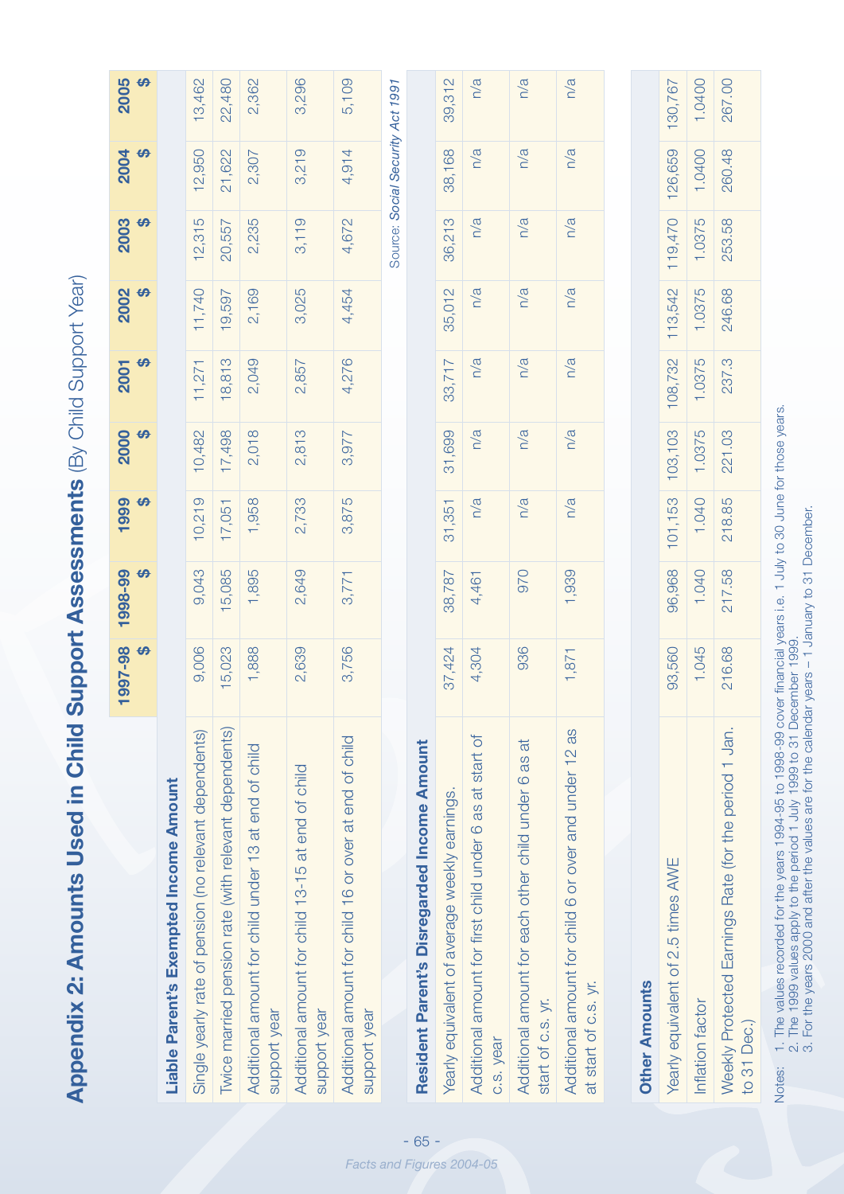# Appendix 2: Amounts Used in Child Support Assessments (By Child Support Year)

| | 1997-98 $ | 1998-99 $ | 1999 $ | 2000 $ | 2001 $ | 2002 $ | 2003 $ | 2004 $ | 2005 $ |
|---|---|---|---|---|---|---|---|---|---|
| **Liable Parent's Exempted Income Amount** | | | | | | | | | |
| Single yearly rate of pension (no relevant dependents) | 9,006 | 9,043 | 10,219 | 10,482 | 11,271 | 11,740 | 12,315 | 12,950 | 13,462 |
| Twice married pension rate (with relevant dependents) | 15,023 | 15,085 | 17,051 | 17,498 | 18,813 | 19,597 | 20,557 | 21,622 | 22,480 |
| Additional amount for child under 13 at end of child support year | 1,888 | 1,895 | 1,958 | 2,018 | 2,049 | 2,169 | 2,235 | 2,307 | 2,362 |
| Additional amount for child 13-15 at end of child support year | 2,639 | 2,649 | 2,733 | 2,813 | 2,857 | 3,025 | 3,119 | 3,219 | 3,296 |
| Additional amount for child 16 or over at end of child support year | 3,756 | 3,771 | 3,875 | 3,977 | 4,276 | 4,454 | 4,672 | 4,914 | 5,109 |

Source: *Social Security Act 1991*

| | 1997-98 $ | 1998-99 $ | 1999 $ | 2000 $ | 2001 $ | 2002 $ | 2003 $ | 2004 $ | 2005 $ |
|---|---|---|---|---|---|---|---|---|---|
| **Resident Parent's Disregarded Income Amount** | | | | | | | | | |
| Yearly equivalent of average weekly earnings. | 37,424 | 38,787 | 31,351 | 31,699 | 33,717 | 35,012 | 36,213 | 38,168 | 39,312 |
| Additional amount for first child under 6 as at start of c.s. year | 4,304 | 4,461 | n/a | n/a | n/a | n/a | n/a | n/a | n/a |
| Additional amount for each other child under 6 as at start of c.s. yr. | 936 | 970 | n/a | n/a | n/a | n/a | n/a | n/a | n/a |
| Additional amount for child 6 or over and under 12 as at start of c.s. yr. | 1,871 | 1,939 | n/a | n/a | n/a | n/a | n/a | n/a | n/a |

| | 1997-98 $ | 1998-99 $ | 1999 $ | 2000 $ | 2001 $ | 2002 $ | 2003 $ | 2004 $ | 2005 $ |
|---|---|---|---|---|---|---|---|---|---|
| **Other Amounts** | | | | | | | | | |
| Yearly equivalent of 2.5 times AWE | 93,560 | 96,968 | 101,153 | 103,103 | 108,732 | 113,542 | 119,470 | 126,659 | 130,767 |
| Inflation factor | 1.045 | 1.040 | 1.040 | 1.0375 | 1.0375 | 1.0375 | 1.0375 | 1.0400 | 1.0400 |
| Weekly Protected Earnings Rate (for the period 1 Jan. to 31 Dec.) | 216.68 | 217.58 | 218.85 | 221.03 | 237.3 | 246.68 | 253.58 | 260.48 | 267.00 |

Notes:
1. The values recorded for the years 1994-95 to 1998-99 cover financial years i.e. 1 July to 30 June for those years.
2. The 1999 values apply to the period 1 July 1999 to 31 December 1999.
3. For the years 2000 and after the values are for the calendar years – 1 January to 31 December.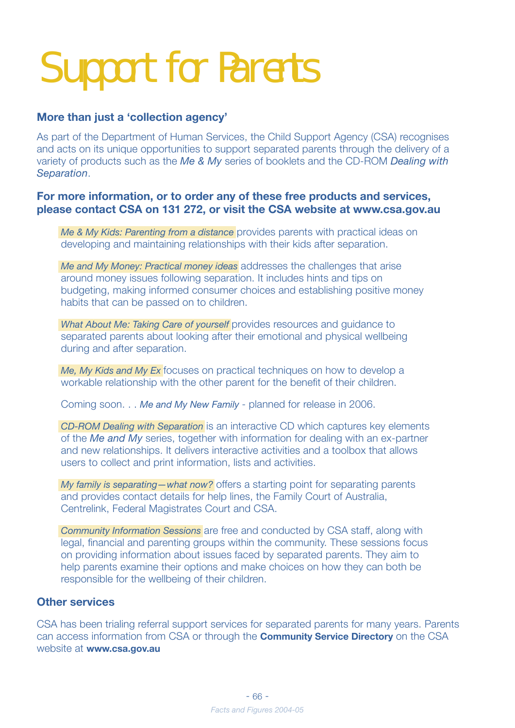# Support for Parents

### More than just a 'collection agency'

As part of the Department of Human Services, the Child Support Agency (CSA) recognises and acts on its unique opportunities to support separated parents through the delivery of a variety of products such as the *Me & My* series of booklets and the CD-ROM *Dealing with Separation*.

### For more information, or to order any of these free products and services, please contact CSA on 131 272, or visit the CSA website at www.csa.gov.au

*Me & My Kids: Parenting from a distance* provides parents with practical ideas on developing and maintaining relationships with their kids after separation.

*Me and My Money: Practical money ideas* addresses the challenges that arise around money issues following separation. It includes hints and tips on budgeting, making informed consumer choices and establishing positive money habits that can be passed on to children.

*What About Me: Taking Care of yourself* provides resources and guidance to separated parents about looking after their emotional and physical wellbeing during and after separation.

*Me, My Kids and My Ex* focuses on practical techniques on how to develop a workable relationship with the other parent for the benefit of their children.

Coming soon. . . *Me and My New Family* - planned for release in 2006.

*CD-ROM Dealing with Separation* is an interactive CD which captures key elements of the *Me and My* series, together with information for dealing with an ex-partner and new relationships. It delivers interactive activities and a toolbox that allows users to collect and print information, lists and activities.

*My family is separating—what now?* offers a starting point for separating parents and provides contact details for help lines, the Family Court of Australia, Centrelink, Federal Magistrates Court and CSA.

*Community Information Sessions* are free and conducted by CSA staff, along with legal, financial and parenting groups within the community. These sessions focus on providing information about issues faced by separated parents. They aim to help parents examine their options and make choices on how they can both be responsible for the wellbeing of their children.

### Other services

CSA has been trialing referral support services for separated parents for many years. Parents can access information from CSA or through the **Community Service Directory** on the CSA website at **www.csa.gov.au**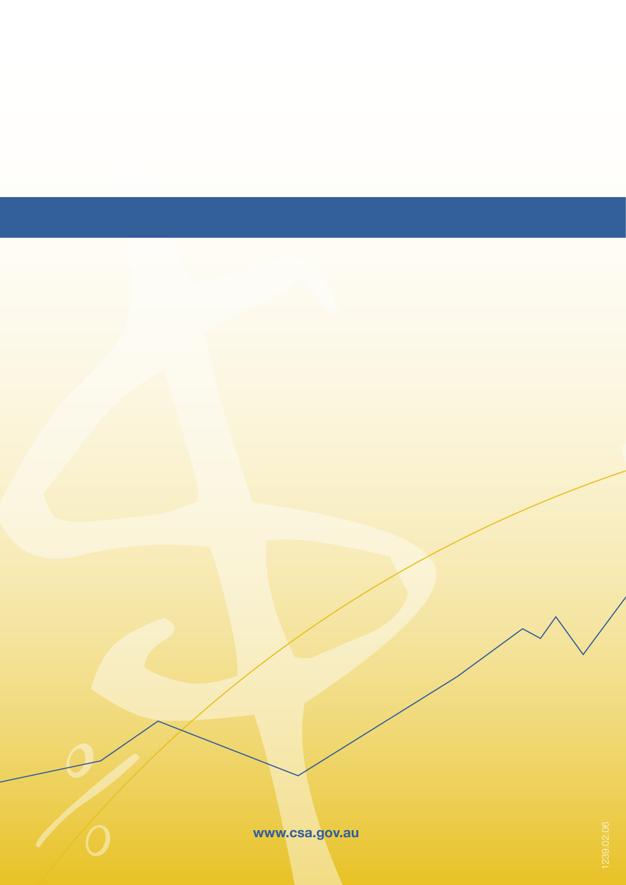www.csa.gov.au

1239.02.06